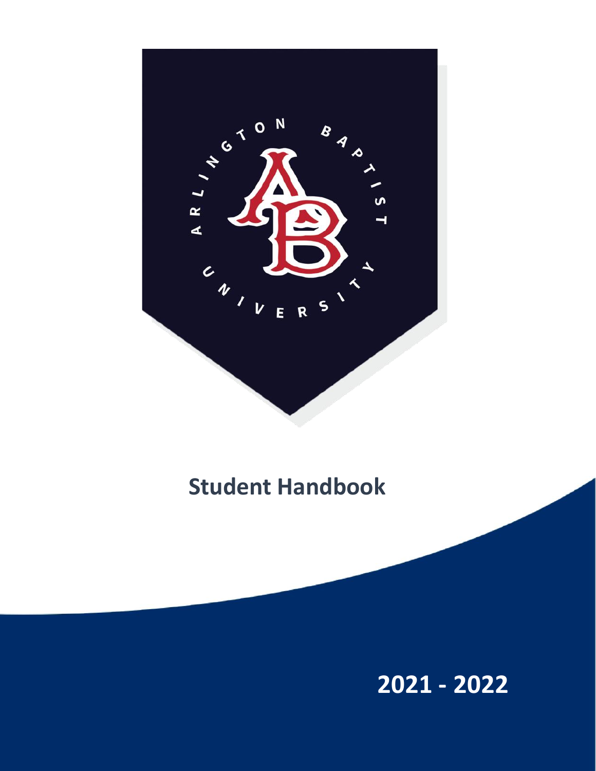ARLINGTON BAPTIST UNIVERSITY

# Student Handbook

2021 - 2022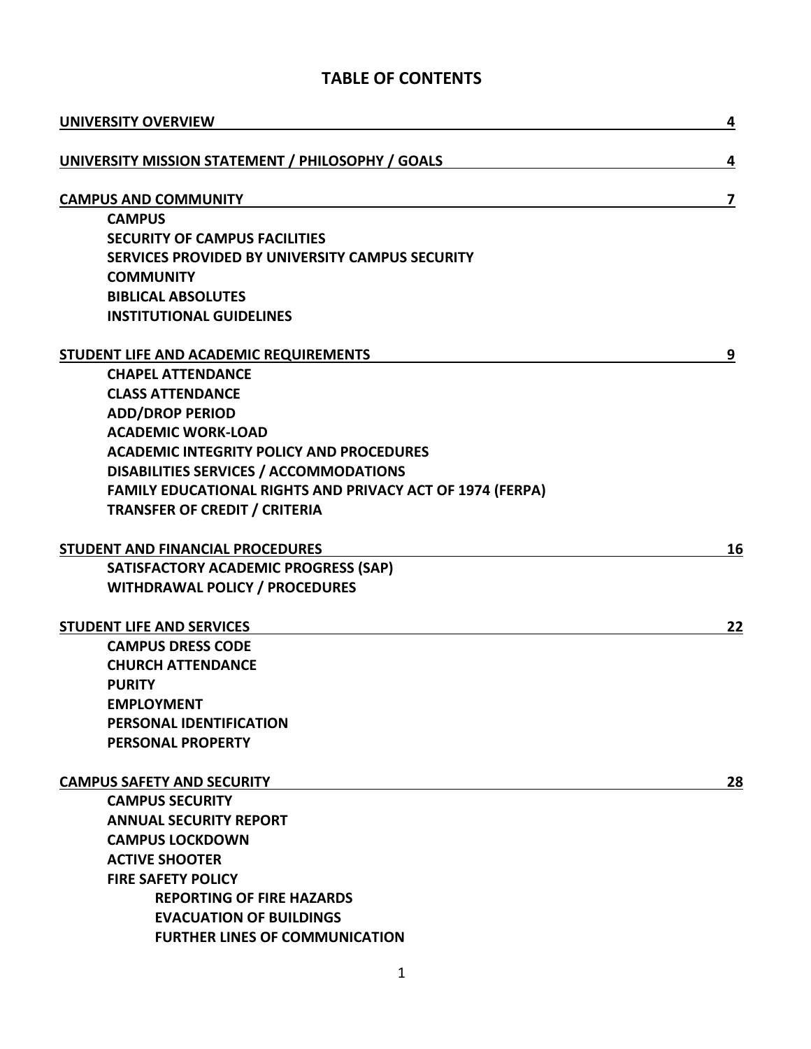# TABLE OF CONTENTS

**UNIVERSITY OVERVIEW** **4**

**UNIVERSITY MISSION STATEMENT / PHILOSOPHY / GOALS** **4**

**CAMPUS AND COMMUNITY** **7**

- **CAMPUS**
- **SECURITY OF CAMPUS FACILITIES**
- **SERVICES PROVIDED BY UNIVERSITY CAMPUS SECURITY**
- **COMMUNITY**
- **BIBLICAL ABSOLUTES**
- **INSTITUTIONAL GUIDELINES**

**STUDENT LIFE AND ACADEMIC REQUIREMENTS** **9**

- **CHAPEL ATTENDANCE**
- **CLASS ATTENDANCE**
- **ADD/DROP PERIOD**
- **ACADEMIC WORK-LOAD**
- **ACADEMIC INTEGRITY POLICY AND PROCEDURES**
- **DISABILITIES SERVICES / ACCOMMODATIONS**
- **FAMILY EDUCATIONAL RIGHTS AND PRIVACY ACT OF 1974 (FERPA)**
- **TRANSFER OF CREDIT / CRITERIA**

**STUDENT AND FINANCIAL PROCEDURES** **16**

- **SATISFACTORY ACADEMIC PROGRESS (SAP)**
- **WITHDRAWAL POLICY / PROCEDURES**

**STUDENT LIFE AND SERVICES** **22**

- **CAMPUS DRESS CODE**
- **CHURCH ATTENDANCE**
- **PURITY**
- **EMPLOYMENT**
- **PERSONAL IDENTIFICATION**
- **PERSONAL PROPERTY**

**CAMPUS SAFETY AND SECURITY** **28**

- **CAMPUS SECURITY**
- **ANNUAL SECURITY REPORT**
- **CAMPUS LOCKDOWN**
- **ACTIVE SHOOTER**
- **FIRE SAFETY POLICY**
  - **REPORTING OF FIRE HAZARDS**
  - **EVACUATION OF BUILDINGS**
  - **FURTHER LINES OF COMMUNICATION**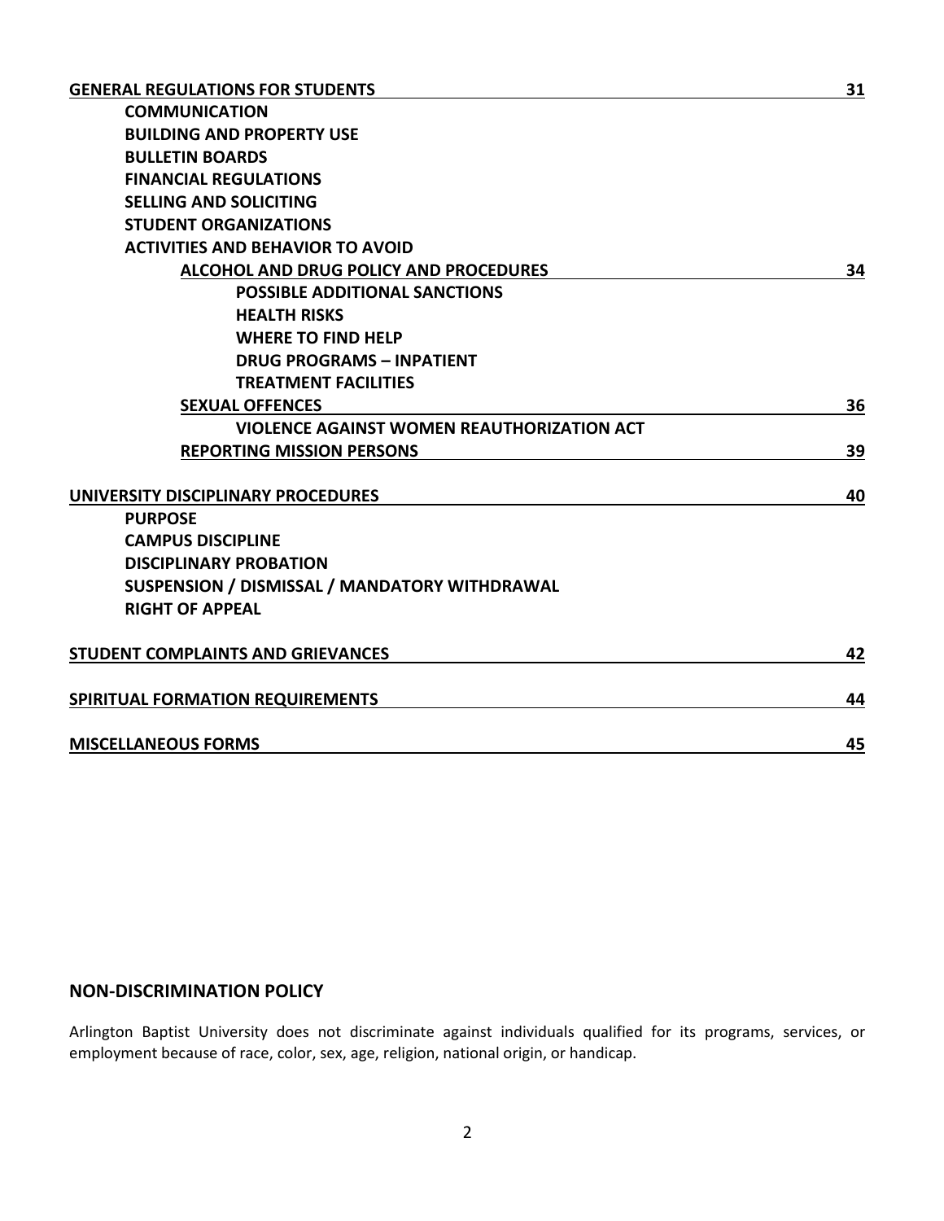| | |
|---|---|
| **GENERAL REGULATIONS FOR STUDENTS** | **31** |
| **COMMUNICATION** | |
| **BUILDING AND PROPERTY USE** | |
| **BULLETIN BOARDS** | |
| **FINANCIAL REGULATIONS** | |
| **SELLING AND SOLICITING** | |
| **STUDENT ORGANIZATIONS** | |
| **ACTIVITIES AND BEHAVIOR TO AVOID** | |
| **ALCOHOL AND DRUG POLICY AND PROCEDURES** | **34** |
| **POSSIBLE ADDITIONAL SANCTIONS** | |
| **HEALTH RISKS** | |
| **WHERE TO FIND HELP** | |
| **DRUG PROGRAMS – INPATIENT** | |
| **TREATMENT FACILITIES** | |
| **SEXUAL OFFENCES** | **36** |
| **VIOLENCE AGAINST WOMEN REAUTHORIZATION ACT** | |
| **REPORTING MISSION PERSONS** | **39** |
| **UNIVERSITY DISCIPLINARY PROCEDURES** | **40** |
| **PURPOSE** | |
| **CAMPUS DISCIPLINE** | |
| **DISCIPLINARY PROBATION** | |
| **SUSPENSION / DISMISSAL / MANDATORY WITHDRAWAL** | |
| **RIGHT OF APPEAL** | |
| **STUDENT COMPLAINTS AND GRIEVANCES** | **42** |
| **SPIRITUAL FORMATION REQUIREMENTS** | **44** |
| **MISCELLANEOUS FORMS** | **45** |

## NON-DISCRIMINATION POLICY

Arlington Baptist University does not discriminate against individuals qualified for its programs, services, or employment because of race, color, sex, age, religion, national origin, or handicap.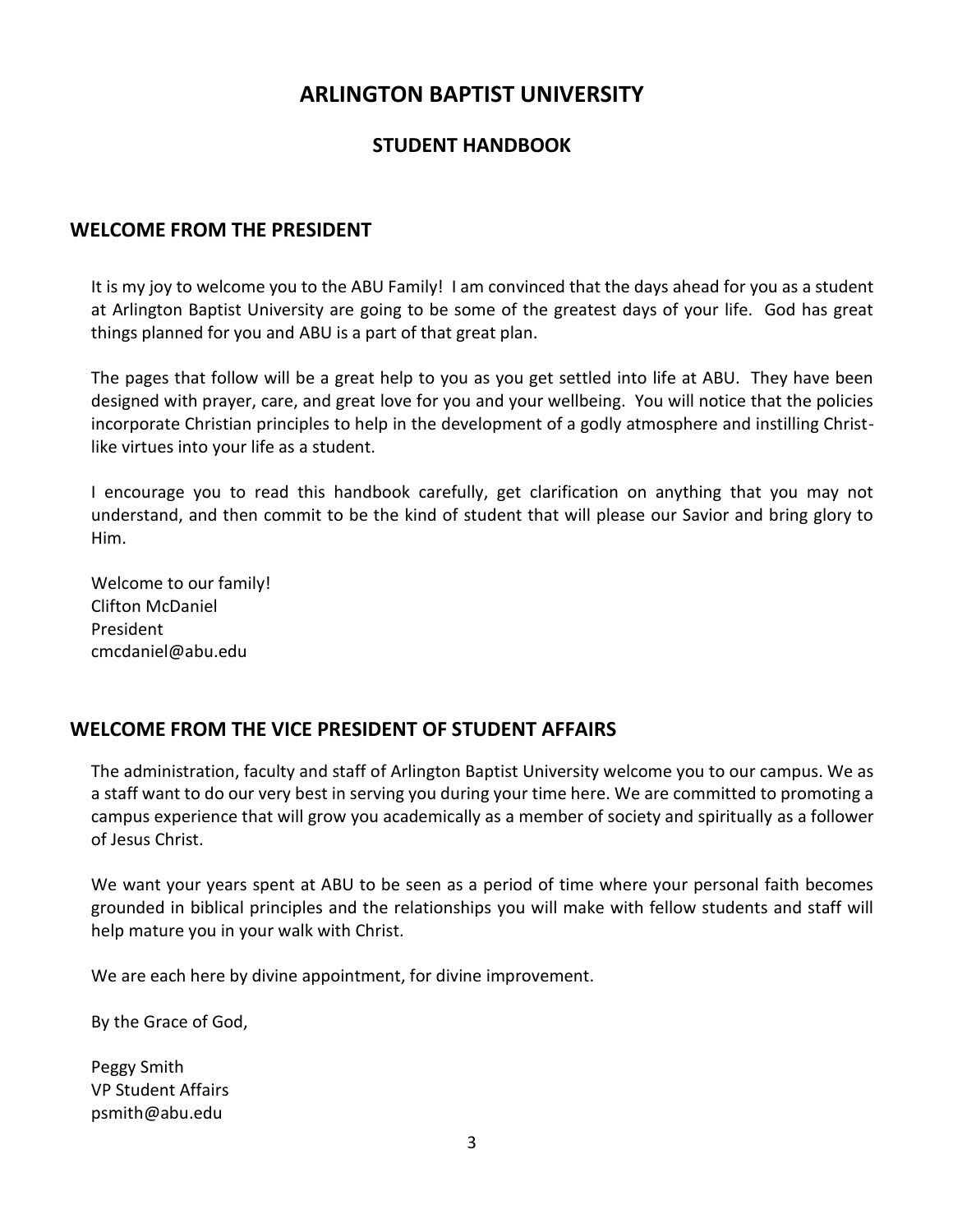# ARLINGTON BAPTIST UNIVERSITY

## STUDENT HANDBOOK

## WELCOME FROM THE PRESIDENT

It is my joy to welcome you to the ABU Family! I am convinced that the days ahead for you as a student at Arlington Baptist University are going to be some of the greatest days of your life. God has great things planned for you and ABU is a part of that great plan.

The pages that follow will be a great help to you as you get settled into life at ABU. They have been designed with prayer, care, and great love for you and your wellbeing. You will notice that the policies incorporate Christian principles to help in the development of a godly atmosphere and instilling Christ-like virtues into your life as a student.

I encourage you to read this handbook carefully, get clarification on anything that you may not understand, and then commit to be the kind of student that will please our Savior and bring glory to Him.

Welcome to our family!
Clifton McDaniel
President
cmcdaniel@abu.edu

## WELCOME FROM THE VICE PRESIDENT OF STUDENT AFFAIRS

The administration, faculty and staff of Arlington Baptist University welcome you to our campus. We as a staff want to do our very best in serving you during your time here. We are committed to promoting a campus experience that will grow you academically as a member of society and spiritually as a follower of Jesus Christ.

We want your years spent at ABU to be seen as a period of time where your personal faith becomes grounded in biblical principles and the relationships you will make with fellow students and staff will help mature you in your walk with Christ.

We are each here by divine appointment, for divine improvement.

By the Grace of God,

Peggy Smith
VP Student Affairs
psmith@abu.edu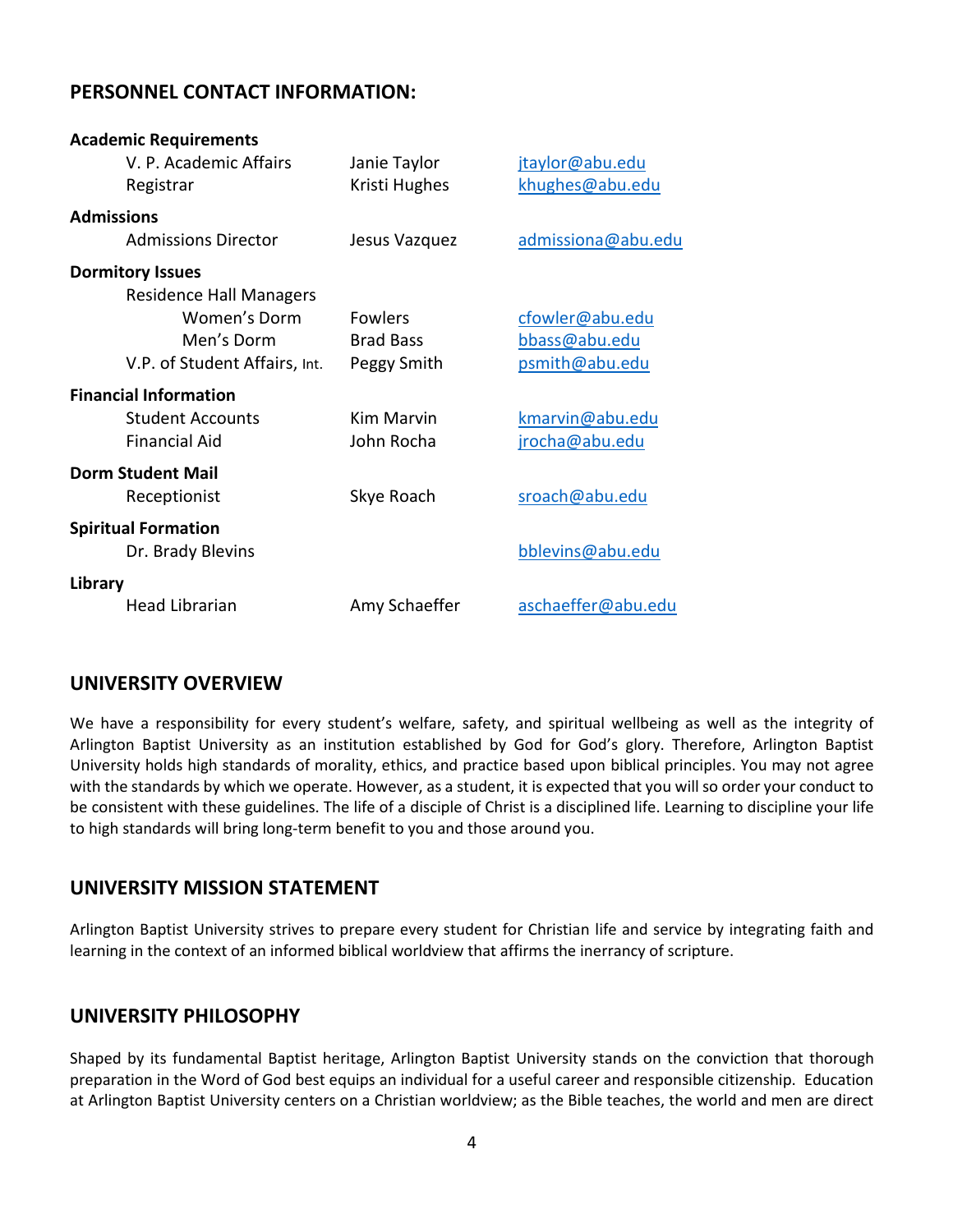## PERSONNEL CONTACT INFORMATION:

| | | |
|---|---|---|
| **Academic Requirements** | | |
| V. P. Academic Affairs | Janie Taylor | jtaylor@abu.edu |
| Registrar | Kristi Hughes | khughes@abu.edu |
| **Admissions** | | |
| Admissions Director | Jesus Vazquez | admissiona@abu.edu |
| **Dormitory Issues** | | |
| Residence Hall Managers | | |
| Women's Dorm | Fowlers | cfowler@abu.edu |
| Men's Dorm | Brad Bass | bbass@abu.edu |
| V.P. of Student Affairs, Int. | Peggy Smith | psmith@abu.edu |
| **Financial Information** | | |
| Student Accounts | Kim Marvin | kmarvin@abu.edu |
| Financial Aid | John Rocha | jrocha@abu.edu |
| **Dorm Student Mail** | | |
| Receptionist | Skye Roach | sroach@abu.edu |
| **Spiritual Formation** | | |
| Dr. Brady Blevins | | bblevins@abu.edu |
| **Library** | | |
| Head Librarian | Amy Schaeffer | aschaeffer@abu.edu |

## UNIVERSITY OVERVIEW

We have a responsibility for every student's welfare, safety, and spiritual wellbeing as well as the integrity of Arlington Baptist University as an institution established by God for God's glory. Therefore, Arlington Baptist University holds high standards of morality, ethics, and practice based upon biblical principles. You may not agree with the standards by which we operate. However, as a student, it is expected that you will so order your conduct to be consistent with these guidelines. The life of a disciple of Christ is a disciplined life. Learning to discipline your life to high standards will bring long-term benefit to you and those around you.

## UNIVERSITY MISSION STATEMENT

Arlington Baptist University strives to prepare every student for Christian life and service by integrating faith and learning in the context of an informed biblical worldview that affirms the inerrancy of scripture.

## UNIVERSITY PHILOSOPHY

Shaped by its fundamental Baptist heritage, Arlington Baptist University stands on the conviction that thorough preparation in the Word of God best equips an individual for a useful career and responsible citizenship. Education at Arlington Baptist University centers on a Christian worldview; as the Bible teaches, the world and men are direct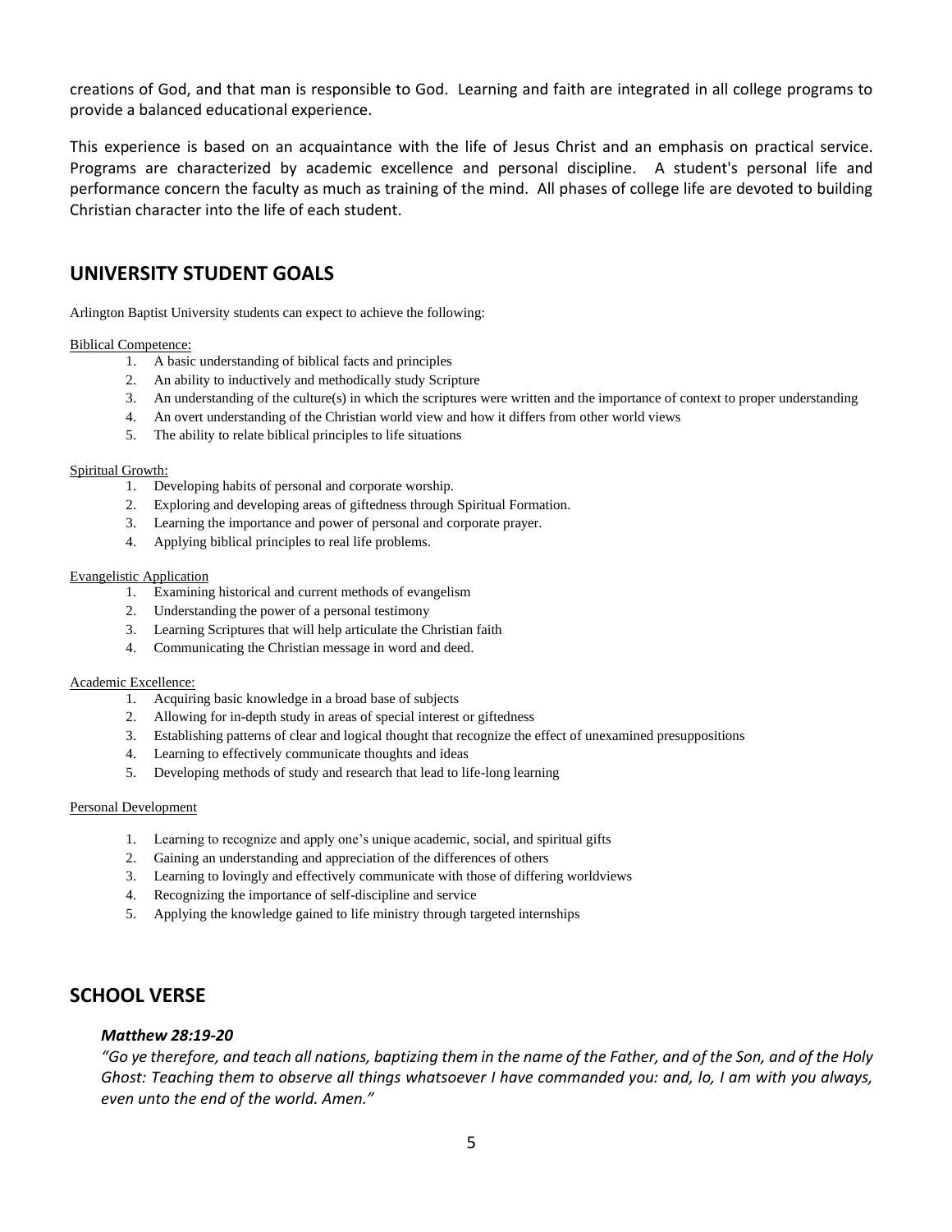creations of God, and that man is responsible to God. Learning and faith are integrated in all college programs to provide a balanced educational experience.

This experience is based on an acquaintance with the life of Jesus Christ and an emphasis on practical service. Programs are characterized by academic excellence and personal discipline. A student's personal life and performance concern the faculty as much as training of the mind. All phases of college life are devoted to building Christian character into the life of each student.

## UNIVERSITY STUDENT GOALS

Arlington Baptist University students can expect to achieve the following:

Biblical Competence:

1. A basic understanding of biblical facts and principles
2. An ability to inductively and methodically study Scripture
3. An understanding of the culture(s) in which the scriptures were written and the importance of context to proper understanding
4. An overt understanding of the Christian world view and how it differs from other world views
5. The ability to relate biblical principles to life situations

Spiritual Growth:

1. Developing habits of personal and corporate worship.
2. Exploring and developing areas of giftedness through Spiritual Formation.
3. Learning the importance and power of personal and corporate prayer.
4. Applying biblical principles to real life problems.

Evangelistic Application

1. Examining historical and current methods of evangelism
2. Understanding the power of a personal testimony
3. Learning Scriptures that will help articulate the Christian faith
4. Communicating the Christian message in word and deed.

Academic Excellence:

1. Acquiring basic knowledge in a broad base of subjects
2. Allowing for in-depth study in areas of special interest or giftedness
3. Establishing patterns of clear and logical thought that recognize the effect of unexamined presuppositions
4. Learning to effectively communicate thoughts and ideas
5. Developing methods of study and research that lead to life-long learning

Personal Development

1. Learning to recognize and apply one's unique academic, social, and spiritual gifts
2. Gaining an understanding and appreciation of the differences of others
3. Learning to lovingly and effectively communicate with those of differing worldviews
4. Recognizing the importance of self-discipline and service
5. Applying the knowledge gained to life ministry through targeted internships

## SCHOOL VERSE

***Matthew 28:19-20***

*"Go ye therefore, and teach all nations, baptizing them in the name of the Father, and of the Son, and of the Holy Ghost: Teaching them to observe all things whatsoever I have commanded you: and, lo, I am with you always, even unto the end of the world. Amen."*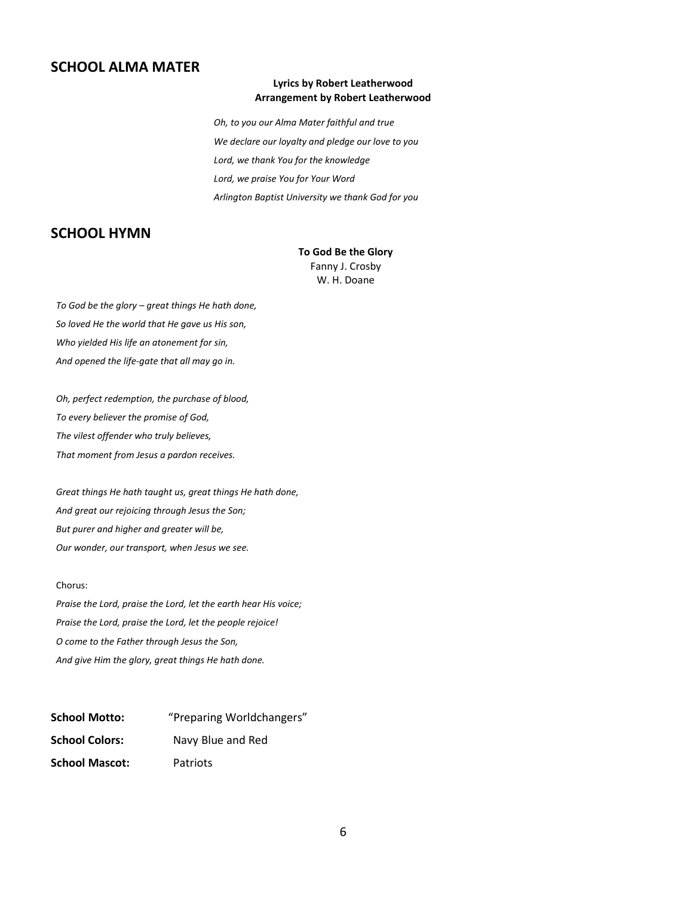## SCHOOL ALMA MATER

**Lyrics by Robert Leatherwood**
**Arrangement by Robert Leatherwood**

*Oh, to you our Alma Mater faithful and true*
*We declare our loyalty and pledge our love to you*
*Lord, we thank You for the knowledge*
*Lord, we praise You for Your Word*
*Arlington Baptist University we thank God for you*

## SCHOOL HYMN

**To God Be the Glory**
Fanny J. Crosby
W. H. Doane

*To God be the glory – great things He hath done,*
*So loved He the world that He gave us His son,*
*Who yielded His life an atonement for sin,*
*And opened the life-gate that all may go in.*

*Oh, perfect redemption, the purchase of blood,*
*To every believer the promise of God,*
*The vilest offender who truly believes,*
*That moment from Jesus a pardon receives.*

*Great things He hath taught us, great things He hath done,*
*And great our rejoicing through Jesus the Son;*
*But purer and higher and greater will be,*
*Our wonder, our transport, when Jesus we see.*

Chorus:
*Praise the Lord, praise the Lord, let the earth hear His voice;*
*Praise the Lord, praise the Lord, let the people rejoice!*
*O come to the Father through Jesus the Son,*
*And give Him the glory, great things He hath done.*

**School Motto:** "Preparing Worldchangers"
**School Colors:** Navy Blue and Red
**School Mascot:** Patriots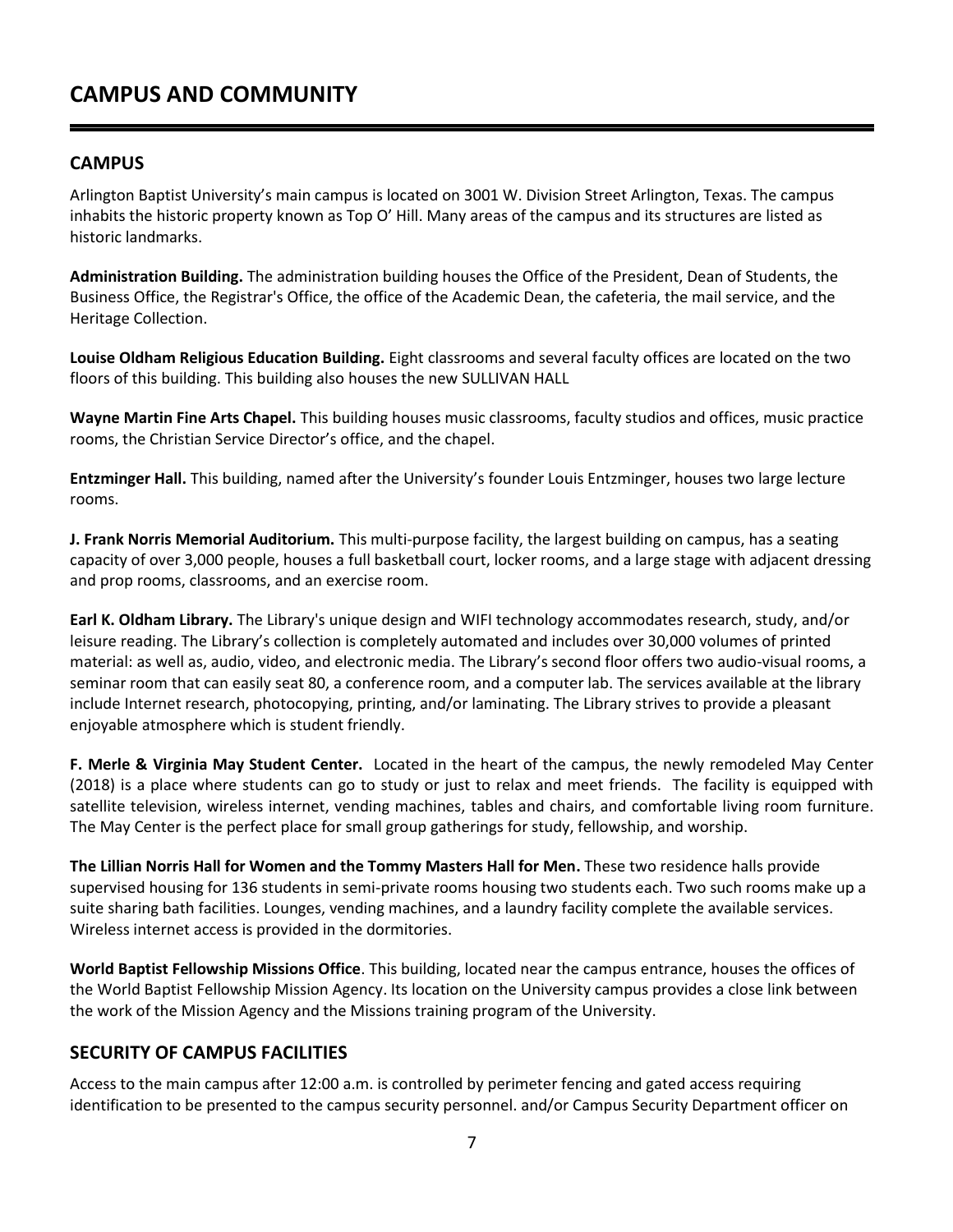# CAMPUS AND COMMUNITY

## CAMPUS

Arlington Baptist University's main campus is located on 3001 W. Division Street Arlington, Texas. The campus inhabits the historic property known as Top O' Hill. Many areas of the campus and its structures are listed as historic landmarks.

**Administration Building.** The administration building houses the Office of the President, Dean of Students, the Business Office, the Registrar's Office, the office of the Academic Dean, the cafeteria, the mail service, and the Heritage Collection.

**Louise Oldham Religious Education Building.** Eight classrooms and several faculty offices are located on the two floors of this building. This building also houses the new SULLIVAN HALL

**Wayne Martin Fine Arts Chapel.** This building houses music classrooms, faculty studios and offices, music practice rooms, the Christian Service Director's office, and the chapel.

**Entzminger Hall.** This building, named after the University's founder Louis Entzminger, houses two large lecture rooms.

**J. Frank Norris Memorial Auditorium.** This multi-purpose facility, the largest building on campus, has a seating capacity of over 3,000 people, houses a full basketball court, locker rooms, and a large stage with adjacent dressing and prop rooms, classrooms, and an exercise room.

**Earl K. Oldham Library.** The Library's unique design and WIFI technology accommodates research, study, and/or leisure reading. The Library's collection is completely automated and includes over 30,000 volumes of printed material: as well as, audio, video, and electronic media. The Library's second floor offers two audio-visual rooms, a seminar room that can easily seat 80, a conference room, and a computer lab. The services available at the library include Internet research, photocopying, printing, and/or laminating. The Library strives to provide a pleasant enjoyable atmosphere which is student friendly.

**F. Merle & Virginia May Student Center.** Located in the heart of the campus, the newly remodeled May Center (2018) is a place where students can go to study or just to relax and meet friends. The facility is equipped with satellite television, wireless internet, vending machines, tables and chairs, and comfortable living room furniture. The May Center is the perfect place for small group gatherings for study, fellowship, and worship.

**The Lillian Norris Hall for Women and the Tommy Masters Hall for Men.** These two residence halls provide supervised housing for 136 students in semi-private rooms housing two students each. Two such rooms make up a suite sharing bath facilities. Lounges, vending machines, and a laundry facility complete the available services. Wireless internet access is provided in the dormitories.

**World Baptist Fellowship Missions Office**. This building, located near the campus entrance, houses the offices of the World Baptist Fellowship Mission Agency. Its location on the University campus provides a close link between the work of the Mission Agency and the Missions training program of the University.

## SECURITY OF CAMPUS FACILITIES

Access to the main campus after 12:00 a.m. is controlled by perimeter fencing and gated access requiring identification to be presented to the campus security personnel. and/or Campus Security Department officer on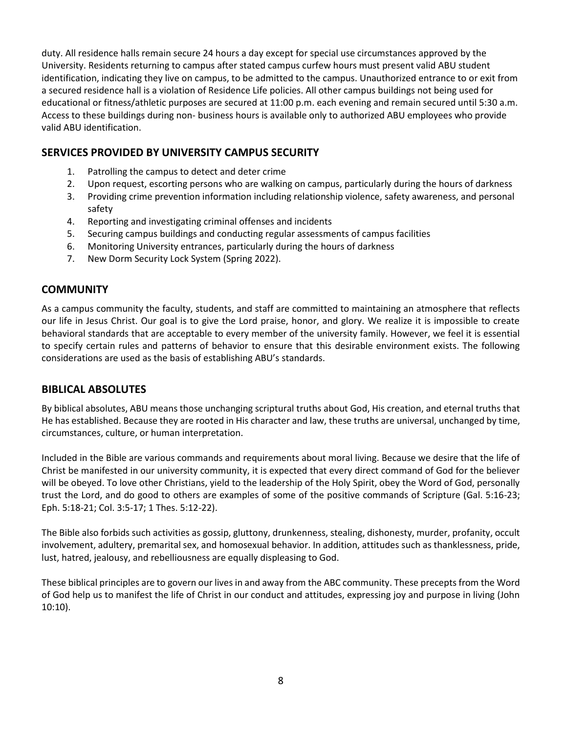duty. All residence halls remain secure 24 hours a day except for special use circumstances approved by the University. Residents returning to campus after stated campus curfew hours must present valid ABU student identification, indicating they live on campus, to be admitted to the campus. Unauthorized entrance to or exit from a secured residence hall is a violation of Residence Life policies. All other campus buildings not being used for educational or fitness/athletic purposes are secured at 11:00 p.m. each evening and remain secured until 5:30 a.m. Access to these buildings during non- business hours is available only to authorized ABU employees who provide valid ABU identification.

## SERVICES PROVIDED BY UNIVERSITY CAMPUS SECURITY

1. Patrolling the campus to detect and deter crime
2. Upon request, escorting persons who are walking on campus, particularly during the hours of darkness
3. Providing crime prevention information including relationship violence, safety awareness, and personal safety
4. Reporting and investigating criminal offenses and incidents
5. Securing campus buildings and conducting regular assessments of campus facilities
6. Monitoring University entrances, particularly during the hours of darkness
7. New Dorm Security Lock System (Spring 2022).

## COMMUNITY

As a campus community the faculty, students, and staff are committed to maintaining an atmosphere that reflects our life in Jesus Christ. Our goal is to give the Lord praise, honor, and glory. We realize it is impossible to create behavioral standards that are acceptable to every member of the university family. However, we feel it is essential to specify certain rules and patterns of behavior to ensure that this desirable environment exists. The following considerations are used as the basis of establishing ABU's standards.

## BIBLICAL ABSOLUTES

By biblical absolutes, ABU means those unchanging scriptural truths about God, His creation, and eternal truths that He has established. Because they are rooted in His character and law, these truths are universal, unchanged by time, circumstances, culture, or human interpretation.

Included in the Bible are various commands and requirements about moral living. Because we desire that the life of Christ be manifested in our university community, it is expected that every direct command of God for the believer will be obeyed. To love other Christians, yield to the leadership of the Holy Spirit, obey the Word of God, personally trust the Lord, and do good to others are examples of some of the positive commands of Scripture (Gal. 5:16-23; Eph. 5:18-21; Col. 3:5-17; 1 Thes. 5:12-22).

The Bible also forbids such activities as gossip, gluttony, drunkenness, stealing, dishonesty, murder, profanity, occult involvement, adultery, premarital sex, and homosexual behavior. In addition, attitudes such as thanklessness, pride, lust, hatred, jealousy, and rebelliousness are equally displeasing to God.

These biblical principles are to govern our lives in and away from the ABC community. These precepts from the Word of God help us to manifest the life of Christ in our conduct and attitudes, expressing joy and purpose in living (John 10:10).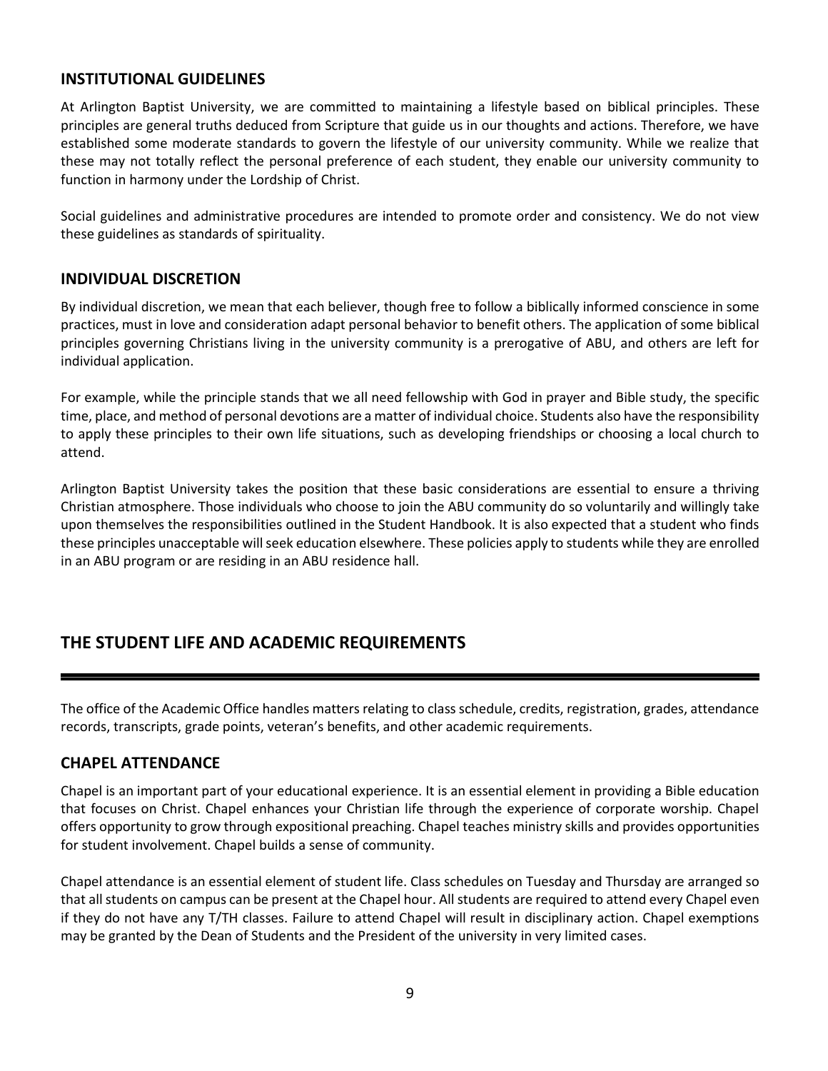## INSTITUTIONAL GUIDELINES

At Arlington Baptist University, we are committed to maintaining a lifestyle based on biblical principles. These principles are general truths deduced from Scripture that guide us in our thoughts and actions. Therefore, we have established some moderate standards to govern the lifestyle of our university community. While we realize that these may not totally reflect the personal preference of each student, they enable our university community to function in harmony under the Lordship of Christ.

Social guidelines and administrative procedures are intended to promote order and consistency. We do not view these guidelines as standards of spirituality.

## INDIVIDUAL DISCRETION

By individual discretion, we mean that each believer, though free to follow a biblically informed conscience in some practices, must in love and consideration adapt personal behavior to benefit others. The application of some biblical principles governing Christians living in the university community is a prerogative of ABU, and others are left for individual application.

For example, while the principle stands that we all need fellowship with God in prayer and Bible study, the specific time, place, and method of personal devotions are a matter of individual choice. Students also have the responsibility to apply these principles to their own life situations, such as developing friendships or choosing a local church to attend.

Arlington Baptist University takes the position that these basic considerations are essential to ensure a thriving Christian atmosphere. Those individuals who choose to join the ABU community do so voluntarily and willingly take upon themselves the responsibilities outlined in the Student Handbook. It is also expected that a student who finds these principles unacceptable will seek education elsewhere. These policies apply to students while they are enrolled in an ABU program or are residing in an ABU residence hall.

# THE STUDENT LIFE AND ACADEMIC REQUIREMENTS

The office of the Academic Office handles matters relating to class schedule, credits, registration, grades, attendance records, transcripts, grade points, veteran's benefits, and other academic requirements.

## CHAPEL ATTENDANCE

Chapel is an important part of your educational experience. It is an essential element in providing a Bible education that focuses on Christ. Chapel enhances your Christian life through the experience of corporate worship. Chapel offers opportunity to grow through expositional preaching. Chapel teaches ministry skills and provides opportunities for student involvement. Chapel builds a sense of community.

Chapel attendance is an essential element of student life. Class schedules on Tuesday and Thursday are arranged so that all students on campus can be present at the Chapel hour. All students are required to attend every Chapel even if they do not have any T/TH classes. Failure to attend Chapel will result in disciplinary action. Chapel exemptions may be granted by the Dean of Students and the President of the university in very limited cases.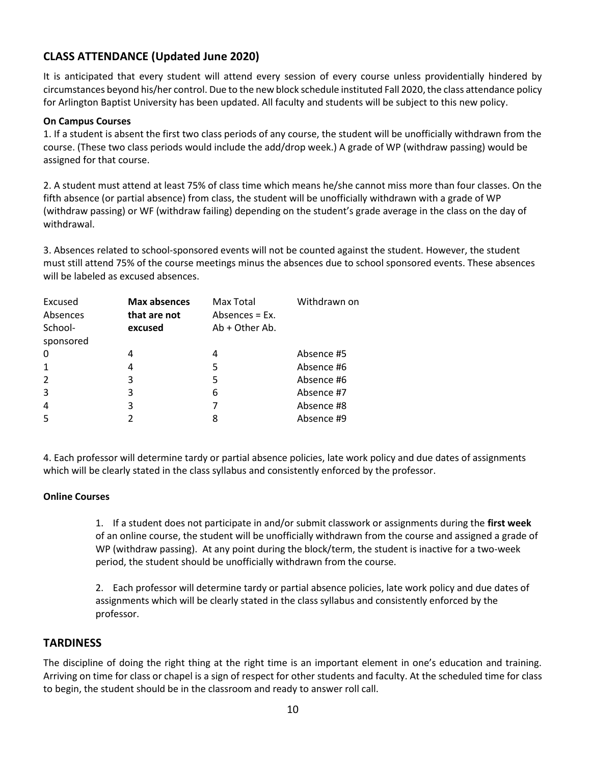## CLASS ATTENDANCE (Updated June 2020)

It is anticipated that every student will attend every session of every course unless providentially hindered by circumstances beyond his/her control. Due to the new block schedule instituted Fall 2020, the class attendance policy for Arlington Baptist University has been updated. All faculty and students will be subject to this new policy.

**On Campus Courses**

1. If a student is absent the first two class periods of any course, the student will be unofficially withdrawn from the course. (These two class periods would include the add/drop week.) A grade of WP (withdraw passing) would be assigned for that course.

2. A student must attend at least 75% of class time which means he/she cannot miss more than four classes. On the fifth absence (or partial absence) from class, the student will be unofficially withdrawn with a grade of WP (withdraw passing) or WF (withdraw failing) depending on the student's grade average in the class on the day of withdrawal.

3. Absences related to school-sponsored events will not be counted against the student. However, the student must still attend 75% of the course meetings minus the absences due to school sponsored events. These absences will be labeled as excused absences.

| Excused Absences School-sponsored | **Max absences that are not excused** | Max Total Absences = Ex. Ab + Other Ab. | Withdrawn on |
|---|---|---|---|
| 0 | 4 | 4 | Absence #5 |
| 1 | 4 | 5 | Absence #6 |
| 2 | 3 | 5 | Absence #6 |
| 3 | 3 | 6 | Absence #7 |
| 4 | 3 | 7 | Absence #8 |
| 5 | 2 | 8 | Absence #9 |

4. Each professor will determine tardy or partial absence policies, late work policy and due dates of assignments which will be clearly stated in the class syllabus and consistently enforced by the professor.

**Online Courses**

1. If a student does not participate in and/or submit classwork or assignments during the **first week** of an online course, the student will be unofficially withdrawn from the course and assigned a grade of WP (withdraw passing). At any point during the block/term, the student is inactive for a two-week period, the student should be unofficially withdrawn from the course.

2. Each professor will determine tardy or partial absence policies, late work policy and due dates of assignments which will be clearly stated in the class syllabus and consistently enforced by the professor.

## TARDINESS

The discipline of doing the right thing at the right time is an important element in one's education and training. Arriving on time for class or chapel is a sign of respect for other students and faculty. At the scheduled time for class to begin, the student should be in the classroom and ready to answer roll call.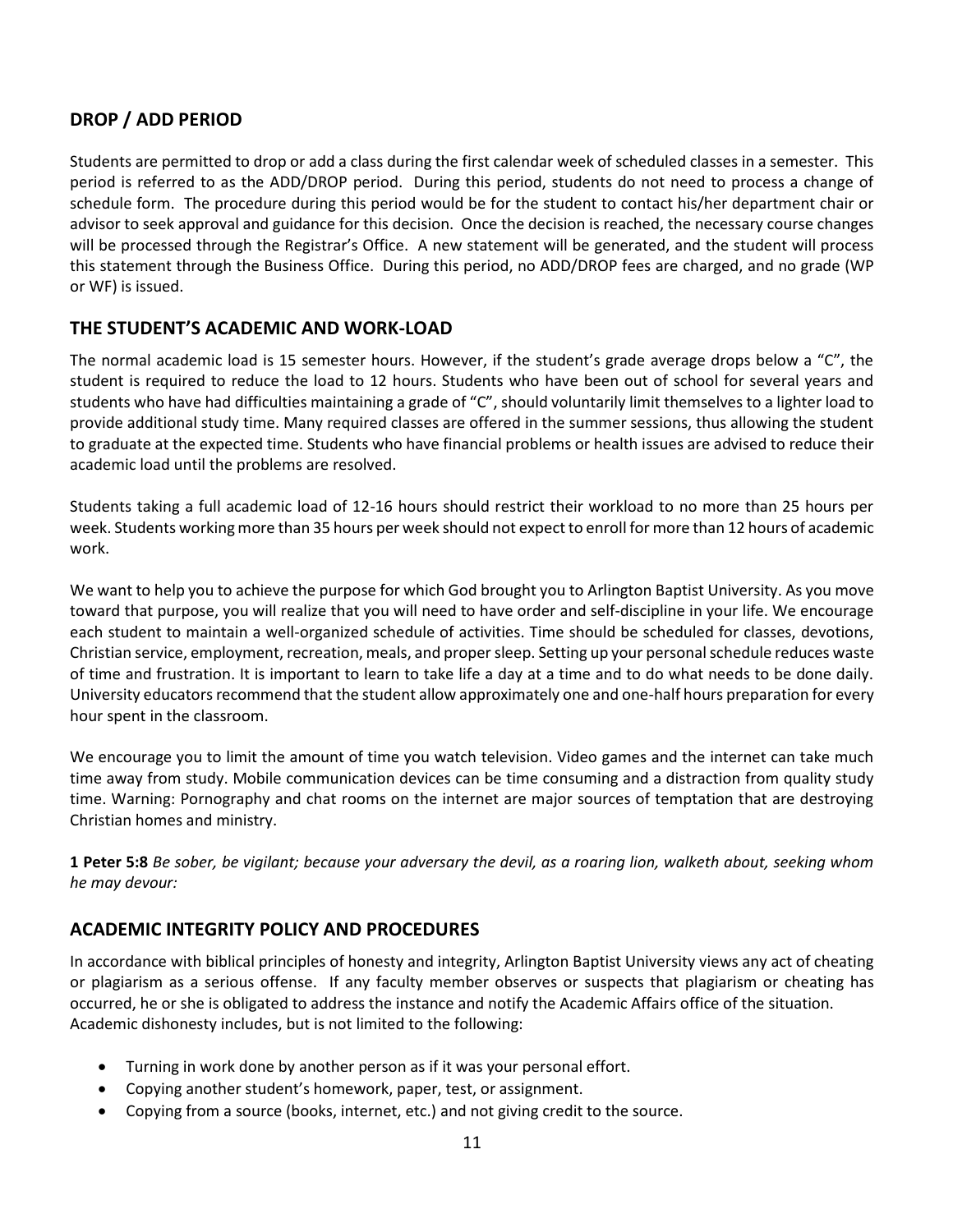## DROP / ADD PERIOD

Students are permitted to drop or add a class during the first calendar week of scheduled classes in a semester. This period is referred to as the ADD/DROP period. During this period, students do not need to process a change of schedule form. The procedure during this period would be for the student to contact his/her department chair or advisor to seek approval and guidance for this decision. Once the decision is reached, the necessary course changes will be processed through the Registrar's Office. A new statement will be generated, and the student will process this statement through the Business Office. During this period, no ADD/DROP fees are charged, and no grade (WP or WF) is issued.

## THE STUDENT'S ACADEMIC AND WORK-LOAD

The normal academic load is 15 semester hours. However, if the student's grade average drops below a "C", the student is required to reduce the load to 12 hours. Students who have been out of school for several years and students who have had difficulties maintaining a grade of "C", should voluntarily limit themselves to a lighter load to provide additional study time. Many required classes are offered in the summer sessions, thus allowing the student to graduate at the expected time. Students who have financial problems or health issues are advised to reduce their academic load until the problems are resolved.

Students taking a full academic load of 12-16 hours should restrict their workload to no more than 25 hours per week. Students working more than 35 hours per week should not expect to enroll for more than 12 hours of academic work.

We want to help you to achieve the purpose for which God brought you to Arlington Baptist University. As you move toward that purpose, you will realize that you will need to have order and self-discipline in your life. We encourage each student to maintain a well-organized schedule of activities. Time should be scheduled for classes, devotions, Christian service, employment, recreation, meals, and proper sleep. Setting up your personal schedule reduces waste of time and frustration. It is important to learn to take life a day at a time and to do what needs to be done daily. University educators recommend that the student allow approximately one and one-half hours preparation for every hour spent in the classroom.

We encourage you to limit the amount of time you watch television. Video games and the internet can take much time away from study. Mobile communication devices can be time consuming and a distraction from quality study time. Warning: Pornography and chat rooms on the internet are major sources of temptation that are destroying Christian homes and ministry.

**1 Peter 5:8** *Be sober, be vigilant; because your adversary the devil, as a roaring lion, walketh about, seeking whom he may devour:*

## ACADEMIC INTEGRITY POLICY AND PROCEDURES

In accordance with biblical principles of honesty and integrity, Arlington Baptist University views any act of cheating or plagiarism as a serious offense. If any faculty member observes or suspects that plagiarism or cheating has occurred, he or she is obligated to address the instance and notify the Academic Affairs office of the situation. Academic dishonesty includes, but is not limited to the following:

- Turning in work done by another person as if it was your personal effort.
- Copying another student's homework, paper, test, or assignment.
- Copying from a source (books, internet, etc.) and not giving credit to the source.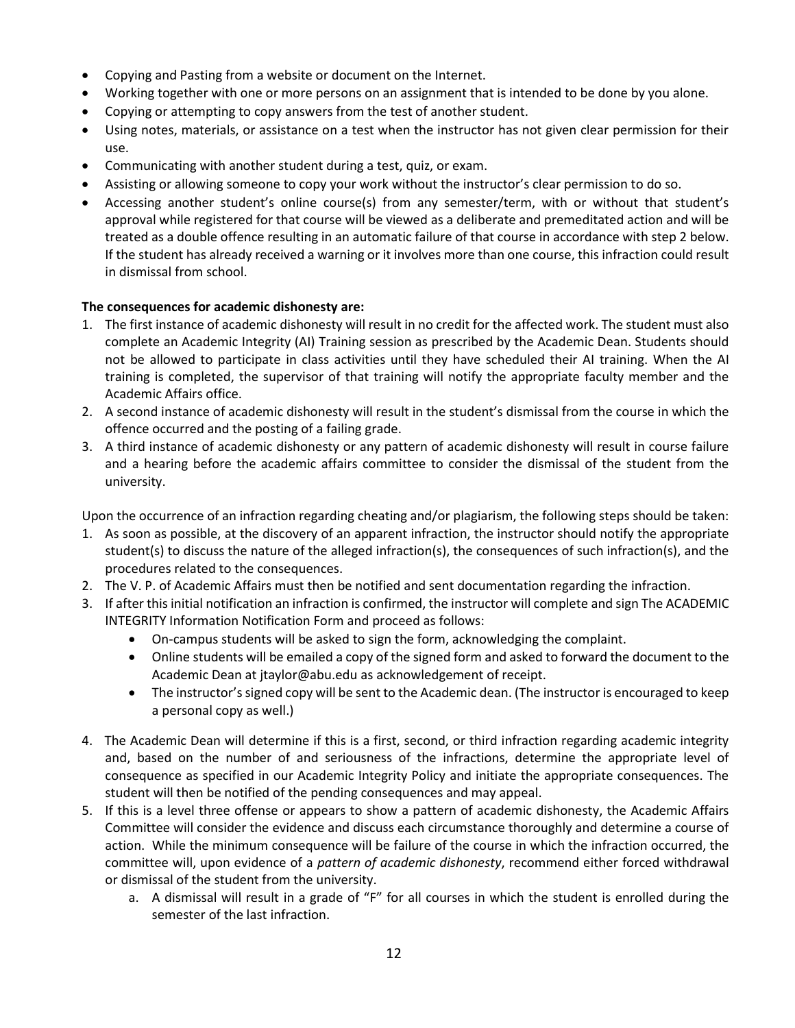- Copying and Pasting from a website or document on the Internet.
- Working together with one or more persons on an assignment that is intended to be done by you alone.
- Copying or attempting to copy answers from the test of another student.
- Using notes, materials, or assistance on a test when the instructor has not given clear permission for their use.
- Communicating with another student during a test, quiz, or exam.
- Assisting or allowing someone to copy your work without the instructor's clear permission to do so.
- Accessing another student's online course(s) from any semester/term, with or without that student's approval while registered for that course will be viewed as a deliberate and premeditated action and will be treated as a double offence resulting in an automatic failure of that course in accordance with step 2 below. If the student has already received a warning or it involves more than one course, this infraction could result in dismissal from school.

**The consequences for academic dishonesty are:**

1. The first instance of academic dishonesty will result in no credit for the affected work. The student must also complete an Academic Integrity (AI) Training session as prescribed by the Academic Dean. Students should not be allowed to participate in class activities until they have scheduled their AI training. When the AI training is completed, the supervisor of that training will notify the appropriate faculty member and the Academic Affairs office.
2. A second instance of academic dishonesty will result in the student's dismissal from the course in which the offence occurred and the posting of a failing grade.
3. A third instance of academic dishonesty or any pattern of academic dishonesty will result in course failure and a hearing before the academic affairs committee to consider the dismissal of the student from the university.

Upon the occurrence of an infraction regarding cheating and/or plagiarism, the following steps should be taken:

1. As soon as possible, at the discovery of an apparent infraction, the instructor should notify the appropriate student(s) to discuss the nature of the alleged infraction(s), the consequences of such infraction(s), and the procedures related to the consequences.
2. The V. P. of Academic Affairs must then be notified and sent documentation regarding the infraction.
3. If after this initial notification an infraction is confirmed, the instructor will complete and sign The ACADEMIC INTEGRITY Information Notification Form and proceed as follows:
   - On-campus students will be asked to sign the form, acknowledging the complaint.
   - Online students will be emailed a copy of the signed form and asked to forward the document to the Academic Dean at jtaylor@abu.edu as acknowledgement of receipt.
   - The instructor's signed copy will be sent to the Academic dean. (The instructor is encouraged to keep a personal copy as well.)
4. The Academic Dean will determine if this is a first, second, or third infraction regarding academic integrity and, based on the number of and seriousness of the infractions, determine the appropriate level of consequence as specified in our Academic Integrity Policy and initiate the appropriate consequences. The student will then be notified of the pending consequences and may appeal.
5. If this is a level three offense or appears to show a pattern of academic dishonesty, the Academic Affairs Committee will consider the evidence and discuss each circumstance thoroughly and determine a course of action. While the minimum consequence will be failure of the course in which the infraction occurred, the committee will, upon evidence of a *pattern of academic dishonesty*, recommend either forced withdrawal or dismissal of the student from the university.
   a. A dismissal will result in a grade of "F" for all courses in which the student is enrolled during the semester of the last infraction.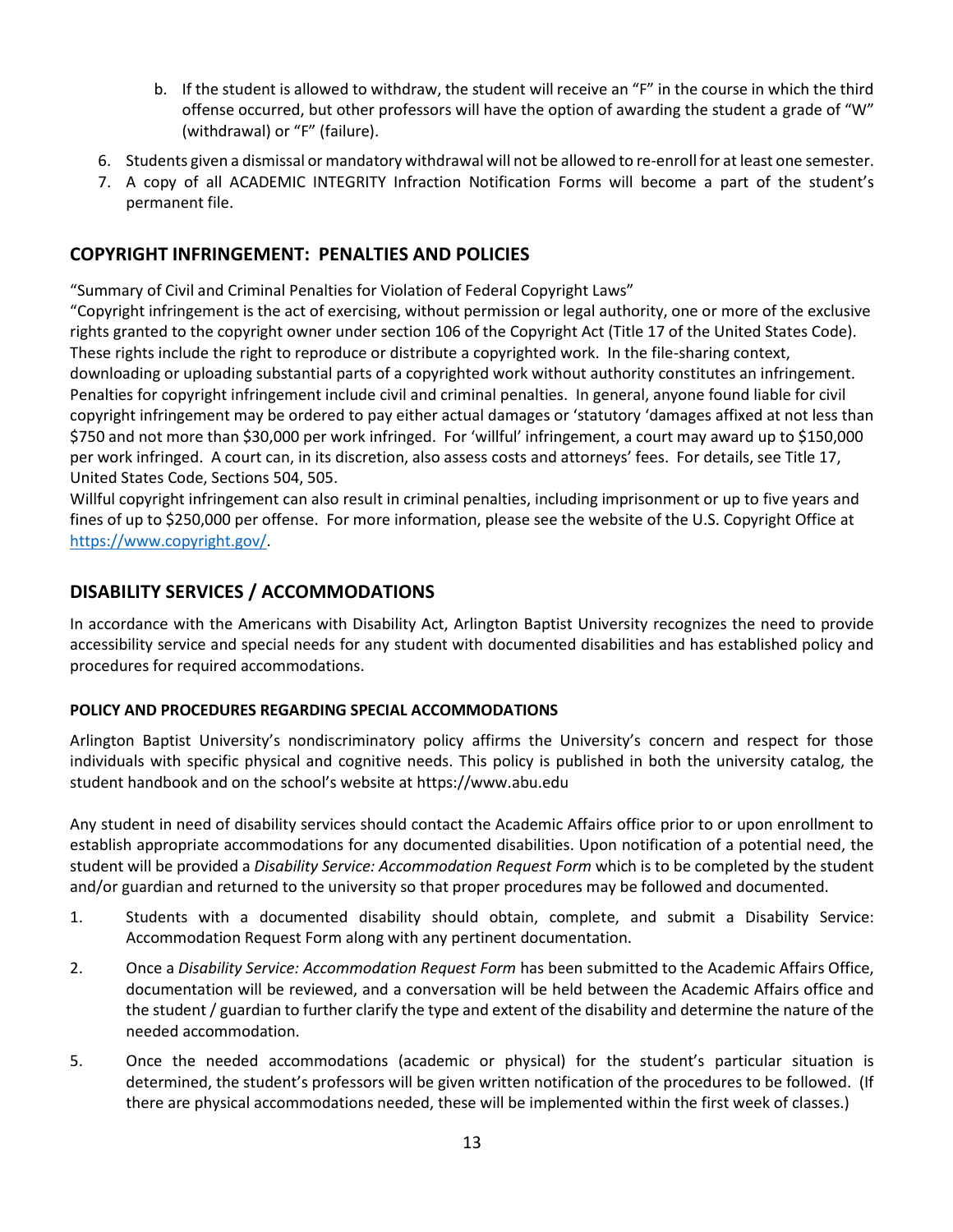b. If the student is allowed to withdraw, the student will receive an "F" in the course in which the third offense occurred, but other professors will have the option of awarding the student a grade of "W" (withdrawal) or "F" (failure).

6. Students given a dismissal or mandatory withdrawal will not be allowed to re-enroll for at least one semester.
7. A copy of all ACADEMIC INTEGRITY Infraction Notification Forms will become a part of the student's permanent file.

## COPYRIGHT INFRINGEMENT: PENALTIES AND POLICIES

"Summary of Civil and Criminal Penalties for Violation of Federal Copyright Laws"
"Copyright infringement is the act of exercising, without permission or legal authority, one or more of the exclusive rights granted to the copyright owner under section 106 of the Copyright Act (Title 17 of the United States Code). These rights include the right to reproduce or distribute a copyrighted work. In the file-sharing context, downloading or uploading substantial parts of a copyrighted work without authority constitutes an infringement. Penalties for copyright infringement include civil and criminal penalties. In general, anyone found liable for civil copyright infringement may be ordered to pay either actual damages or 'statutory 'damages affixed at not less than $750 and not more than $30,000 per work infringed. For 'willful' infringement, a court may award up to $150,000 per work infringed. A court can, in its discretion, also assess costs and attorneys' fees. For details, see Title 17, United States Code, Sections 504, 505.
Willful copyright infringement can also result in criminal penalties, including imprisonment or up to five years and fines of up to $250,000 per offense. For more information, please see the website of the U.S. Copyright Office at [https://www.copyright.gov/](https://www.copyright.gov/).

## DISABILITY SERVICES / ACCOMMODATIONS

In accordance with the Americans with Disability Act, Arlington Baptist University recognizes the need to provide accessibility service and special needs for any student with documented disabilities and has established policy and procedures for required accommodations.

### POLICY AND PROCEDURES REGARDING SPECIAL ACCOMMODATIONS

Arlington Baptist University's nondiscriminatory policy affirms the University's concern and respect for those individuals with specific physical and cognitive needs. This policy is published in both the university catalog, the student handbook and on the school's website at https://www.abu.edu

Any student in need of disability services should contact the Academic Affairs office prior to or upon enrollment to establish appropriate accommodations for any documented disabilities. Upon notification of a potential need, the student will be provided a *Disability Service: Accommodation Request Form* which is to be completed by the student and/or guardian and returned to the university so that proper procedures may be followed and documented.

1. Students with a documented disability should obtain, complete, and submit a Disability Service: Accommodation Request Form along with any pertinent documentation.
2. Once a *Disability Service: Accommodation Request Form* has been submitted to the Academic Affairs Office, documentation will be reviewed, and a conversation will be held between the Academic Affairs office and the student / guardian to further clarify the type and extent of the disability and determine the nature of the needed accommodation.
5. Once the needed accommodations (academic or physical) for the student's particular situation is determined, the student's professors will be given written notification of the procedures to be followed. (If there are physical accommodations needed, these will be implemented within the first week of classes.)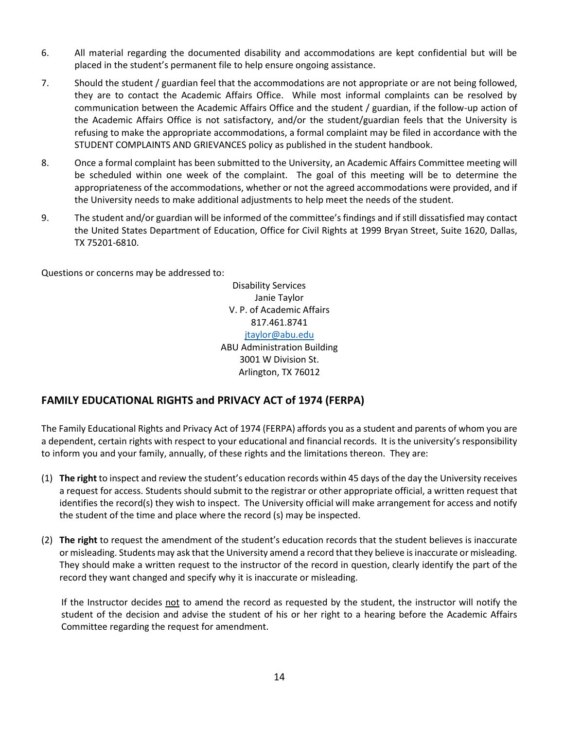6. All material regarding the documented disability and accommodations are kept confidential but will be placed in the student's permanent file to help ensure ongoing assistance.

7. Should the student / guardian feel that the accommodations are not appropriate or are not being followed, they are to contact the Academic Affairs Office. While most informal complaints can be resolved by communication between the Academic Affairs Office and the student / guardian, if the follow-up action of the Academic Affairs Office is not satisfactory, and/or the student/guardian feels that the University is refusing to make the appropriate accommodations, a formal complaint may be filed in accordance with the STUDENT COMPLAINTS AND GRIEVANCES policy as published in the student handbook.

8. Once a formal complaint has been submitted to the University, an Academic Affairs Committee meeting will be scheduled within one week of the complaint. The goal of this meeting will be to determine the appropriateness of the accommodations, whether or not the agreed accommodations were provided, and if the University needs to make additional adjustments to help meet the needs of the student.

9. The student and/or guardian will be informed of the committee's findings and if still dissatisfied may contact the United States Department of Education, Office for Civil Rights at 1999 Bryan Street, Suite 1620, Dallas, TX 75201-6810.

Questions or concerns may be addressed to:

Disability Services
Janie Taylor
V. P. of Academic Affairs
817.461.8741
jtaylor@abu.edu
ABU Administration Building
3001 W Division St.
Arlington, TX 76012

## FAMILY EDUCATIONAL RIGHTS and PRIVACY ACT of 1974 (FERPA)

The Family Educational Rights and Privacy Act of 1974 (FERPA) affords you as a student and parents of whom you are a dependent, certain rights with respect to your educational and financial records. It is the university's responsibility to inform you and your family, annually, of these rights and the limitations thereon. They are:

(1) **The right** to inspect and review the student's education records within 45 days of the day the University receives a request for access. Students should submit to the registrar or other appropriate official, a written request that identifies the record(s) they wish to inspect. The University official will make arrangement for access and notify the student of the time and place where the record (s) may be inspected.

(2) **The right** to request the amendment of the student's education records that the student believes is inaccurate or misleading. Students may ask that the University amend a record that they believe is inaccurate or misleading. They should make a written request to the instructor of the record in question, clearly identify the part of the record they want changed and specify why it is inaccurate or misleading.

If the Instructor decides not to amend the record as requested by the student, the instructor will notify the student of the decision and advise the student of his or her right to a hearing before the Academic Affairs Committee regarding the request for amendment.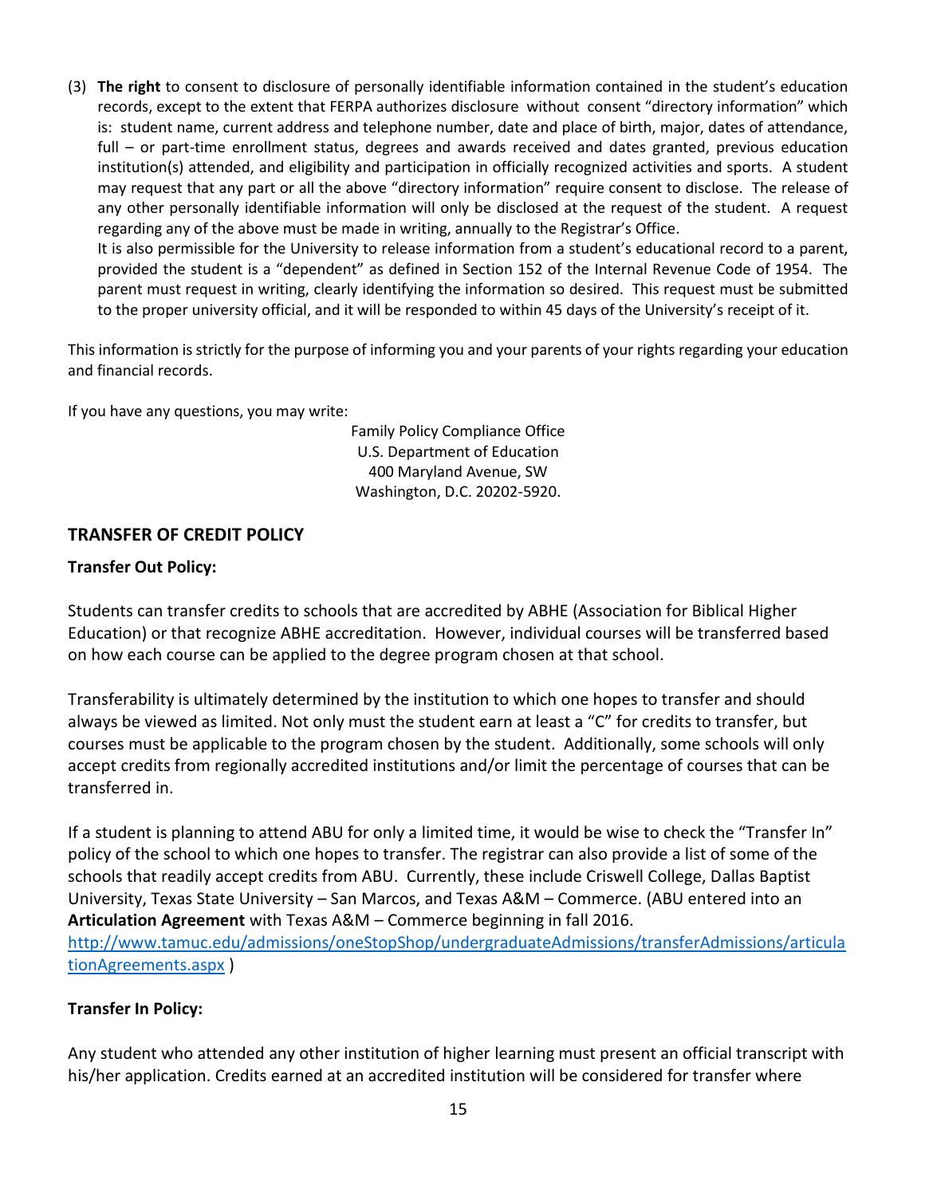(3) **The right** to consent to disclosure of personally identifiable information contained in the student's education records, except to the extent that FERPA authorizes disclosure without consent "directory information" which is: student name, current address and telephone number, date and place of birth, major, dates of attendance, full – or part-time enrollment status, degrees and awards received and dates granted, previous education institution(s) attended, and eligibility and participation in officially recognized activities and sports. A student may request that any part or all the above "directory information" require consent to disclose. The release of any other personally identifiable information will only be disclosed at the request of the student. A request regarding any of the above must be made in writing, annually to the Registrar's Office.

    It is also permissible for the University to release information from a student's educational record to a parent, provided the student is a "dependent" as defined in Section 152 of the Internal Revenue Code of 1954. The parent must request in writing, clearly identifying the information so desired. This request must be submitted to the proper university official, and it will be responded to within 45 days of the University's receipt of it.

This information is strictly for the purpose of informing you and your parents of your rights regarding your education and financial records.

If you have any questions, you may write:

Family Policy Compliance Office
U.S. Department of Education
400 Maryland Avenue, SW
Washington, D.C. 20202-5920.

## TRANSFER OF CREDIT POLICY

### Transfer Out Policy:

Students can transfer credits to schools that are accredited by ABHE (Association for Biblical Higher Education) or that recognize ABHE accreditation. However, individual courses will be transferred based on how each course can be applied to the degree program chosen at that school.

Transferability is ultimately determined by the institution to which one hopes to transfer and should always be viewed as limited. Not only must the student earn at least a "C" for credits to transfer, but courses must be applicable to the program chosen by the student. Additionally, some schools will only accept credits from regionally accredited institutions and/or limit the percentage of courses that can be transferred in.

If a student is planning to attend ABU for only a limited time, it would be wise to check the "Transfer In" policy of the school to which one hopes to transfer. The registrar can also provide a list of some of the schools that readily accept credits from ABU. Currently, these include Criswell College, Dallas Baptist University, Texas State University – San Marcos, and Texas A&M – Commerce. (ABU entered into an **Articulation Agreement** with Texas A&M – Commerce beginning in fall 2016. http://www.tamuc.edu/admissions/oneStopShop/undergraduateAdmissions/transferAdmissions/articulationAgreements.aspx )

### Transfer In Policy:

Any student who attended any other institution of higher learning must present an official transcript with his/her application. Credits earned at an accredited institution will be considered for transfer where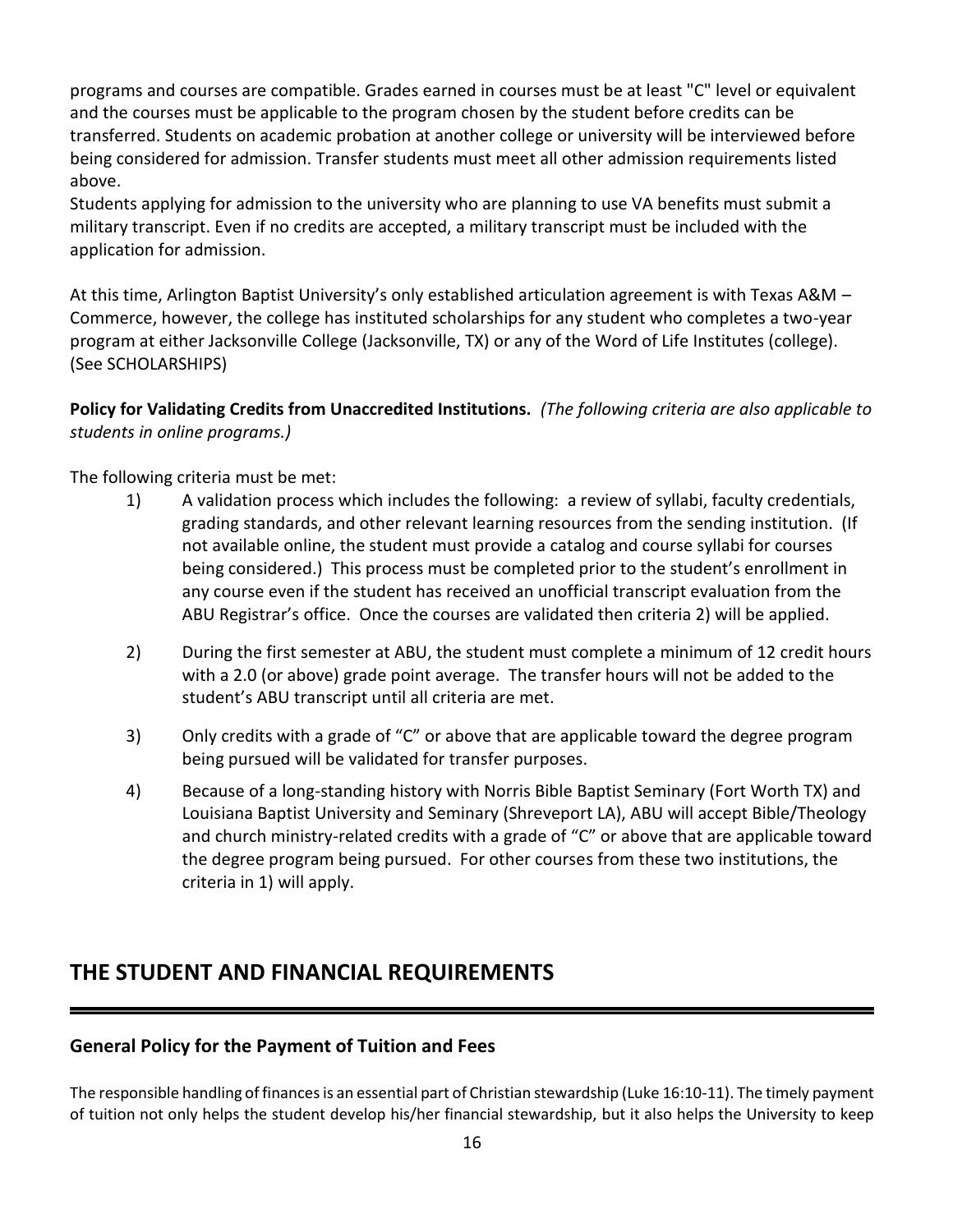programs and courses are compatible. Grades earned in courses must be at least "C" level or equivalent and the courses must be applicable to the program chosen by the student before credits can be transferred. Students on academic probation at another college or university will be interviewed before being considered for admission. Transfer students must meet all other admission requirements listed above.
Students applying for admission to the university who are planning to use VA benefits must submit a military transcript. Even if no credits are accepted, a military transcript must be included with the application for admission.

At this time, Arlington Baptist University's only established articulation agreement is with Texas A&M – Commerce, however, the college has instituted scholarships for any student who completes a two-year program at either Jacksonville College (Jacksonville, TX) or any of the Word of Life Institutes (college). (See SCHOLARSHIPS)

**Policy for Validating Credits from Unaccredited Institutions.** *(The following criteria are also applicable to students in online programs.)*

The following criteria must be met:

1) A validation process which includes the following: a review of syllabi, faculty credentials, grading standards, and other relevant learning resources from the sending institution. (If not available online, the student must provide a catalog and course syllabi for courses being considered.) This process must be completed prior to the student's enrollment in any course even if the student has received an unofficial transcript evaluation from the ABU Registrar's office. Once the courses are validated then criteria 2) will be applied.

2) During the first semester at ABU, the student must complete a minimum of 12 credit hours with a 2.0 (or above) grade point average. The transfer hours will not be added to the student's ABU transcript until all criteria are met.

3) Only credits with a grade of "C" or above that are applicable toward the degree program being pursued will be validated for transfer purposes.

4) Because of a long-standing history with Norris Bible Baptist Seminary (Fort Worth TX) and Louisiana Baptist University and Seminary (Shreveport LA), ABU will accept Bible/Theology and church ministry-related credits with a grade of "C" or above that are applicable toward the degree program being pursued. For other courses from these two institutions, the criteria in 1) will apply.

## THE STUDENT AND FINANCIAL REQUIREMENTS

### General Policy for the Payment of Tuition and Fees

The responsible handling of finances is an essential part of Christian stewardship (Luke 16:10-11). The timely payment of tuition not only helps the student develop his/her financial stewardship, but it also helps the University to keep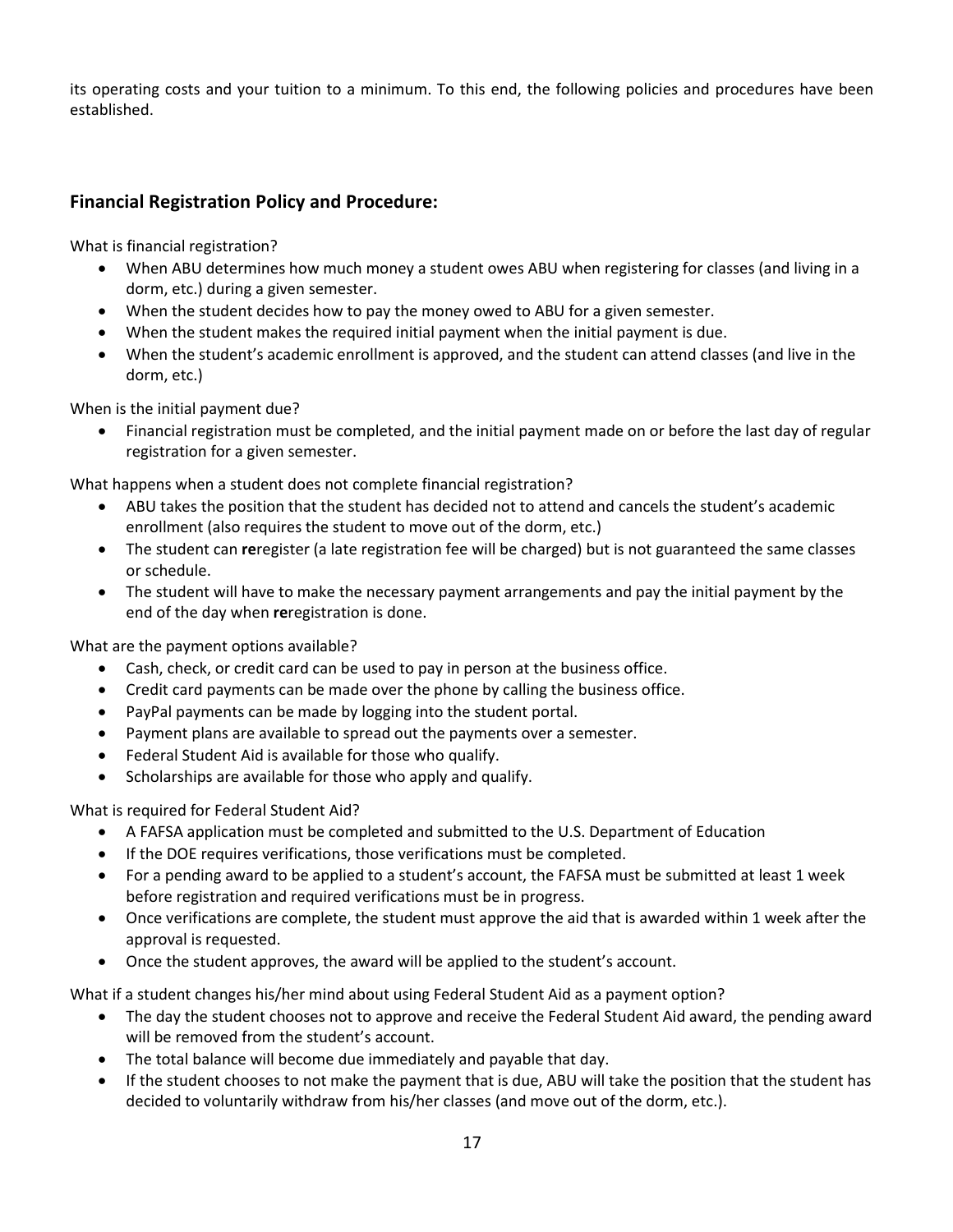its operating costs and your tuition to a minimum. To this end, the following policies and procedures have been established.

## Financial Registration Policy and Procedure:

What is financial registration?

- When ABU determines how much money a student owes ABU when registering for classes (and living in a dorm, etc.) during a given semester.
- When the student decides how to pay the money owed to ABU for a given semester.
- When the student makes the required initial payment when the initial payment is due.
- When the student's academic enrollment is approved, and the student can attend classes (and live in the dorm, etc.)

When is the initial payment due?

- Financial registration must be completed, and the initial payment made on or before the last day of regular registration for a given semester.

What happens when a student does not complete financial registration?

- ABU takes the position that the student has decided not to attend and cancels the student's academic enrollment (also requires the student to move out of the dorm, etc.)
- The student can **re**register (a late registration fee will be charged) but is not guaranteed the same classes or schedule.
- The student will have to make the necessary payment arrangements and pay the initial payment by the end of the day when **re**registration is done.

What are the payment options available?

- Cash, check, or credit card can be used to pay in person at the business office.
- Credit card payments can be made over the phone by calling the business office.
- PayPal payments can be made by logging into the student portal.
- Payment plans are available to spread out the payments over a semester.
- Federal Student Aid is available for those who qualify.
- Scholarships are available for those who apply and qualify.

What is required for Federal Student Aid?

- A FAFSA application must be completed and submitted to the U.S. Department of Education
- If the DOE requires verifications, those verifications must be completed.
- For a pending award to be applied to a student's account, the FAFSA must be submitted at least 1 week before registration and required verifications must be in progress.
- Once verifications are complete, the student must approve the aid that is awarded within 1 week after the approval is requested.
- Once the student approves, the award will be applied to the student's account.

What if a student changes his/her mind about using Federal Student Aid as a payment option?

- The day the student chooses not to approve and receive the Federal Student Aid award, the pending award will be removed from the student's account.
- The total balance will become due immediately and payable that day.
- If the student chooses to not make the payment that is due, ABU will take the position that the student has decided to voluntarily withdraw from his/her classes (and move out of the dorm, etc.).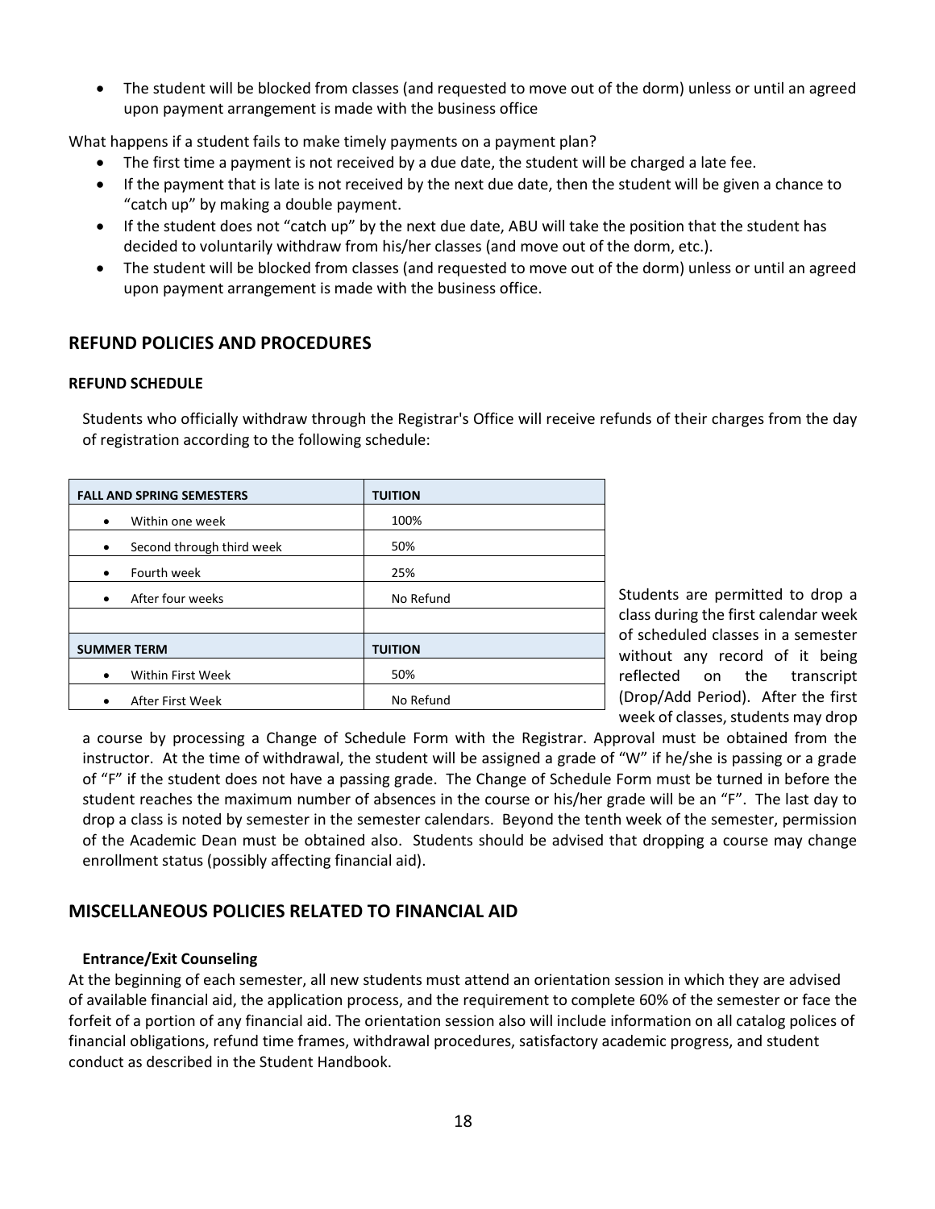- The student will be blocked from classes (and requested to move out of the dorm) unless or until an agreed upon payment arrangement is made with the business office

What happens if a student fails to make timely payments on a payment plan?

- The first time a payment is not received by a due date, the student will be charged a late fee.
- If the payment that is late is not received by the next due date, then the student will be given a chance to "catch up" by making a double payment.
- If the student does not "catch up" by the next due date, ABU will take the position that the student has decided to voluntarily withdraw from his/her classes (and move out of the dorm, etc.).
- The student will be blocked from classes (and requested to move out of the dorm) unless or until an agreed upon payment arrangement is made with the business office.

## REFUND POLICIES AND PROCEDURES

### REFUND SCHEDULE

Students who officially withdraw through the Registrar's Office will receive refunds of their charges from the day of registration according to the following schedule:

| FALL AND SPRING SEMESTERS | TUITION |
|---|---|
| • Within one week | 100% |
| • Second through third week | 50% |
| • Fourth week | 25% |
| • After four weeks | No Refund |
| | |
| **SUMMER TERM** | **TUITION** |
| • Within First Week | 50% |
| • After First Week | No Refund |

Students are permitted to drop a class during the first calendar week of scheduled classes in a semester without any record of it being reflected on the transcript (Drop/Add Period). After the first week of classes, students may drop a course by processing a Change of Schedule Form with the Registrar. Approval must be obtained from the instructor. At the time of withdrawal, the student will be assigned a grade of "W" if he/she is passing or a grade of "F" if the student does not have a passing grade. The Change of Schedule Form must be turned in before the student reaches the maximum number of absences in the course or his/her grade will be an "F". The last day to drop a class is noted by semester in the semester calendars. Beyond the tenth week of the semester, permission of the Academic Dean must be obtained also. Students should be advised that dropping a course may change enrollment status (possibly affecting financial aid).

## MISCELLANEOUS POLICIES RELATED TO FINANCIAL AID

### Entrance/Exit Counseling

At the beginning of each semester, all new students must attend an orientation session in which they are advised of available financial aid, the application process, and the requirement to complete 60% of the semester or face the forfeit of a portion of any financial aid. The orientation session also will include information on all catalog polices of financial obligations, refund time frames, withdrawal procedures, satisfactory academic progress, and student conduct as described in the Student Handbook.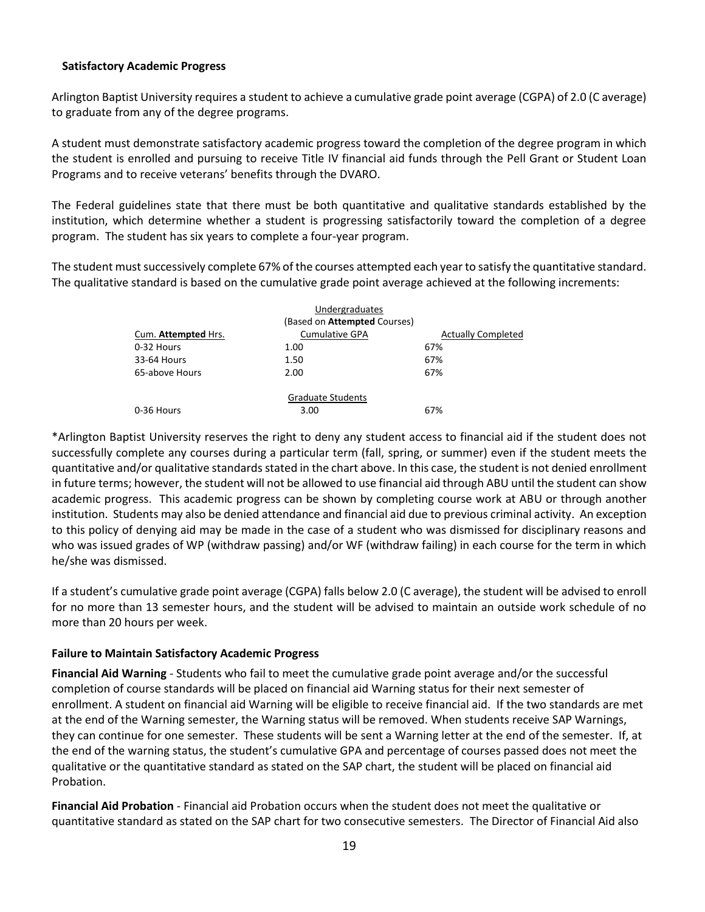## Satisfactory Academic Progress

Arlington Baptist University requires a student to achieve a cumulative grade point average (CGPA) of 2.0 (C average) to graduate from any of the degree programs.

A student must demonstrate satisfactory academic progress toward the completion of the degree program in which the student is enrolled and pursuing to receive Title IV financial aid funds through the Pell Grant or Student Loan Programs and to receive veterans' benefits through the DVARO.

The Federal guidelines state that there must be both quantitative and qualitative standards established by the institution, which determine whether a student is progressing satisfactorily toward the completion of a degree program. The student has six years to complete a four-year program.

The student must successively complete 67% of the courses attempted each year to satisfy the quantitative standard. The qualitative standard is based on the cumulative grade point average achieved at the following increments:

| | Undergraduates (Based on **Attempted** Courses) | |
|---|---|---|
| Cum. **Attempted** Hrs. | Cumulative GPA | Actually Completed |
| 0-32 Hours | 1.00 | 67% |
| 33-64 Hours | 1.50 | 67% |
| 65-above Hours | 2.00 | 67% |
| | Graduate Students | |
| 0-36 Hours | 3.00 | 67% |

*Arlington Baptist University reserves the right to deny any student access to financial aid if the student does not successfully complete any courses during a particular term (fall, spring, or summer) even if the student meets the quantitative and/or qualitative standards stated in the chart above. In this case, the student is not denied enrollment in future terms; however, the student will not be allowed to use financial aid through ABU until the student can show academic progress. This academic progress can be shown by completing course work at ABU or through another institution. Students may also be denied attendance and financial aid due to previous criminal activity. An exception to this policy of denying aid may be made in the case of a student who was dismissed for disciplinary reasons and who was issued grades of WP (withdraw passing) and/or WF (withdraw failing) in each course for the term in which he/she was dismissed.

If a student's cumulative grade point average (CGPA) falls below 2.0 (C average), the student will be advised to enroll for no more than 13 semester hours, and the student will be advised to maintain an outside work schedule of no more than 20 hours per week.

### Failure to Maintain Satisfactory Academic Progress

**Financial Aid Warning** - Students who fail to meet the cumulative grade point average and/or the successful completion of course standards will be placed on financial aid Warning status for their next semester of enrollment. A student on financial aid Warning will be eligible to receive financial aid. If the two standards are met at the end of the Warning semester, the Warning status will be removed. When students receive SAP Warnings, they can continue for one semester. These students will be sent a Warning letter at the end of the semester. If, at the end of the warning status, the student's cumulative GPA and percentage of courses passed does not meet the qualitative or the quantitative standard as stated on the SAP chart, the student will be placed on financial aid Probation.

**Financial Aid Probation** - Financial aid Probation occurs when the student does not meet the qualitative or quantitative standard as stated on the SAP chart for two consecutive semesters. The Director of Financial Aid also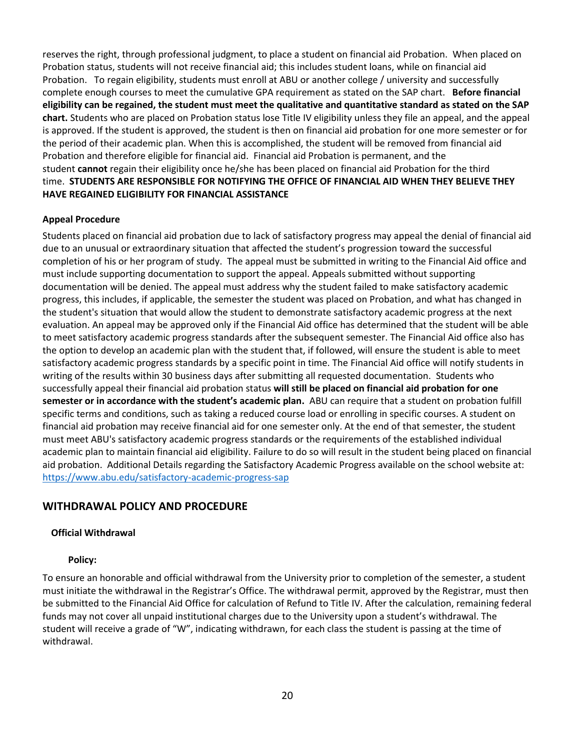reserves the right, through professional judgment, to place a student on financial aid Probation. When placed on Probation status, students will not receive financial aid; this includes student loans, while on financial aid Probation. To regain eligibility, students must enroll at ABU or another college / university and successfully complete enough courses to meet the cumulative GPA requirement as stated on the SAP chart. **Before financial eligibility can be regained, the student must meet the qualitative and quantitative standard as stated on the SAP chart.** Students who are placed on Probation status lose Title IV eligibility unless they file an appeal, and the appeal is approved. If the student is approved, the student is then on financial aid probation for one more semester or for the period of their academic plan. When this is accomplished, the student will be removed from financial aid Probation and therefore eligible for financial aid. Financial aid Probation is permanent, and the student **cannot** regain their eligibility once he/she has been placed on financial aid Probation for the third time. **STUDENTS ARE RESPONSIBLE FOR NOTIFYING THE OFFICE OF FINANCIAL AID WHEN THEY BELIEVE THEY HAVE REGAINED ELIGIBILITY FOR FINANCIAL ASSISTANCE**

#### Appeal Procedure

Students placed on financial aid probation due to lack of satisfactory progress may appeal the denial of financial aid due to an unusual or extraordinary situation that affected the student's progression toward the successful completion of his or her program of study. The appeal must be submitted in writing to the Financial Aid office and must include supporting documentation to support the appeal. Appeals submitted without supporting documentation will be denied. The appeal must address why the student failed to make satisfactory academic progress, this includes, if applicable, the semester the student was placed on Probation, and what has changed in the student's situation that would allow the student to demonstrate satisfactory academic progress at the next evaluation. An appeal may be approved only if the Financial Aid office has determined that the student will be able to meet satisfactory academic progress standards after the subsequent semester. The Financial Aid office also has the option to develop an academic plan with the student that, if followed, will ensure the student is able to meet satisfactory academic progress standards by a specific point in time. The Financial Aid office will notify students in writing of the results within 30 business days after submitting all requested documentation. Students who successfully appeal their financial aid probation status **will still be placed on financial aid probation for one semester or in accordance with the student's academic plan.** ABU can require that a student on probation fulfill specific terms and conditions, such as taking a reduced course load or enrolling in specific courses. A student on financial aid probation may receive financial aid for one semester only. At the end of that semester, the student must meet ABU's satisfactory academic progress standards or the requirements of the established individual academic plan to maintain financial aid eligibility. Failure to do so will result in the student being placed on financial aid probation. Additional Details regarding the Satisfactory Academic Progress available on the school website at: [https://www.abu.edu/satisfactory-academic-progress-sap](https://www.abu.edu/satisfactory-academic-progress-sap)

## WITHDRAWAL POLICY AND PROCEDURE

### Official Withdrawal

#### Policy:

To ensure an honorable and official withdrawal from the University prior to completion of the semester, a student must initiate the withdrawal in the Registrar's Office. The withdrawal permit, approved by the Registrar, must then be submitted to the Financial Aid Office for calculation of Refund to Title IV. After the calculation, remaining federal funds may not cover all unpaid institutional charges due to the University upon a student's withdrawal. The student will receive a grade of "W", indicating withdrawn, for each class the student is passing at the time of withdrawal.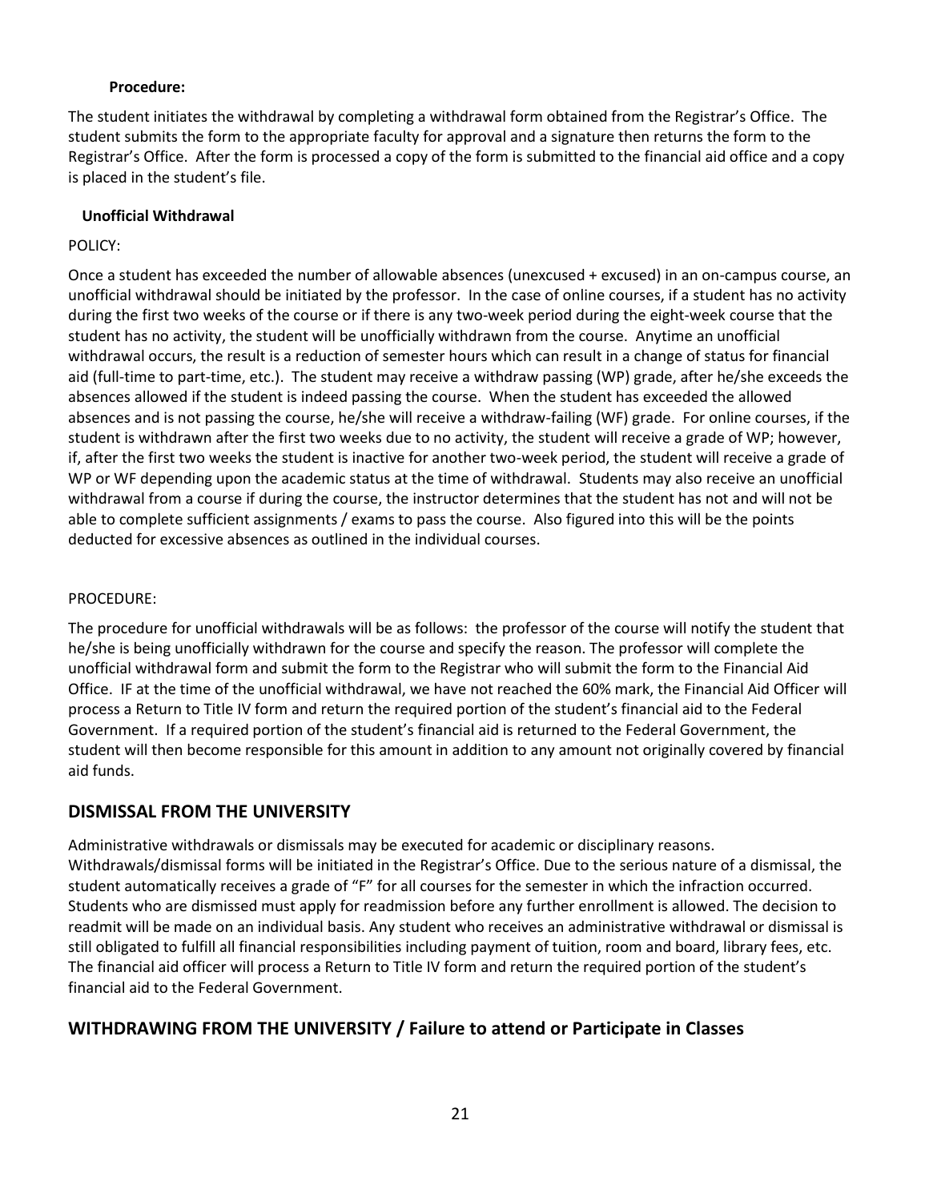**Procedure:**

The student initiates the withdrawal by completing a withdrawal form obtained from the Registrar's Office. The student submits the form to the appropriate faculty for approval and a signature then returns the form to the Registrar's Office. After the form is processed a copy of the form is submitted to the financial aid office and a copy is placed in the student's file.

**Unofficial Withdrawal**

POLICY:

Once a student has exceeded the number of allowable absences (unexcused + excused) in an on-campus course, an unofficial withdrawal should be initiated by the professor. In the case of online courses, if a student has no activity during the first two weeks of the course or if there is any two-week period during the eight-week course that the student has no activity, the student will be unofficially withdrawn from the course. Anytime an unofficial withdrawal occurs, the result is a reduction of semester hours which can result in a change of status for financial aid (full-time to part-time, etc.). The student may receive a withdraw passing (WP) grade, after he/she exceeds the absences allowed if the student is indeed passing the course. When the student has exceeded the allowed absences and is not passing the course, he/she will receive a withdraw-failing (WF) grade. For online courses, if the student is withdrawn after the first two weeks due to no activity, the student will receive a grade of WP; however, if, after the first two weeks the student is inactive for another two-week period, the student will receive a grade of WP or WF depending upon the academic status at the time of withdrawal. Students may also receive an unofficial withdrawal from a course if during the course, the instructor determines that the student has not and will not be able to complete sufficient assignments / exams to pass the course. Also figured into this will be the points deducted for excessive absences as outlined in the individual courses.

PROCEDURE:

The procedure for unofficial withdrawals will be as follows: the professor of the course will notify the student that he/she is being unofficially withdrawn for the course and specify the reason. The professor will complete the unofficial withdrawal form and submit the form to the Registrar who will submit the form to the Financial Aid Office. IF at the time of the unofficial withdrawal, we have not reached the 60% mark, the Financial Aid Officer will process a Return to Title IV form and return the required portion of the student's financial aid to the Federal Government. If a required portion of the student's financial aid is returned to the Federal Government, the student will then become responsible for this amount in addition to any amount not originally covered by financial aid funds.

## DISMISSAL FROM THE UNIVERSITY

Administrative withdrawals or dismissals may be executed for academic or disciplinary reasons. Withdrawals/dismissal forms will be initiated in the Registrar's Office. Due to the serious nature of a dismissal, the student automatically receives a grade of "F" for all courses for the semester in which the infraction occurred. Students who are dismissed must apply for readmission before any further enrollment is allowed. The decision to readmit will be made on an individual basis. Any student who receives an administrative withdrawal or dismissal is still obligated to fulfill all financial responsibilities including payment of tuition, room and board, library fees, etc. The financial aid officer will process a Return to Title IV form and return the required portion of the student's financial aid to the Federal Government.

## WITHDRAWING FROM THE UNIVERSITY / Failure to attend or Participate in Classes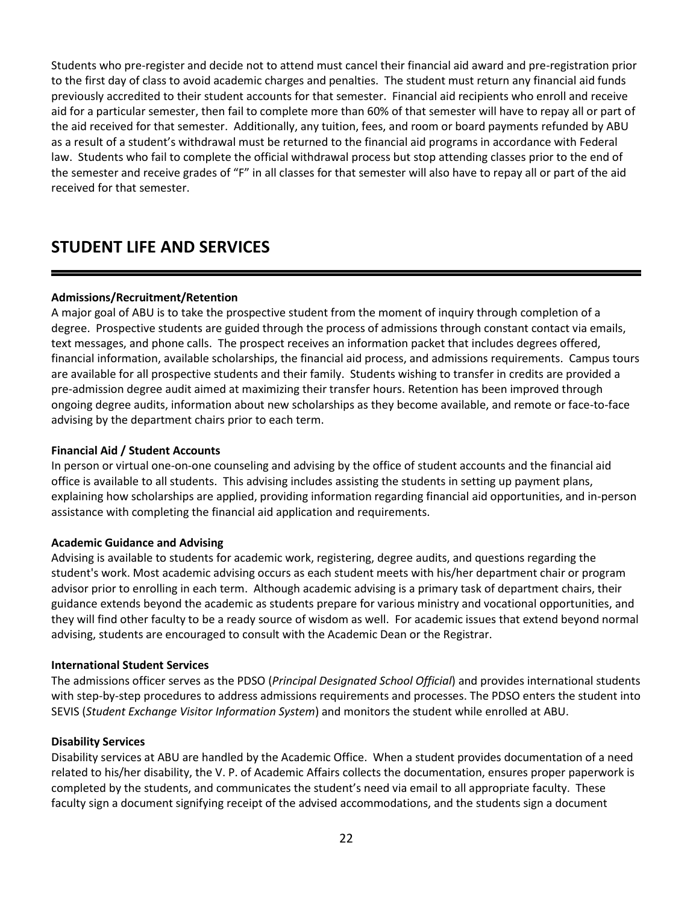Students who pre-register and decide not to attend must cancel their financial aid award and pre-registration prior to the first day of class to avoid academic charges and penalties. The student must return any financial aid funds previously accredited to their student accounts for that semester. Financial aid recipients who enroll and receive aid for a particular semester, then fail to complete more than 60% of that semester will have to repay all or part of the aid received for that semester. Additionally, any tuition, fees, and room or board payments refunded by ABU as a result of a student's withdrawal must be returned to the financial aid programs in accordance with Federal law. Students who fail to complete the official withdrawal process but stop attending classes prior to the end of the semester and receive grades of "F" in all classes for that semester will also have to repay all or part of the aid received for that semester.

## STUDENT LIFE AND SERVICES

**Admissions/Recruitment/Retention**

A major goal of ABU is to take the prospective student from the moment of inquiry through completion of a degree. Prospective students are guided through the process of admissions through constant contact via emails, text messages, and phone calls. The prospect receives an information packet that includes degrees offered, financial information, available scholarships, the financial aid process, and admissions requirements. Campus tours are available for all prospective students and their family. Students wishing to transfer in credits are provided a pre-admission degree audit aimed at maximizing their transfer hours. Retention has been improved through ongoing degree audits, information about new scholarships as they become available, and remote or face-to-face advising by the department chairs prior to each term.

**Financial Aid / Student Accounts**

In person or virtual one-on-one counseling and advising by the office of student accounts and the financial aid office is available to all students. This advising includes assisting the students in setting up payment plans, explaining how scholarships are applied, providing information regarding financial aid opportunities, and in-person assistance with completing the financial aid application and requirements.

**Academic Guidance and Advising**

Advising is available to students for academic work, registering, degree audits, and questions regarding the student's work. Most academic advising occurs as each student meets with his/her department chair or program advisor prior to enrolling in each term. Although academic advising is a primary task of department chairs, their guidance extends beyond the academic as students prepare for various ministry and vocational opportunities, and they will find other faculty to be a ready source of wisdom as well. For academic issues that extend beyond normal advising, students are encouraged to consult with the Academic Dean or the Registrar.

**International Student Services**

The admissions officer serves as the PDSO (*Principal Designated School Official*) and provides international students with step-by-step procedures to address admissions requirements and processes. The PDSO enters the student into SEVIS (*Student Exchange Visitor Information System*) and monitors the student while enrolled at ABU.

**Disability Services**

Disability services at ABU are handled by the Academic Office. When a student provides documentation of a need related to his/her disability, the V. P. of Academic Affairs collects the documentation, ensures proper paperwork is completed by the students, and communicates the student's need via email to all appropriate faculty. These faculty sign a document signifying receipt of the advised accommodations, and the students sign a document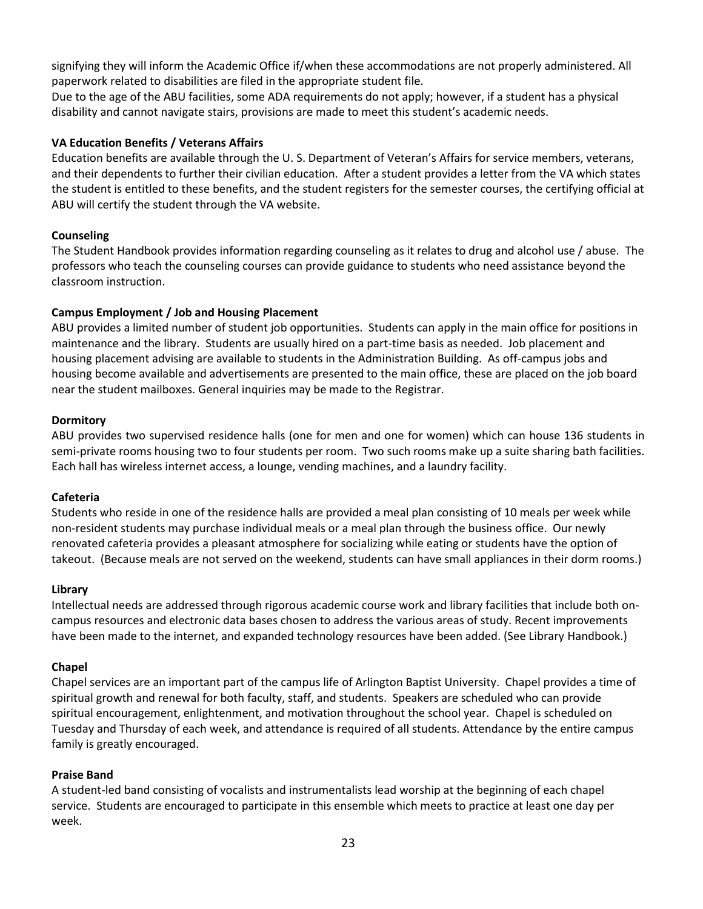signifying they will inform the Academic Office if/when these accommodations are not properly administered. All paperwork related to disabilities are filed in the appropriate student file.
Due to the age of the ABU facilities, some ADA requirements do not apply; however, if a student has a physical disability and cannot navigate stairs, provisions are made to meet this student's academic needs.

**VA Education Benefits / Veterans Affairs**
Education benefits are available through the U. S. Department of Veteran's Affairs for service members, veterans, and their dependents to further their civilian education. After a student provides a letter from the VA which states the student is entitled to these benefits, and the student registers for the semester courses, the certifying official at ABU will certify the student through the VA website.

**Counseling**
The Student Handbook provides information regarding counseling as it relates to drug and alcohol use / abuse. The professors who teach the counseling courses can provide guidance to students who need assistance beyond the classroom instruction.

**Campus Employment / Job and Housing Placement**
ABU provides a limited number of student job opportunities. Students can apply in the main office for positions in maintenance and the library. Students are usually hired on a part-time basis as needed. Job placement and housing placement advising are available to students in the Administration Building. As off-campus jobs and housing become available and advertisements are presented to the main office, these are placed on the job board near the student mailboxes. General inquiries may be made to the Registrar.

**Dormitory**
ABU provides two supervised residence halls (one for men and one for women) which can house 136 students in semi-private rooms housing two to four students per room. Two such rooms make up a suite sharing bath facilities. Each hall has wireless internet access, a lounge, vending machines, and a laundry facility.

**Cafeteria**
Students who reside in one of the residence halls are provided a meal plan consisting of 10 meals per week while non-resident students may purchase individual meals or a meal plan through the business office. Our newly renovated cafeteria provides a pleasant atmosphere for socializing while eating or students have the option of takeout. (Because meals are not served on the weekend, students can have small appliances in their dorm rooms.)

**Library**
Intellectual needs are addressed through rigorous academic course work and library facilities that include both on-campus resources and electronic data bases chosen to address the various areas of study. Recent improvements have been made to the internet, and expanded technology resources have been added. (See Library Handbook.)

**Chapel**
Chapel services are an important part of the campus life of Arlington Baptist University. Chapel provides a time of spiritual growth and renewal for both faculty, staff, and students. Speakers are scheduled who can provide spiritual encouragement, enlightenment, and motivation throughout the school year. Chapel is scheduled on Tuesday and Thursday of each week, and attendance is required of all students. Attendance by the entire campus family is greatly encouraged.

**Praise Band**
A student-led band consisting of vocalists and instrumentalists lead worship at the beginning of each chapel service. Students are encouraged to participate in this ensemble which meets to practice at least one day per week.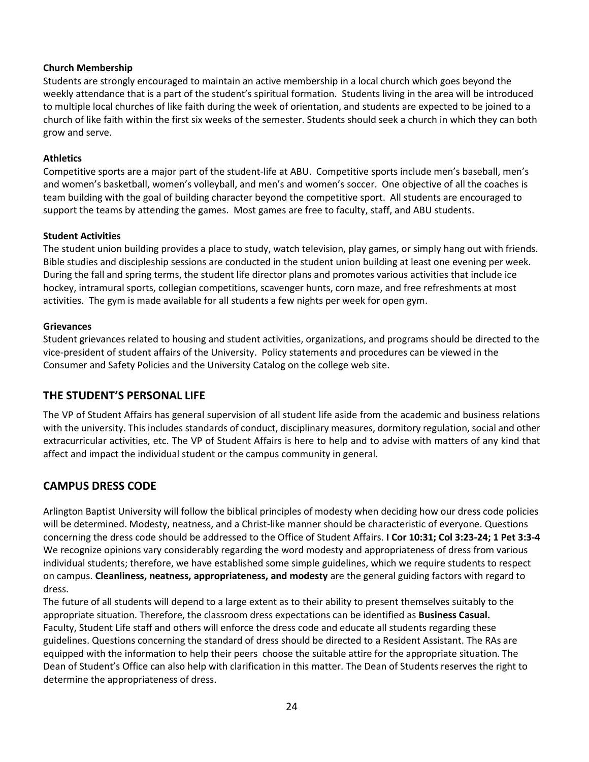**Church Membership**

Students are strongly encouraged to maintain an active membership in a local church which goes beyond the weekly attendance that is a part of the student's spiritual formation. Students living in the area will be introduced to multiple local churches of like faith during the week of orientation, and students are expected to be joined to a church of like faith within the first six weeks of the semester. Students should seek a church in which they can both grow and serve.

**Athletics**

Competitive sports are a major part of the student-life at ABU. Competitive sports include men's baseball, men's and women's basketball, women's volleyball, and men's and women's soccer. One objective of all the coaches is team building with the goal of building character beyond the competitive sport. All students are encouraged to support the teams by attending the games. Most games are free to faculty, staff, and ABU students.

**Student Activities**

The student union building provides a place to study, watch television, play games, or simply hang out with friends. Bible studies and discipleship sessions are conducted in the student union building at least one evening per week. During the fall and spring terms, the student life director plans and promotes various activities that include ice hockey, intramural sports, collegian competitions, scavenger hunts, corn maze, and free refreshments at most activities. The gym is made available for all students a few nights per week for open gym.

**Grievances**

Student grievances related to housing and student activities, organizations, and programs should be directed to the vice-president of student affairs of the University. Policy statements and procedures can be viewed in the Consumer and Safety Policies and the University Catalog on the college web site.

## THE STUDENT'S PERSONAL LIFE

The VP of Student Affairs has general supervision of all student life aside from the academic and business relations with the university. This includes standards of conduct, disciplinary measures, dormitory regulation, social and other extracurricular activities, etc. The VP of Student Affairs is here to help and to advise with matters of any kind that affect and impact the individual student or the campus community in general.

## CAMPUS DRESS CODE

Arlington Baptist University will follow the biblical principles of modesty when deciding how our dress code policies will be determined. Modesty, neatness, and a Christ-like manner should be characteristic of everyone. Questions concerning the dress code should be addressed to the Office of Student Affairs. **I Cor 10:31; Col 3:23-24; 1 Pet 3:3-4** We recognize opinions vary considerably regarding the word modesty and appropriateness of dress from various individual students; therefore, we have established some simple guidelines, which we require students to respect on campus. **Cleanliness, neatness, appropriateness, and modesty** are the general guiding factors with regard to dress.

The future of all students will depend to a large extent as to their ability to present themselves suitably to the appropriate situation. Therefore, the classroom dress expectations can be identified as **Business Casual.** Faculty, Student Life staff and others will enforce the dress code and educate all students regarding these guidelines. Questions concerning the standard of dress should be directed to a Resident Assistant. The RAs are equipped with the information to help their peers choose the suitable attire for the appropriate situation. The Dean of Student's Office can also help with clarification in this matter. The Dean of Students reserves the right to determine the appropriateness of dress.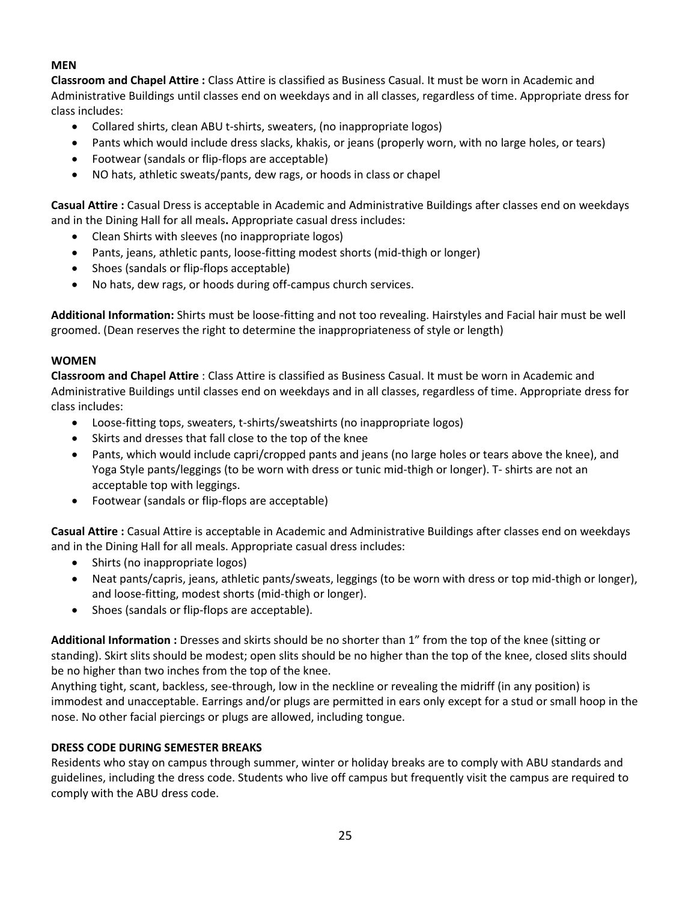**MEN**

**Classroom and Chapel Attire :** Class Attire is classified as Business Casual. It must be worn in Academic and Administrative Buildings until classes end on weekdays and in all classes, regardless of time. Appropriate dress for class includes:

- Collared shirts, clean ABU t-shirts, sweaters, (no inappropriate logos)
- Pants which would include dress slacks, khakis, or jeans (properly worn, with no large holes, or tears)
- Footwear (sandals or flip-flops are acceptable)
- NO hats, athletic sweats/pants, dew rags, or hoods in class or chapel

**Casual Attire :** Casual Dress is acceptable in Academic and Administrative Buildings after classes end on weekdays and in the Dining Hall for all meals**.** Appropriate casual dress includes:

- Clean Shirts with sleeves (no inappropriate logos)
- Pants, jeans, athletic pants, loose-fitting modest shorts (mid-thigh or longer)
- Shoes (sandals or flip-flops acceptable)
- No hats, dew rags, or hoods during off-campus church services.

**Additional Information:** Shirts must be loose-fitting and not too revealing. Hairstyles and Facial hair must be well groomed. (Dean reserves the right to determine the inappropriateness of style or length)

**WOMEN**

**Classroom and Chapel Attire** : Class Attire is classified as Business Casual. It must be worn in Academic and Administrative Buildings until classes end on weekdays and in all classes, regardless of time. Appropriate dress for class includes:

- Loose-fitting tops, sweaters, t-shirts/sweatshirts (no inappropriate logos)
- Skirts and dresses that fall close to the top of the knee
- Pants, which would include capri/cropped pants and jeans (no large holes or tears above the knee), and Yoga Style pants/leggings (to be worn with dress or tunic mid-thigh or longer). T- shirts are not an acceptable top with leggings.
- Footwear (sandals or flip-flops are acceptable)

**Casual Attire :** Casual Attire is acceptable in Academic and Administrative Buildings after classes end on weekdays and in the Dining Hall for all meals. Appropriate casual dress includes:

- Shirts (no inappropriate logos)
- Neat pants/capris, jeans, athletic pants/sweats, leggings (to be worn with dress or top mid-thigh or longer), and loose-fitting, modest shorts (mid-thigh or longer).
- Shoes (sandals or flip-flops are acceptable).

**Additional Information :** Dresses and skirts should be no shorter than 1" from the top of the knee (sitting or standing). Skirt slits should be modest; open slits should be no higher than the top of the knee, closed slits should be no higher than two inches from the top of the knee.

Anything tight, scant, backless, see-through, low in the neckline or revealing the midriff (in any position) is immodest and unacceptable. Earrings and/or plugs are permitted in ears only except for a stud or small hoop in the nose. No other facial piercings or plugs are allowed, including tongue.

**DRESS CODE DURING SEMESTER BREAKS**

Residents who stay on campus through summer, winter or holiday breaks are to comply with ABU standards and guidelines, including the dress code. Students who live off campus but frequently visit the campus are required to comply with the ABU dress code.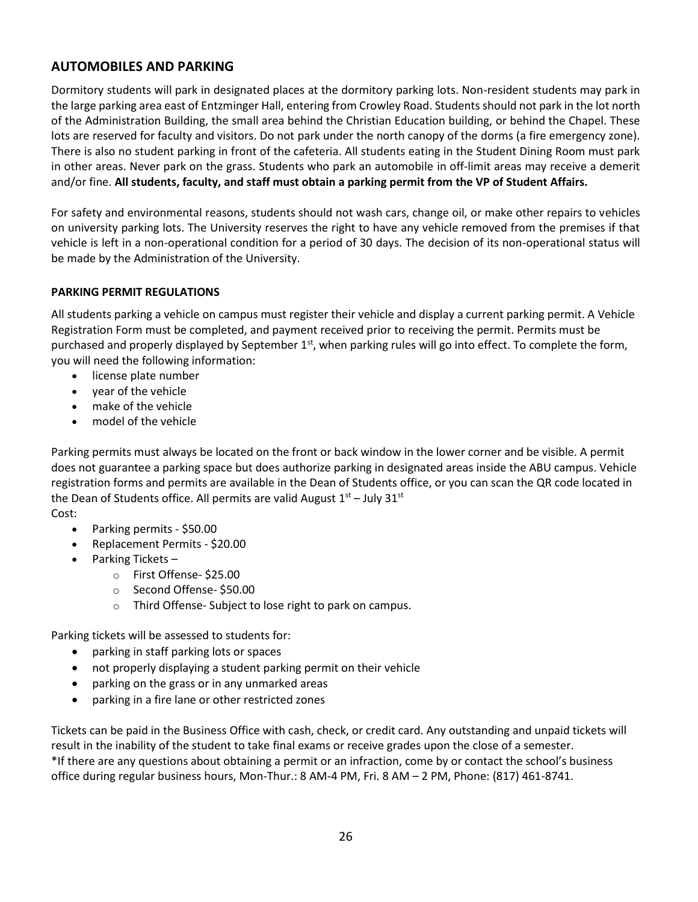## AUTOMOBILES AND PARKING

Dormitory students will park in designated places at the dormitory parking lots. Non-resident students may park in the large parking area east of Entzminger Hall, entering from Crowley Road. Students should not park in the lot north of the Administration Building, the small area behind the Christian Education building, or behind the Chapel. These lots are reserved for faculty and visitors. Do not park under the north canopy of the dorms (a fire emergency zone). There is also no student parking in front of the cafeteria. All students eating in the Student Dining Room must park in other areas. Never park on the grass. Students who park an automobile in off-limit areas may receive a demerit and/or fine. **All students, faculty, and staff must obtain a parking permit from the VP of Student Affairs.**

For safety and environmental reasons, students should not wash cars, change oil, or make other repairs to vehicles on university parking lots. The University reserves the right to have any vehicle removed from the premises if that vehicle is left in a non-operational condition for a period of 30 days. The decision of its non-operational status will be made by the Administration of the University.

### PARKING PERMIT REGULATIONS

All students parking a vehicle on campus must register their vehicle and display a current parking permit. A Vehicle Registration Form must be completed, and payment received prior to receiving the permit. Permits must be purchased and properly displayed by September 1st, when parking rules will go into effect. To complete the form, you will need the following information:

- license plate number
- year of the vehicle
- make of the vehicle
- model of the vehicle

Parking permits must always be located on the front or back window in the lower corner and be visible. A permit does not guarantee a parking space but does authorize parking in designated areas inside the ABU campus. Vehicle registration forms and permits are available in the Dean of Students office, or you can scan the QR code located in the Dean of Students office. All permits are valid August 1st – July 31st

Cost:

- Parking permits - $50.00
- Replacement Permits - $20.00
- Parking Tickets –
  - First Offense- $25.00
  - Second Offense- $50.00
  - Third Offense- Subject to lose right to park on campus.

Parking tickets will be assessed to students for:

- parking in staff parking lots or spaces
- not properly displaying a student parking permit on their vehicle
- parking on the grass or in any unmarked areas
- parking in a fire lane or other restricted zones

Tickets can be paid in the Business Office with cash, check, or credit card. Any outstanding and unpaid tickets will result in the inability of the student to take final exams or receive grades upon the close of a semester.
*If there are any questions about obtaining a permit or an infraction, come by or contact the school's business office during regular business hours, Mon-Thur.: 8 AM-4 PM, Fri. 8 AM – 2 PM, Phone: (817) 461-8741.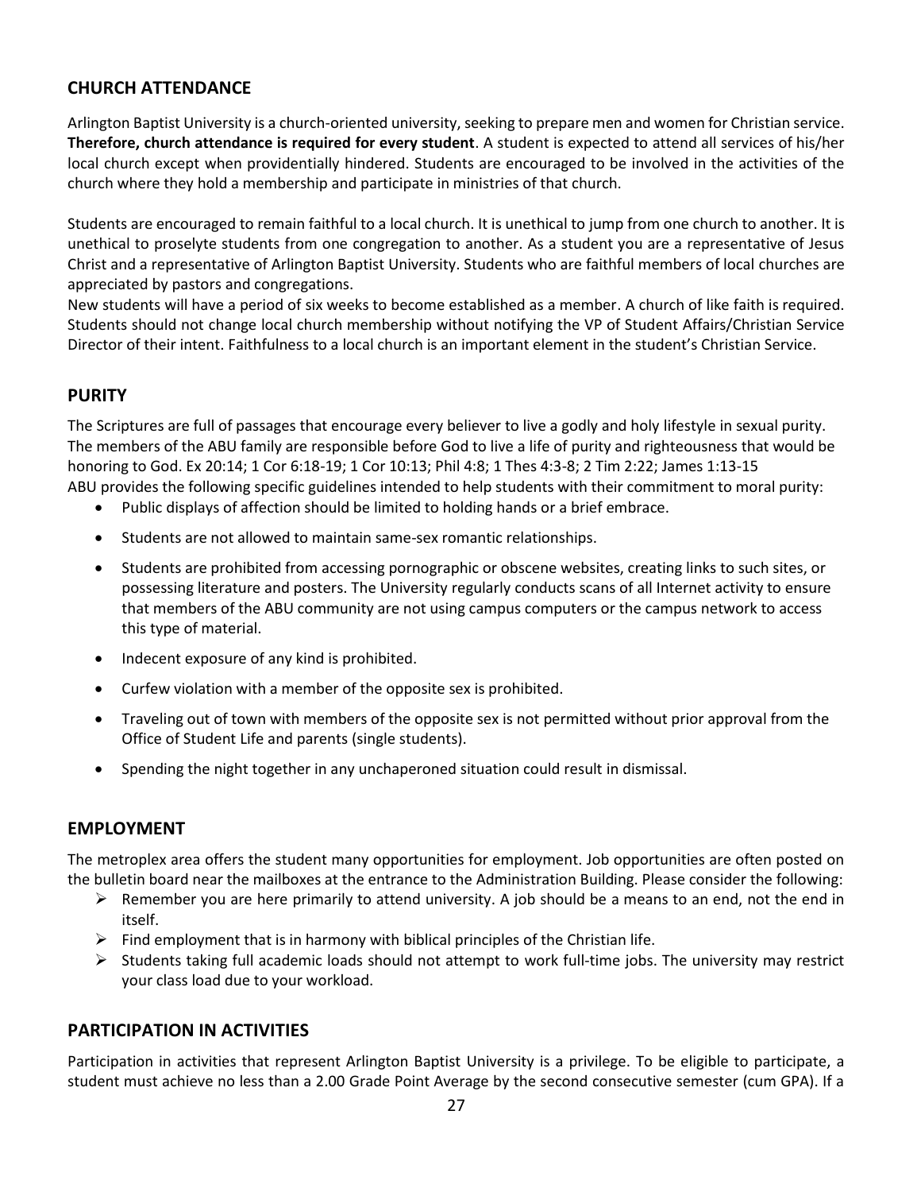## CHURCH ATTENDANCE

Arlington Baptist University is a church-oriented university, seeking to prepare men and women for Christian service. **Therefore, church attendance is required for every student**. A student is expected to attend all services of his/her local church except when providentially hindered. Students are encouraged to be involved in the activities of the church where they hold a membership and participate in ministries of that church.

Students are encouraged to remain faithful to a local church. It is unethical to jump from one church to another. It is unethical to proselyte students from one congregation to another. As a student you are a representative of Jesus Christ and a representative of Arlington Baptist University. Students who are faithful members of local churches are appreciated by pastors and congregations.

New students will have a period of six weeks to become established as a member. A church of like faith is required. Students should not change local church membership without notifying the VP of Student Affairs/Christian Service Director of their intent. Faithfulness to a local church is an important element in the student's Christian Service.

## PURITY

The Scriptures are full of passages that encourage every believer to live a godly and holy lifestyle in sexual purity. The members of the ABU family are responsible before God to live a life of purity and righteousness that would be honoring to God. Ex 20:14; 1 Cor 6:18-19; 1 Cor 10:13; Phil 4:8; 1 Thes 4:3-8; 2 Tim 2:22; James 1:13-15

ABU provides the following specific guidelines intended to help students with their commitment to moral purity:

- Public displays of affection should be limited to holding hands or a brief embrace.
- Students are not allowed to maintain same-sex romantic relationships.
- Students are prohibited from accessing pornographic or obscene websites, creating links to such sites, or possessing literature and posters. The University regularly conducts scans of all Internet activity to ensure that members of the ABU community are not using campus computers or the campus network to access this type of material.
- Indecent exposure of any kind is prohibited.
- Curfew violation with a member of the opposite sex is prohibited.
- Traveling out of town with members of the opposite sex is not permitted without prior approval from the Office of Student Life and parents (single students).
- Spending the night together in any unchaperoned situation could result in dismissal.

## EMPLOYMENT

The metroplex area offers the student many opportunities for employment. Job opportunities are often posted on the bulletin board near the mailboxes at the entrance to the Administration Building. Please consider the following:

- Remember you are here primarily to attend university. A job should be a means to an end, not the end in itself.
- Find employment that is in harmony with biblical principles of the Christian life.
- Students taking full academic loads should not attempt to work full-time jobs. The university may restrict your class load due to your workload.

## PARTICIPATION IN ACTIVITIES

Participation in activities that represent Arlington Baptist University is a privilege. To be eligible to participate, a student must achieve no less than a 2.00 Grade Point Average by the second consecutive semester (cum GPA). If a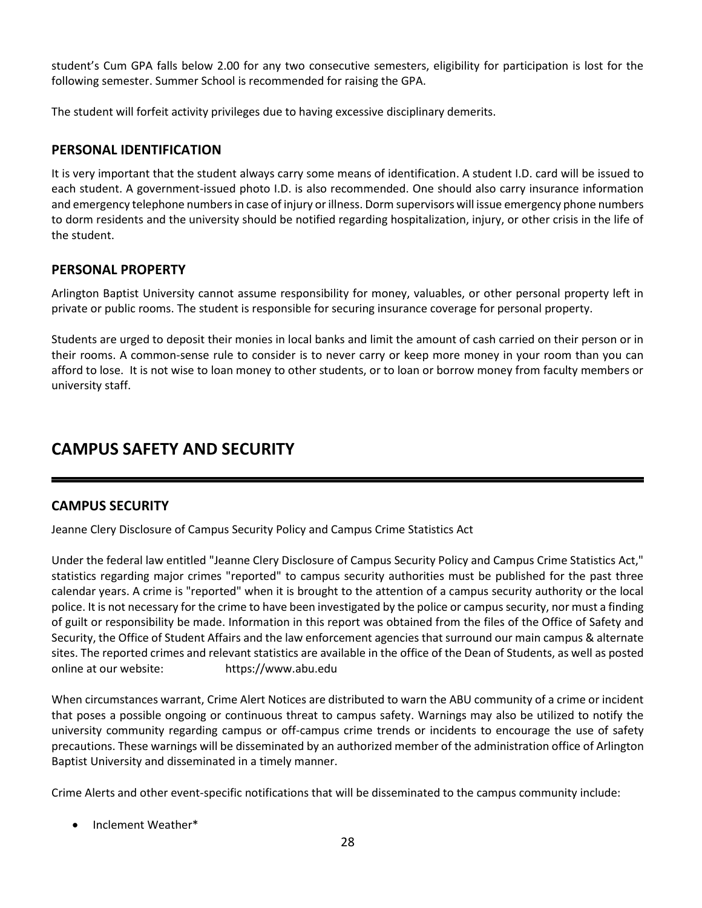student's Cum GPA falls below 2.00 for any two consecutive semesters, eligibility for participation is lost for the following semester. Summer School is recommended for raising the GPA.

The student will forfeit activity privileges due to having excessive disciplinary demerits.

### PERSONAL IDENTIFICATION

It is very important that the student always carry some means of identification. A student I.D. card will be issued to each student. A government-issued photo I.D. is also recommended. One should also carry insurance information and emergency telephone numbers in case of injury or illness. Dorm supervisors will issue emergency phone numbers to dorm residents and the university should be notified regarding hospitalization, injury, or other crisis in the life of the student.

### PERSONAL PROPERTY

Arlington Baptist University cannot assume responsibility for money, valuables, or other personal property left in private or public rooms. The student is responsible for securing insurance coverage for personal property.

Students are urged to deposit their monies in local banks and limit the amount of cash carried on their person or in their rooms. A common-sense rule to consider is to never carry or keep more money in your room than you can afford to lose. It is not wise to loan money to other students, or to loan or borrow money from faculty members or university staff.

## CAMPUS SAFETY AND SECURITY

### CAMPUS SECURITY

Jeanne Clery Disclosure of Campus Security Policy and Campus Crime Statistics Act

Under the federal law entitled "Jeanne Clery Disclosure of Campus Security Policy and Campus Crime Statistics Act," statistics regarding major crimes "reported" to campus security authorities must be published for the past three calendar years. A crime is "reported" when it is brought to the attention of a campus security authority or the local police. It is not necessary for the crime to have been investigated by the police or campus security, nor must a finding of guilt or responsibility be made. Information in this report was obtained from the files of the Office of Safety and Security, the Office of Student Affairs and the law enforcement agencies that surround our main campus & alternate sites. The reported crimes and relevant statistics are available in the office of the Dean of Students, as well as posted online at our website: https://www.abu.edu

When circumstances warrant, Crime Alert Notices are distributed to warn the ABU community of a crime or incident that poses a possible ongoing or continuous threat to campus safety. Warnings may also be utilized to notify the university community regarding campus or off-campus crime trends or incidents to encourage the use of safety precautions. These warnings will be disseminated by an authorized member of the administration office of Arlington Baptist University and disseminated in a timely manner.

Crime Alerts and other event-specific notifications that will be disseminated to the campus community include:

- Inclement Weather*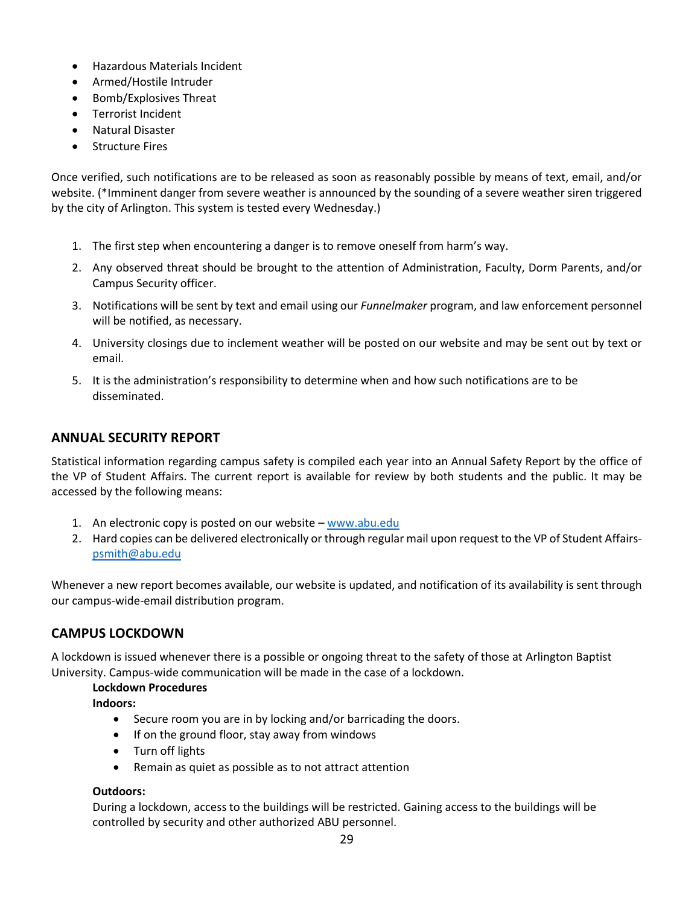- Hazardous Materials Incident
- Armed/Hostile Intruder
- Bomb/Explosives Threat
- Terrorist Incident
- Natural Disaster
- Structure Fires

Once verified, such notifications are to be released as soon as reasonably possible by means of text, email, and/or website. (*Imminent danger from severe weather is announced by the sounding of a severe weather siren triggered by the city of Arlington. This system is tested every Wednesday.)

1. The first step when encountering a danger is to remove oneself from harm's way.
2. Any observed threat should be brought to the attention of Administration, Faculty, Dorm Parents, and/or Campus Security officer.
3. Notifications will be sent by text and email using our *Funnelmaker* program, and law enforcement personnel will be notified, as necessary.
4. University closings due to inclement weather will be posted on our website and may be sent out by text or email.
5. It is the administration's responsibility to determine when and how such notifications are to be disseminated.

## ANNUAL SECURITY REPORT

Statistical information regarding campus safety is compiled each year into an Annual Safety Report by the office of the VP of Student Affairs. The current report is available for review by both students and the public. It may be accessed by the following means:

1. An electronic copy is posted on our website – www.abu.edu
2. Hard copies can be delivered electronically or through regular mail upon request to the VP of Student Affairs- psmith@abu.edu

Whenever a new report becomes available, our website is updated, and notification of its availability is sent through our campus-wide-email distribution program.

## CAMPUS LOCKDOWN

A lockdown is issued whenever there is a possible or ongoing threat to the safety of those at Arlington Baptist University. Campus-wide communication will be made in the case of a lockdown.

**Lockdown Procedures**

**Indoors:**

- Secure room you are in by locking and/or barricading the doors.
- If on the ground floor, stay away from windows
- Turn off lights
- Remain as quiet as possible as to not attract attention

**Outdoors:**

During a lockdown, access to the buildings will be restricted. Gaining access to the buildings will be controlled by security and other authorized ABU personnel.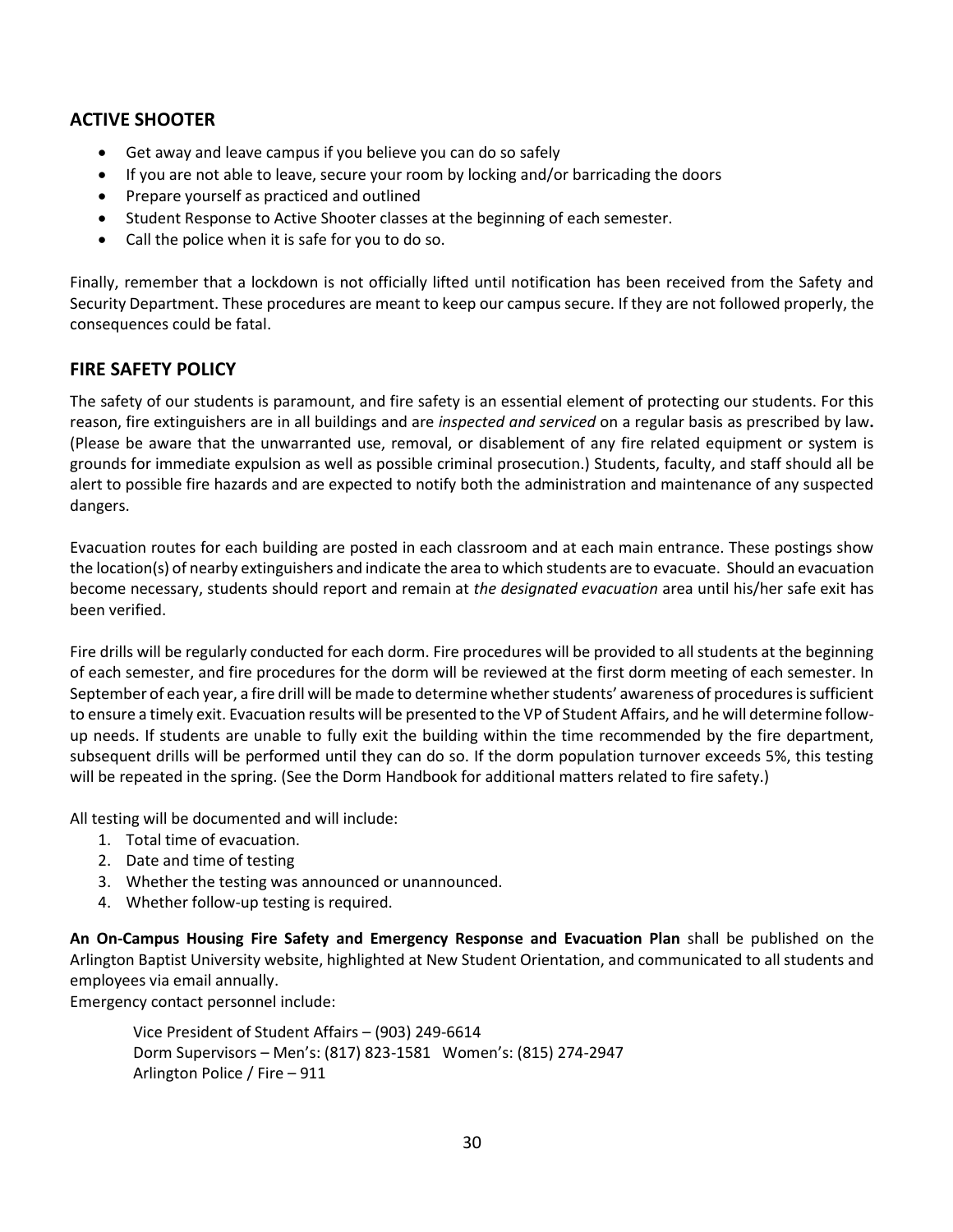## ACTIVE SHOOTER

- Get away and leave campus if you believe you can do so safely
- If you are not able to leave, secure your room by locking and/or barricading the doors
- Prepare yourself as practiced and outlined
- Student Response to Active Shooter classes at the beginning of each semester.
- Call the police when it is safe for you to do so.

Finally, remember that a lockdown is not officially lifted until notification has been received from the Safety and Security Department. These procedures are meant to keep our campus secure. If they are not followed properly, the consequences could be fatal.

## FIRE SAFETY POLICY

The safety of our students is paramount, and fire safety is an essential element of protecting our students. For this reason, fire extinguishers are in all buildings and are *inspected and serviced* on a regular basis as prescribed by law**.** (Please be aware that the unwarranted use, removal, or disablement of any fire related equipment or system is grounds for immediate expulsion as well as possible criminal prosecution.) Students, faculty, and staff should all be alert to possible fire hazards and are expected to notify both the administration and maintenance of any suspected dangers.

Evacuation routes for each building are posted in each classroom and at each main entrance. These postings show the location(s) of nearby extinguishers and indicate the area to which students are to evacuate. Should an evacuation become necessary, students should report and remain at *the designated evacuation* area until his/her safe exit has been verified.

Fire drills will be regularly conducted for each dorm. Fire procedures will be provided to all students at the beginning of each semester, and fire procedures for the dorm will be reviewed at the first dorm meeting of each semester. In September of each year, a fire drill will be made to determine whether students' awareness of procedures is sufficient to ensure a timely exit. Evacuation results will be presented to the VP of Student Affairs, and he will determine follow-up needs. If students are unable to fully exit the building within the time recommended by the fire department, subsequent drills will be performed until they can do so. If the dorm population turnover exceeds 5%, this testing will be repeated in the spring. (See the Dorm Handbook for additional matters related to fire safety.)

All testing will be documented and will include:

1. Total time of evacuation.
2. Date and time of testing
3. Whether the testing was announced or unannounced.
4. Whether follow-up testing is required.

**An On-Campus Housing Fire Safety and Emergency Response and Evacuation Plan** shall be published on the Arlington Baptist University website, highlighted at New Student Orientation, and communicated to all students and employees via email annually.

Emergency contact personnel include:

Vice President of Student Affairs – (903) 249-6614
Dorm Supervisors – Men's: (817) 823-1581 Women's: (815) 274-2947
Arlington Police / Fire – 911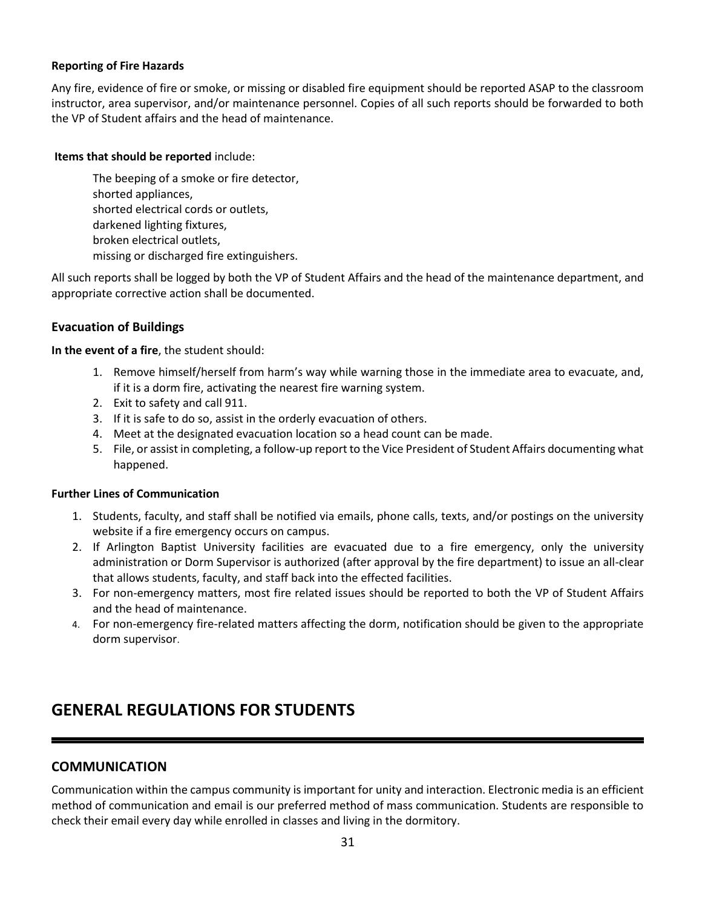**Reporting of Fire Hazards**

Any fire, evidence of fire or smoke, or missing or disabled fire equipment should be reported ASAP to the classroom instructor, area supervisor, and/or maintenance personnel. Copies of all such reports should be forwarded to both the VP of Student affairs and the head of maintenance.

**Items that should be reported** include:

The beeping of a smoke or fire detector,  
shorted appliances,  
shorted electrical cords or outlets,  
darkened lighting fixtures,  
broken electrical outlets,  
missing or discharged fire extinguishers.

All such reports shall be logged by both the VP of Student Affairs and the head of the maintenance department, and appropriate corrective action shall be documented.

### Evacuation of Buildings

**In the event of a fire**, the student should:

1. Remove himself/herself from harm's way while warning those in the immediate area to evacuate, and, if it is a dorm fire, activating the nearest fire warning system.
2. Exit to safety and call 911.
3. If it is safe to do so, assist in the orderly evacuation of others.
4. Meet at the designated evacuation location so a head count can be made.
5. File, or assist in completing, a follow-up report to the Vice President of Student Affairs documenting what happened.

**Further Lines of Communication**

1. Students, faculty, and staff shall be notified via emails, phone calls, texts, and/or postings on the university website if a fire emergency occurs on campus.
2. If Arlington Baptist University facilities are evacuated due to a fire emergency, only the university administration or Dorm Supervisor is authorized (after approval by the fire department) to issue an all-clear that allows students, faculty, and staff back into the effected facilities.
3. For non-emergency matters, most fire related issues should be reported to both the VP of Student Affairs and the head of maintenance.
4. For non-emergency fire-related matters affecting the dorm, notification should be given to the appropriate dorm supervisor.

## GENERAL REGULATIONS FOR STUDENTS

### COMMUNICATION

Communication within the campus community is important for unity and interaction. Electronic media is an efficient method of communication and email is our preferred method of mass communication. Students are responsible to check their email every day while enrolled in classes and living in the dormitory.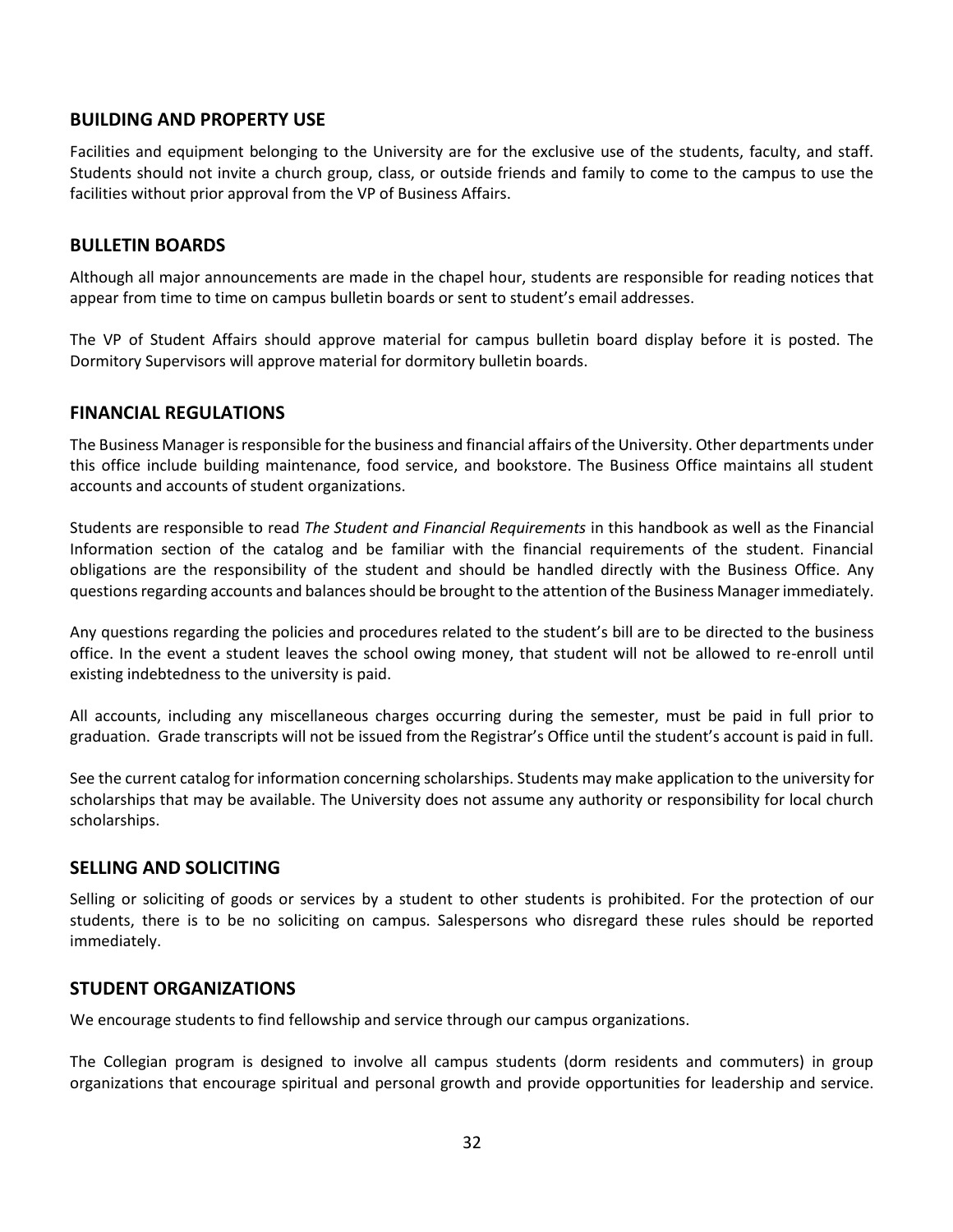## BUILDING AND PROPERTY USE

Facilities and equipment belonging to the University are for the exclusive use of the students, faculty, and staff. Students should not invite a church group, class, or outside friends and family to come to the campus to use the facilities without prior approval from the VP of Business Affairs.

## BULLETIN BOARDS

Although all major announcements are made in the chapel hour, students are responsible for reading notices that appear from time to time on campus bulletin boards or sent to student's email addresses.

The VP of Student Affairs should approve material for campus bulletin board display before it is posted. The Dormitory Supervisors will approve material for dormitory bulletin boards.

## FINANCIAL REGULATIONS

The Business Manager is responsible for the business and financial affairs of the University. Other departments under this office include building maintenance, food service, and bookstore. The Business Office maintains all student accounts and accounts of student organizations.

Students are responsible to read *The Student and Financial Requirements* in this handbook as well as the Financial Information section of the catalog and be familiar with the financial requirements of the student. Financial obligations are the responsibility of the student and should be handled directly with the Business Office. Any questions regarding accounts and balances should be brought to the attention of the Business Manager immediately.

Any questions regarding the policies and procedures related to the student's bill are to be directed to the business office. In the event a student leaves the school owing money, that student will not be allowed to re-enroll until existing indebtedness to the university is paid.

All accounts, including any miscellaneous charges occurring during the semester, must be paid in full prior to graduation. Grade transcripts will not be issued from the Registrar's Office until the student's account is paid in full.

See the current catalog for information concerning scholarships. Students may make application to the university for scholarships that may be available. The University does not assume any authority or responsibility for local church scholarships.

## SELLING AND SOLICITING

Selling or soliciting of goods or services by a student to other students is prohibited. For the protection of our students, there is to be no soliciting on campus. Salespersons who disregard these rules should be reported immediately.

## STUDENT ORGANIZATIONS

We encourage students to find fellowship and service through our campus organizations.

The Collegian program is designed to involve all campus students (dorm residents and commuters) in group organizations that encourage spiritual and personal growth and provide opportunities for leadership and service.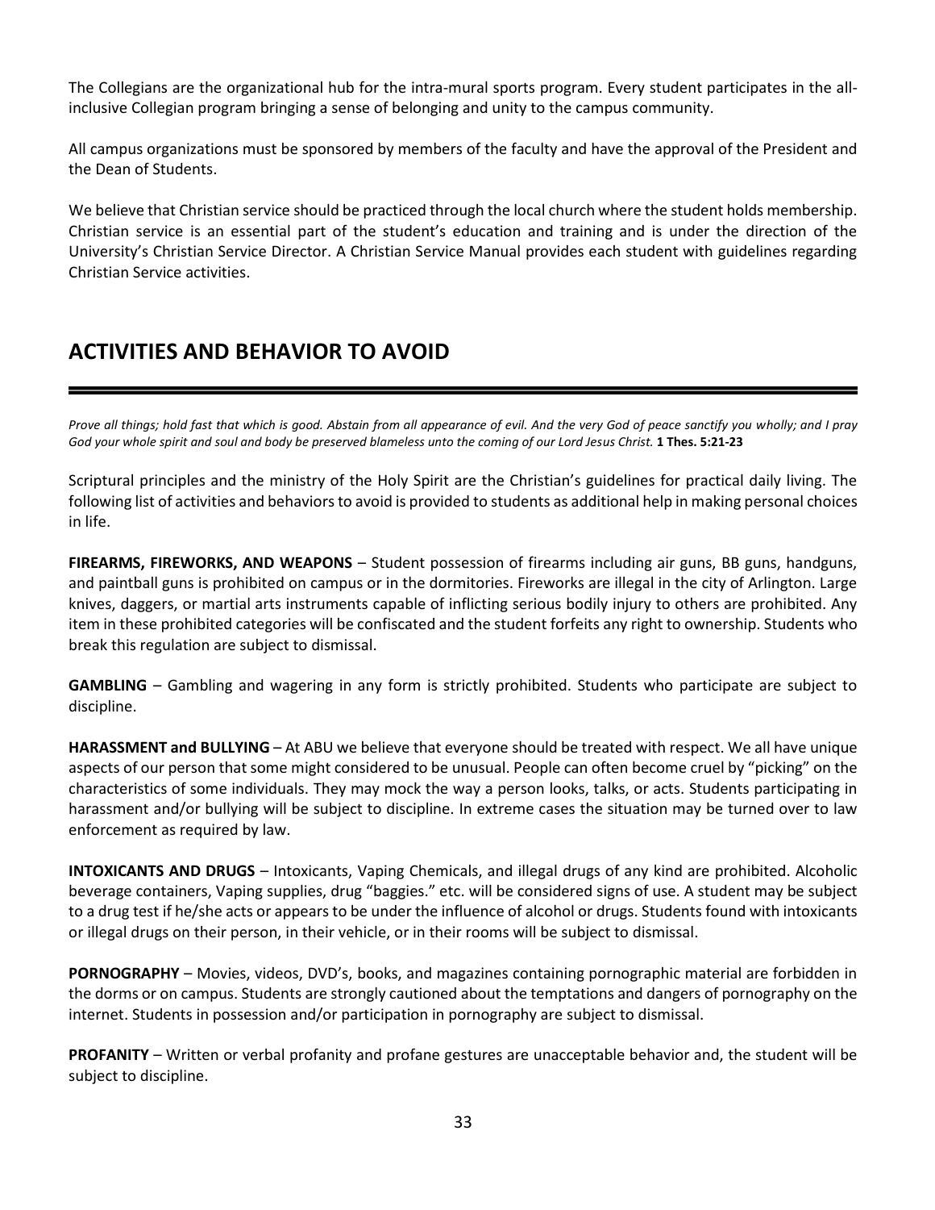The Collegians are the organizational hub for the intra-mural sports program. Every student participates in the all-inclusive Collegian program bringing a sense of belonging and unity to the campus community.

All campus organizations must be sponsored by members of the faculty and have the approval of the President and the Dean of Students.

We believe that Christian service should be practiced through the local church where the student holds membership. Christian service is an essential part of the student's education and training and is under the direction of the University's Christian Service Director. A Christian Service Manual provides each student with guidelines regarding Christian Service activities.

## ACTIVITIES AND BEHAVIOR TO AVOID

*Prove all things; hold fast that which is good. Abstain from all appearance of evil. And the very God of peace sanctify you wholly; and I pray God your whole spirit and soul and body be preserved blameless unto the coming of our Lord Jesus Christ.* **1 Thes. 5:21-23**

Scriptural principles and the ministry of the Holy Spirit are the Christian's guidelines for practical daily living. The following list of activities and behaviors to avoid is provided to students as additional help in making personal choices in life.

**FIREARMS, FIREWORKS, AND WEAPONS** – Student possession of firearms including air guns, BB guns, handguns, and paintball guns is prohibited on campus or in the dormitories. Fireworks are illegal in the city of Arlington. Large knives, daggers, or martial arts instruments capable of inflicting serious bodily injury to others are prohibited. Any item in these prohibited categories will be confiscated and the student forfeits any right to ownership. Students who break this regulation are subject to dismissal.

**GAMBLING** – Gambling and wagering in any form is strictly prohibited. Students who participate are subject to discipline.

**HARASSMENT and BULLYING** – At ABU we believe that everyone should be treated with respect. We all have unique aspects of our person that some might considered to be unusual. People can often become cruel by "picking" on the characteristics of some individuals. They may mock the way a person looks, talks, or acts. Students participating in harassment and/or bullying will be subject to discipline. In extreme cases the situation may be turned over to law enforcement as required by law.

**INTOXICANTS AND DRUGS** – Intoxicants, Vaping Chemicals, and illegal drugs of any kind are prohibited. Alcoholic beverage containers, Vaping supplies, drug "baggies." etc. will be considered signs of use. A student may be subject to a drug test if he/she acts or appears to be under the influence of alcohol or drugs. Students found with intoxicants or illegal drugs on their person, in their vehicle, or in their rooms will be subject to dismissal.

**PORNOGRAPHY** – Movies, videos, DVD's, books, and magazines containing pornographic material are forbidden in the dorms or on campus. Students are strongly cautioned about the temptations and dangers of pornography on the internet. Students in possession and/or participation in pornography are subject to dismissal.

**PROFANITY** – Written or verbal profanity and profane gestures are unacceptable behavior and, the student will be subject to discipline.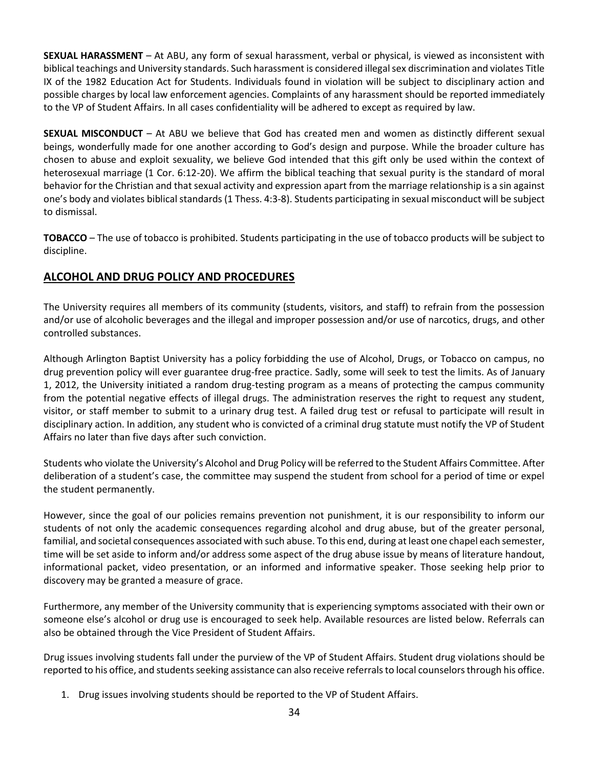**SEXUAL HARASSMENT** – At ABU, any form of sexual harassment, verbal or physical, is viewed as inconsistent with biblical teachings and University standards. Such harassment is considered illegal sex discrimination and violates Title IX of the 1982 Education Act for Students. Individuals found in violation will be subject to disciplinary action and possible charges by local law enforcement agencies. Complaints of any harassment should be reported immediately to the VP of Student Affairs. In all cases confidentiality will be adhered to except as required by law.

**SEXUAL MISCONDUCT** – At ABU we believe that God has created men and women as distinctly different sexual beings, wonderfully made for one another according to God's design and purpose. While the broader culture has chosen to abuse and exploit sexuality, we believe God intended that this gift only be used within the context of heterosexual marriage (1 Cor. 6:12-20). We affirm the biblical teaching that sexual purity is the standard of moral behavior for the Christian and that sexual activity and expression apart from the marriage relationship is a sin against one's body and violates biblical standards (1 Thess. 4:3-8). Students participating in sexual misconduct will be subject to dismissal.

**TOBACCO** – The use of tobacco is prohibited. Students participating in the use of tobacco products will be subject to discipline.

## ALCOHOL AND DRUG POLICY AND PROCEDURES

The University requires all members of its community (students, visitors, and staff) to refrain from the possession and/or use of alcoholic beverages and the illegal and improper possession and/or use of narcotics, drugs, and other controlled substances.

Although Arlington Baptist University has a policy forbidding the use of Alcohol, Drugs, or Tobacco on campus, no drug prevention policy will ever guarantee drug-free practice. Sadly, some will seek to test the limits. As of January 1, 2012, the University initiated a random drug-testing program as a means of protecting the campus community from the potential negative effects of illegal drugs. The administration reserves the right to request any student, visitor, or staff member to submit to a urinary drug test. A failed drug test or refusal to participate will result in disciplinary action. In addition, any student who is convicted of a criminal drug statute must notify the VP of Student Affairs no later than five days after such conviction.

Students who violate the University's Alcohol and Drug Policy will be referred to the Student Affairs Committee. After deliberation of a student's case, the committee may suspend the student from school for a period of time or expel the student permanently.

However, since the goal of our policies remains prevention not punishment, it is our responsibility to inform our students of not only the academic consequences regarding alcohol and drug abuse, but of the greater personal, familial, and societal consequences associated with such abuse. To this end, during at least one chapel each semester, time will be set aside to inform and/or address some aspect of the drug abuse issue by means of literature handout, informational packet, video presentation, or an informed and informative speaker. Those seeking help prior to discovery may be granted a measure of grace.

Furthermore, any member of the University community that is experiencing symptoms associated with their own or someone else's alcohol or drug use is encouraged to seek help. Available resources are listed below. Referrals can also be obtained through the Vice President of Student Affairs.

Drug issues involving students fall under the purview of the VP of Student Affairs. Student drug violations should be reported to his office, and students seeking assistance can also receive referrals to local counselors through his office.

1. Drug issues involving students should be reported to the VP of Student Affairs.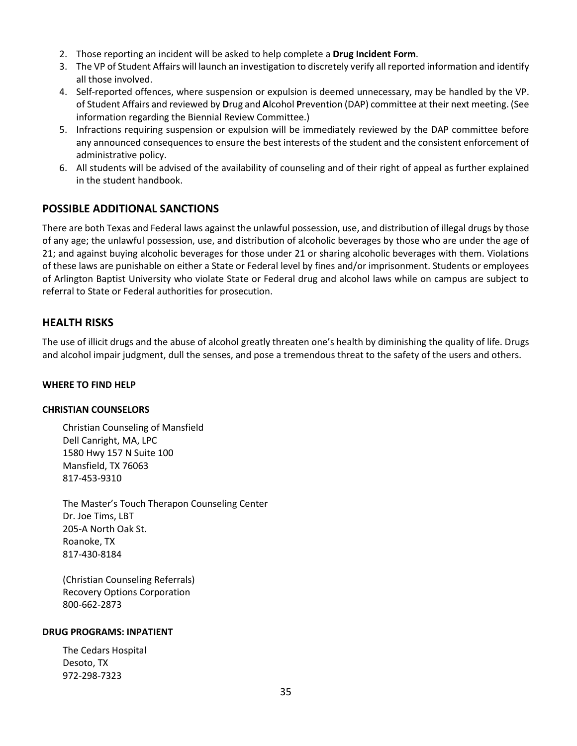2. Those reporting an incident will be asked to help complete a **Drug Incident Form**.
3. The VP of Student Affairs will launch an investigation to discretely verify all reported information and identify all those involved.
4. Self-reported offences, where suspension or expulsion is deemed unnecessary, may be handled by the VP. of Student Affairs and reviewed by **D**rug and **A**lcohol **P**revention (DAP) committee at their next meeting. (See information regarding the Biennial Review Committee.)
5. Infractions requiring suspension or expulsion will be immediately reviewed by the DAP committee before any announced consequences to ensure the best interests of the student and the consistent enforcement of administrative policy.
6. All students will be advised of the availability of counseling and of their right of appeal as further explained in the student handbook.

## POSSIBLE ADDITIONAL SANCTIONS

There are both Texas and Federal laws against the unlawful possession, use, and distribution of illegal drugs by those of any age; the unlawful possession, use, and distribution of alcoholic beverages by those who are under the age of 21; and against buying alcoholic beverages for those under 21 or sharing alcoholic beverages with them. Violations of these laws are punishable on either a State or Federal level by fines and/or imprisonment. Students or employees of Arlington Baptist University who violate State or Federal drug and alcohol laws while on campus are subject to referral to State or Federal authorities for prosecution.

## HEALTH RISKS

The use of illicit drugs and the abuse of alcohol greatly threaten one's health by diminishing the quality of life. Drugs and alcohol impair judgment, dull the senses, and pose a tremendous threat to the safety of the users and others.

#### WHERE TO FIND HELP

#### CHRISTIAN COUNSELORS

Christian Counseling of Mansfield
Dell Canright, MA, LPC
1580 Hwy 157 N Suite 100
Mansfield, TX 76063
817-453-9310

The Master's Touch Therapon Counseling Center
Dr. Joe Tims, LBT
205-A North Oak St.
Roanoke, TX
817-430-8184

(Christian Counseling Referrals)
Recovery Options Corporation
800-662-2873

#### DRUG PROGRAMS: INPATIENT

The Cedars Hospital
Desoto, TX
972-298-7323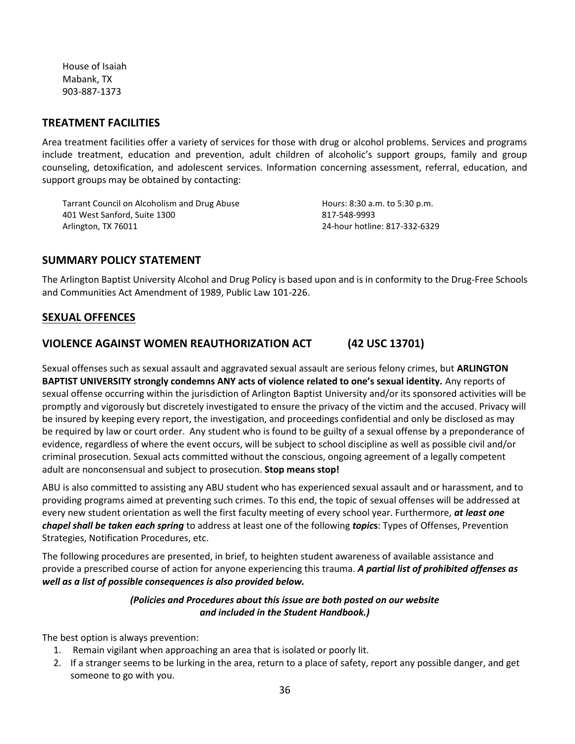House of Isaiah
Mabank, TX
903-887-1373

## TREATMENT FACILITIES

Area treatment facilities offer a variety of services for those with drug or alcohol problems. Services and programs include treatment, education and prevention, adult children of alcoholic's support groups, family and group counseling, detoxification, and adolescent services. Information concerning assessment, referral, education, and support groups may be obtained by contacting:

Tarrant Council on Alcoholism and Drug Abuse
401 West Sanford, Suite 1300
Arlington, TX 76011

Hours: 8:30 a.m. to 5:30 p.m.
817-548-9993
24-hour hotline: 817-332-6329

## SUMMARY POLICY STATEMENT

The Arlington Baptist University Alcohol and Drug Policy is based upon and is in conformity to the Drug-Free Schools and Communities Act Amendment of 1989, Public Law 101-226.

## SEXUAL OFFENCES

## VIOLENCE AGAINST WOMEN REAUTHORIZATION ACT (42 USC 13701)

Sexual offenses such as sexual assault and aggravated sexual assault are serious felony crimes, but **ARLINGTON BAPTIST UNIVERSITY strongly condemns ANY acts of violence related to one's sexual identity.** Any reports of sexual offense occurring within the jurisdiction of Arlington Baptist University and/or its sponsored activities will be promptly and vigorously but discretely investigated to ensure the privacy of the victim and the accused. Privacy will be insured by keeping every report, the investigation, and proceedings confidential and only be disclosed as may be required by law or court order. Any student who is found to be guilty of a sexual offense by a preponderance of evidence, regardless of where the event occurs, will be subject to school discipline as well as possible civil and/or criminal prosecution. Sexual acts committed without the conscious, ongoing agreement of a legally competent adult are nonconsensual and subject to prosecution. **Stop means stop!**

ABU is also committed to assisting any ABU student who has experienced sexual assault and or harassment, and to providing programs aimed at preventing such crimes. To this end, the topic of sexual offenses will be addressed at every new student orientation as well the first faculty meeting of every school year. Furthermore, ***at least one chapel shall be taken each spring*** to address at least one of the following ***topics***: Types of Offenses, Prevention Strategies, Notification Procedures, etc.

The following procedures are presented, in brief, to heighten student awareness of available assistance and provide a prescribed course of action for anyone experiencing this trauma. ***A partial list of prohibited offenses as well as a list of possible consequences is also provided below.***

***(Policies and Procedures about this issue are both posted on our website and included in the Student Handbook.)***

The best option is always prevention:

1. Remain vigilant when approaching an area that is isolated or poorly lit.
2. If a stranger seems to be lurking in the area, return to a place of safety, report any possible danger, and get someone to go with you.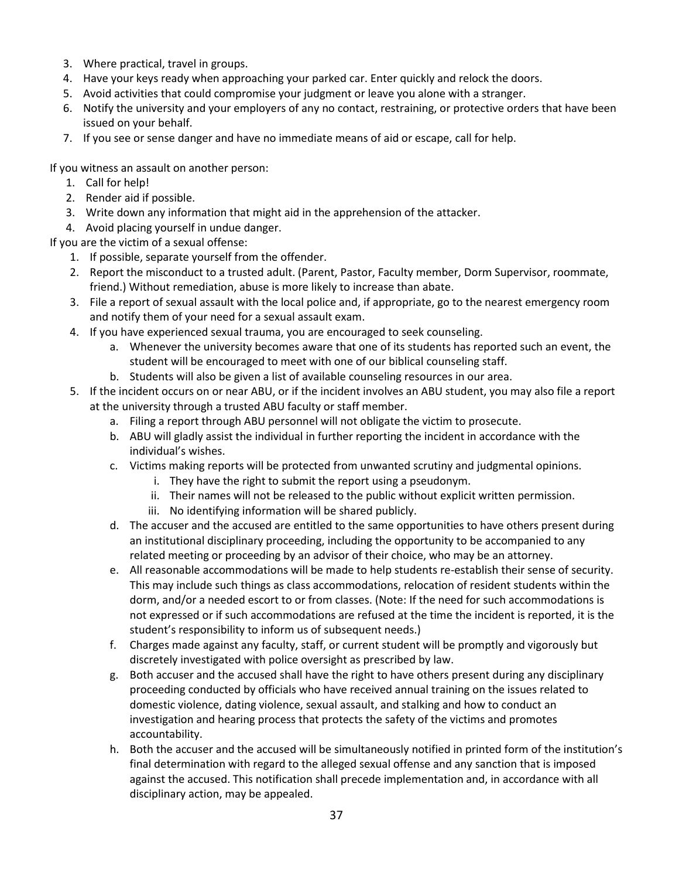3. Where practical, travel in groups.
4. Have your keys ready when approaching your parked car. Enter quickly and relock the doors.
5. Avoid activities that could compromise your judgment or leave you alone with a stranger.
6. Notify the university and your employers of any no contact, restraining, or protective orders that have been issued on your behalf.
7. If you see or sense danger and have no immediate means of aid or escape, call for help.

If you witness an assault on another person:

1. Call for help!
2. Render aid if possible.
3. Write down any information that might aid in the apprehension of the attacker.
4. Avoid placing yourself in undue danger.

If you are the victim of a sexual offense:

1. If possible, separate yourself from the offender.
2. Report the misconduct to a trusted adult. (Parent, Pastor, Faculty member, Dorm Supervisor, roommate, friend.) Without remediation, abuse is more likely to increase than abate.
3. File a report of sexual assault with the local police and, if appropriate, go to the nearest emergency room and notify them of your need for a sexual assault exam.
4. If you have experienced sexual trauma, you are encouraged to seek counseling.
    a. Whenever the university becomes aware that one of its students has reported such an event, the student will be encouraged to meet with one of our biblical counseling staff.
    b. Students will also be given a list of available counseling resources in our area.
5. If the incident occurs on or near ABU, or if the incident involves an ABU student, you may also file a report at the university through a trusted ABU faculty or staff member.
    a. Filing a report through ABU personnel will not obligate the victim to prosecute.
    b. ABU will gladly assist the individual in further reporting the incident in accordance with the individual's wishes.
    c. Victims making reports will be protected from unwanted scrutiny and judgmental opinions.
        i. They have the right to submit the report using a pseudonym.
        ii. Their names will not be released to the public without explicit written permission.
        iii. No identifying information will be shared publicly.
    d. The accuser and the accused are entitled to the same opportunities to have others present during an institutional disciplinary proceeding, including the opportunity to be accompanied to any related meeting or proceeding by an advisor of their choice, who may be an attorney.
    e. All reasonable accommodations will be made to help students re-establish their sense of security. This may include such things as class accommodations, relocation of resident students within the dorm, and/or a needed escort to or from classes. (Note: If the need for such accommodations is not expressed or if such accommodations are refused at the time the incident is reported, it is the student's responsibility to inform us of subsequent needs.)
    f. Charges made against any faculty, staff, or current student will be promptly and vigorously but discretely investigated with police oversight as prescribed by law.
    g. Both accuser and the accused shall have the right to have others present during any disciplinary proceeding conducted by officials who have received annual training on the issues related to domestic violence, dating violence, sexual assault, and stalking and how to conduct an investigation and hearing process that protects the safety of the victims and promotes accountability.
    h. Both the accuser and the accused will be simultaneously notified in printed form of the institution's final determination with regard to the alleged sexual offense and any sanction that is imposed against the accused. This notification shall precede implementation and, in accordance with all disciplinary action, may be appealed.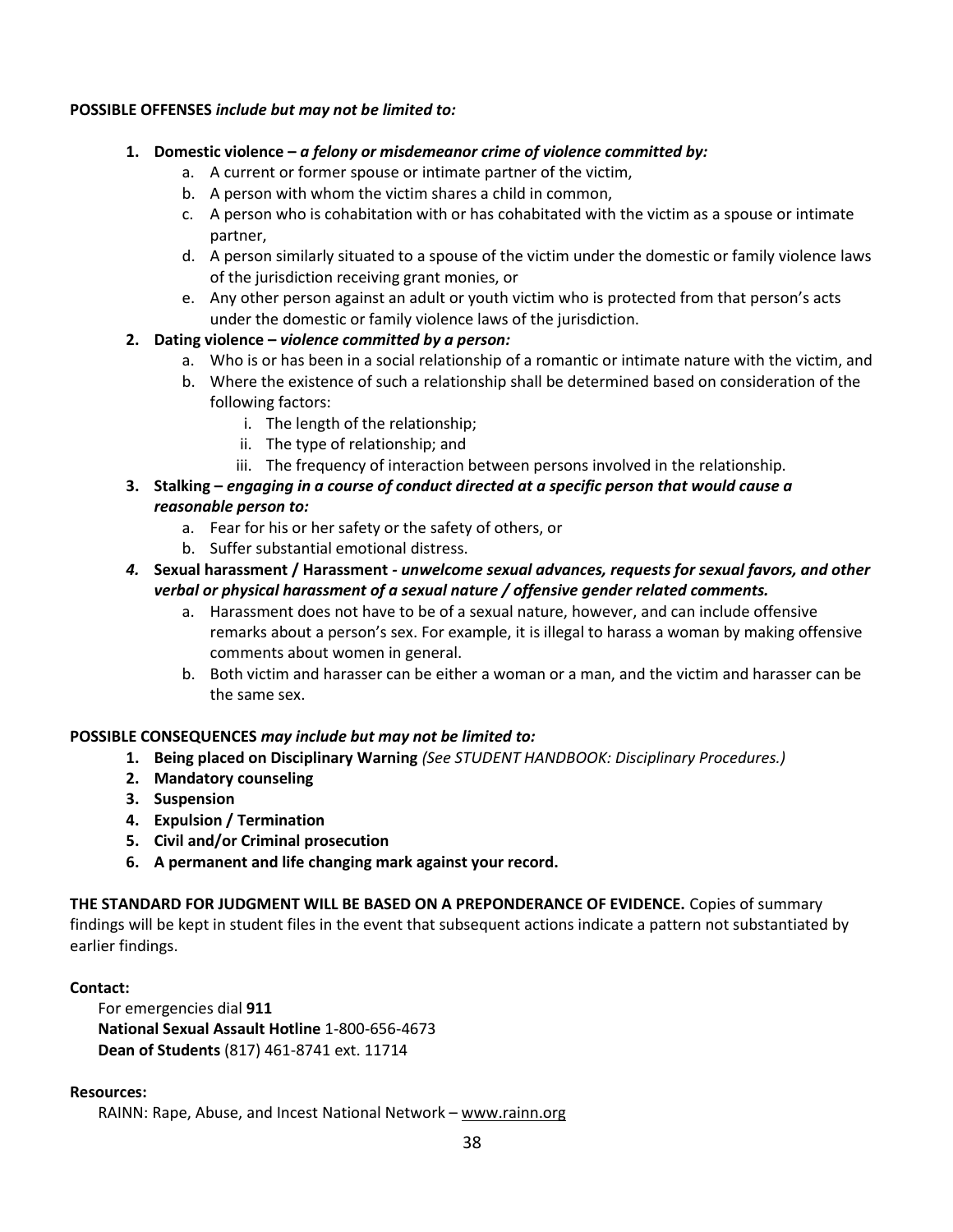**POSSIBLE OFFENSES** ***include but may not be limited to:***

1. **Domestic violence –** ***a felony or misdemeanor crime of violence committed by:***
   a. A current or former spouse or intimate partner of the victim,
   b. A person with whom the victim shares a child in common,
   c. A person who is cohabitation with or has cohabitated with the victim as a spouse or intimate partner,
   d. A person similarly situated to a spouse of the victim under the domestic or family violence laws of the jurisdiction receiving grant monies, or
   e. Any other person against an adult or youth victim who is protected from that person's acts under the domestic or family violence laws of the jurisdiction.
2. **Dating violence –** ***violence committed by a person:***
   a. Who is or has been in a social relationship of a romantic or intimate nature with the victim, and
   b. Where the existence of such a relationship shall be determined based on consideration of the following factors:
      i. The length of the relationship;
      ii. The type of relationship; and
      iii. The frequency of interaction between persons involved in the relationship.
3. **Stalking –** ***engaging in a course of conduct directed at a specific person that would cause a reasonable person to:***
   a. Fear for his or her safety or the safety of others, or
   b. Suffer substantial emotional distress.
4. **Sexual harassment / Harassment -** ***unwelcome sexual advances, requests for sexual favors, and other verbal or physical harassment of a sexual nature / offensive gender related comments.***
   a. Harassment does not have to be of a sexual nature, however, and can include offensive remarks about a person's sex. For example, it is illegal to harass a woman by making offensive comments about women in general.
   b. Both victim and harasser can be either a woman or a man, and the victim and harasser can be the same sex.

**POSSIBLE CONSEQUENCES** ***may include but may not be limited to:***

1. **Being placed on Disciplinary Warning** *(See STUDENT HANDBOOK: Disciplinary Procedures.)*
2. **Mandatory counseling**
3. **Suspension**
4. **Expulsion / Termination**
5. **Civil and/or Criminal prosecution**
6. **A permanent and life changing mark against your record.**

**THE STANDARD FOR JUDGMENT WILL BE BASED ON A PREPONDERANCE OF EVIDENCE.** Copies of summary findings will be kept in student files in the event that subsequent actions indicate a pattern not substantiated by earlier findings.

**Contact:**

For emergencies dial **911**
**National Sexual Assault Hotline** 1-800-656-4673
**Dean of Students** (817) 461-8741 ext. 11714

**Resources:**

RAINN: Rape, Abuse, and Incest National Network – www.rainn.org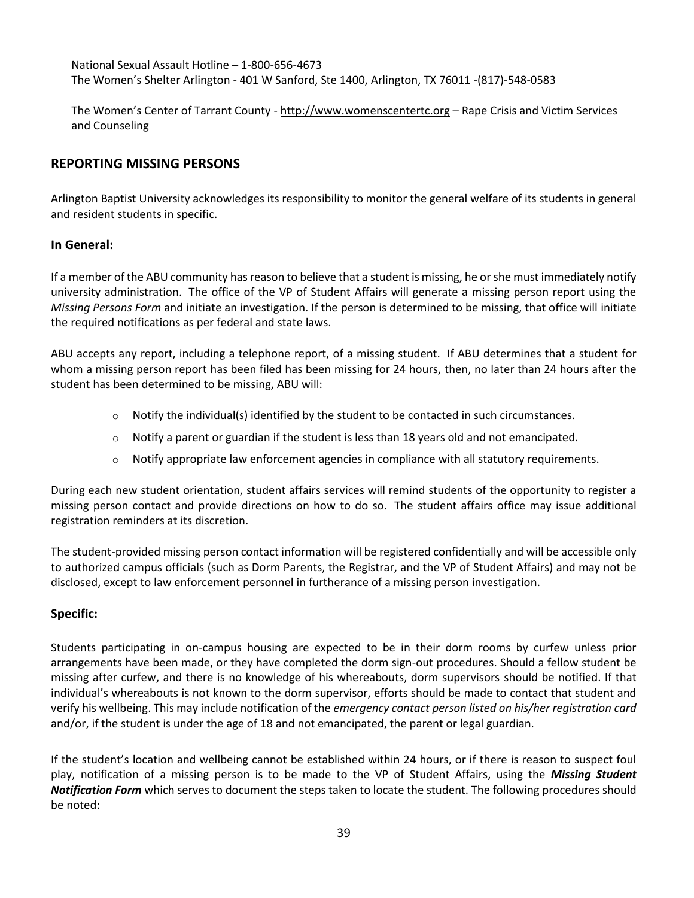National Sexual Assault Hotline – 1-800-656-4673
The Women's Shelter Arlington - 401 W Sanford, Ste 1400, Arlington, TX 76011 -(817)-548-0583

The Women's Center of Tarrant County - http://www.womenscentertc.org – Rape Crisis and Victim Services and Counseling

## REPORTING MISSING PERSONS

Arlington Baptist University acknowledges its responsibility to monitor the general welfare of its students in general and resident students in specific.

### In General:

If a member of the ABU community has reason to believe that a student is missing, he or she must immediately notify university administration. The office of the VP of Student Affairs will generate a missing person report using the *Missing Persons Form* and initiate an investigation. If the person is determined to be missing, that office will initiate the required notifications as per federal and state laws.

ABU accepts any report, including a telephone report, of a missing student. If ABU determines that a student for whom a missing person report has been filed has been missing for 24 hours, then, no later than 24 hours after the student has been determined to be missing, ABU will:

- Notify the individual(s) identified by the student to be contacted in such circumstances.
- Notify a parent or guardian if the student is less than 18 years old and not emancipated.
- Notify appropriate law enforcement agencies in compliance with all statutory requirements.

During each new student orientation, student affairs services will remind students of the opportunity to register a missing person contact and provide directions on how to do so. The student affairs office may issue additional registration reminders at its discretion.

The student-provided missing person contact information will be registered confidentially and will be accessible only to authorized campus officials (such as Dorm Parents, the Registrar, and the VP of Student Affairs) and may not be disclosed, except to law enforcement personnel in furtherance of a missing person investigation.

### Specific:

Students participating in on-campus housing are expected to be in their dorm rooms by curfew unless prior arrangements have been made, or they have completed the dorm sign-out procedures. Should a fellow student be missing after curfew, and there is no knowledge of his whereabouts, dorm supervisors should be notified. If that individual's whereabouts is not known to the dorm supervisor, efforts should be made to contact that student and verify his wellbeing. This may include notification of the *emergency contact person listed on his/her registration card* and/or, if the student is under the age of 18 and not emancipated, the parent or legal guardian.

If the student's location and wellbeing cannot be established within 24 hours, or if there is reason to suspect foul play, notification of a missing person is to be made to the VP of Student Affairs, using the ***Missing Student Notification Form*** which serves to document the steps taken to locate the student. The following procedures should be noted: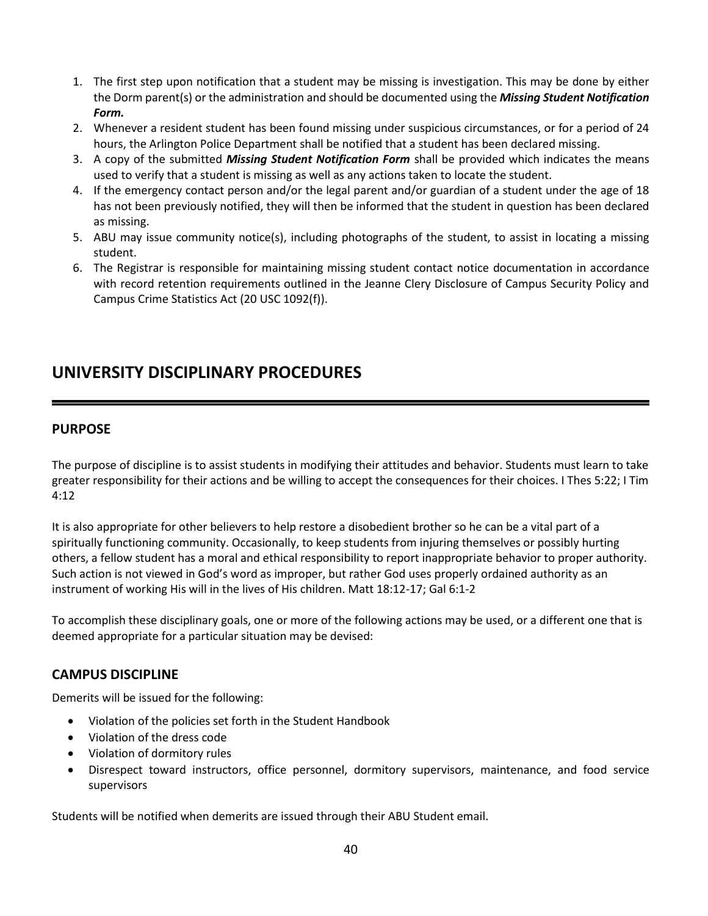1. The first step upon notification that a student may be missing is investigation. This may be done by either the Dorm parent(s) or the administration and should be documented using the ***Missing Student Notification Form.***
2. Whenever a resident student has been found missing under suspicious circumstances, or for a period of 24 hours, the Arlington Police Department shall be notified that a student has been declared missing.
3. A copy of the submitted ***Missing Student Notification Form*** shall be provided which indicates the means used to verify that a student is missing as well as any actions taken to locate the student.
4. If the emergency contact person and/or the legal parent and/or guardian of a student under the age of 18 has not been previously notified, they will then be informed that the student in question has been declared as missing.
5. ABU may issue community notice(s), including photographs of the student, to assist in locating a missing student.
6. The Registrar is responsible for maintaining missing student contact notice documentation in accordance with record retention requirements outlined in the Jeanne Clery Disclosure of Campus Security Policy and Campus Crime Statistics Act (20 USC 1092(f)).

# UNIVERSITY DISCIPLINARY PROCEDURES

## PURPOSE

The purpose of discipline is to assist students in modifying their attitudes and behavior. Students must learn to take greater responsibility for their actions and be willing to accept the consequences for their choices. I Thes 5:22; I Tim 4:12

It is also appropriate for other believers to help restore a disobedient brother so he can be a vital part of a spiritually functioning community. Occasionally, to keep students from injuring themselves or possibly hurting others, a fellow student has a moral and ethical responsibility to report inappropriate behavior to proper authority. Such action is not viewed in God's word as improper, but rather God uses properly ordained authority as an instrument of working His will in the lives of His children. Matt 18:12-17; Gal 6:1-2

To accomplish these disciplinary goals, one or more of the following actions may be used, or a different one that is deemed appropriate for a particular situation may be devised:

## CAMPUS DISCIPLINE

Demerits will be issued for the following:

- Violation of the policies set forth in the Student Handbook
- Violation of the dress code
- Violation of dormitory rules
- Disrespect toward instructors, office personnel, dormitory supervisors, maintenance, and food service supervisors

Students will be notified when demerits are issued through their ABU Student email.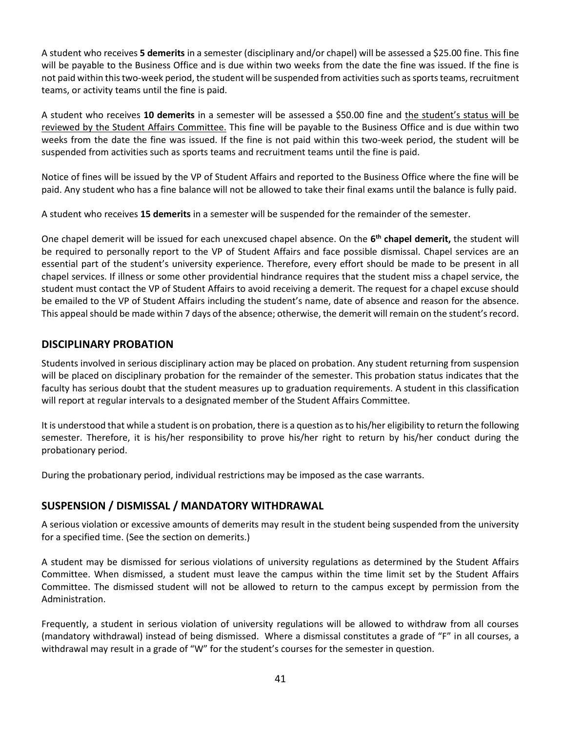A student who receives **5 demerits** in a semester (disciplinary and/or chapel) will be assessed a $25.00 fine. This fine will be payable to the Business Office and is due within two weeks from the date the fine was issued. If the fine is not paid within this two-week period, the student will be suspended from activities such as sports teams, recruitment teams, or activity teams until the fine is paid.

A student who receives **10 demerits** in a semester will be assessed a $50.00 fine and <u>the student's status will be reviewed by the Student Affairs Committee.</u> This fine will be payable to the Business Office and is due within two weeks from the date the fine was issued. If the fine is not paid within this two-week period, the student will be suspended from activities such as sports teams and recruitment teams until the fine is paid.

Notice of fines will be issued by the VP of Student Affairs and reported to the Business Office where the fine will be paid. Any student who has a fine balance will not be allowed to take their final exams until the balance is fully paid.

A student who receives **15 demerits** in a semester will be suspended for the remainder of the semester.

One chapel demerit will be issued for each unexcused chapel absence. On the **6th chapel demerit,** the student will be required to personally report to the VP of Student Affairs and face possible dismissal. Chapel services are an essential part of the student's university experience. Therefore, every effort should be made to be present in all chapel services. If illness or some other providential hindrance requires that the student miss a chapel service, the student must contact the VP of Student Affairs to avoid receiving a demerit. The request for a chapel excuse should be emailed to the VP of Student Affairs including the student's name, date of absence and reason for the absence. This appeal should be made within 7 days of the absence; otherwise, the demerit will remain on the student's record.

## DISCIPLINARY PROBATION

Students involved in serious disciplinary action may be placed on probation. Any student returning from suspension will be placed on disciplinary probation for the remainder of the semester. This probation status indicates that the faculty has serious doubt that the student measures up to graduation requirements. A student in this classification will report at regular intervals to a designated member of the Student Affairs Committee.

It is understood that while a student is on probation, there is a question as to his/her eligibility to return the following semester. Therefore, it is his/her responsibility to prove his/her right to return by his/her conduct during the probationary period.

During the probationary period, individual restrictions may be imposed as the case warrants.

## SUSPENSION / DISMISSAL / MANDATORY WITHDRAWAL

A serious violation or excessive amounts of demerits may result in the student being suspended from the university for a specified time. (See the section on demerits.)

A student may be dismissed for serious violations of university regulations as determined by the Student Affairs Committee. When dismissed, a student must leave the campus within the time limit set by the Student Affairs Committee. The dismissed student will not be allowed to return to the campus except by permission from the Administration.

Frequently, a student in serious violation of university regulations will be allowed to withdraw from all courses (mandatory withdrawal) instead of being dismissed. Where a dismissal constitutes a grade of "F" in all courses, a withdrawal may result in a grade of "W" for the student's courses for the semester in question.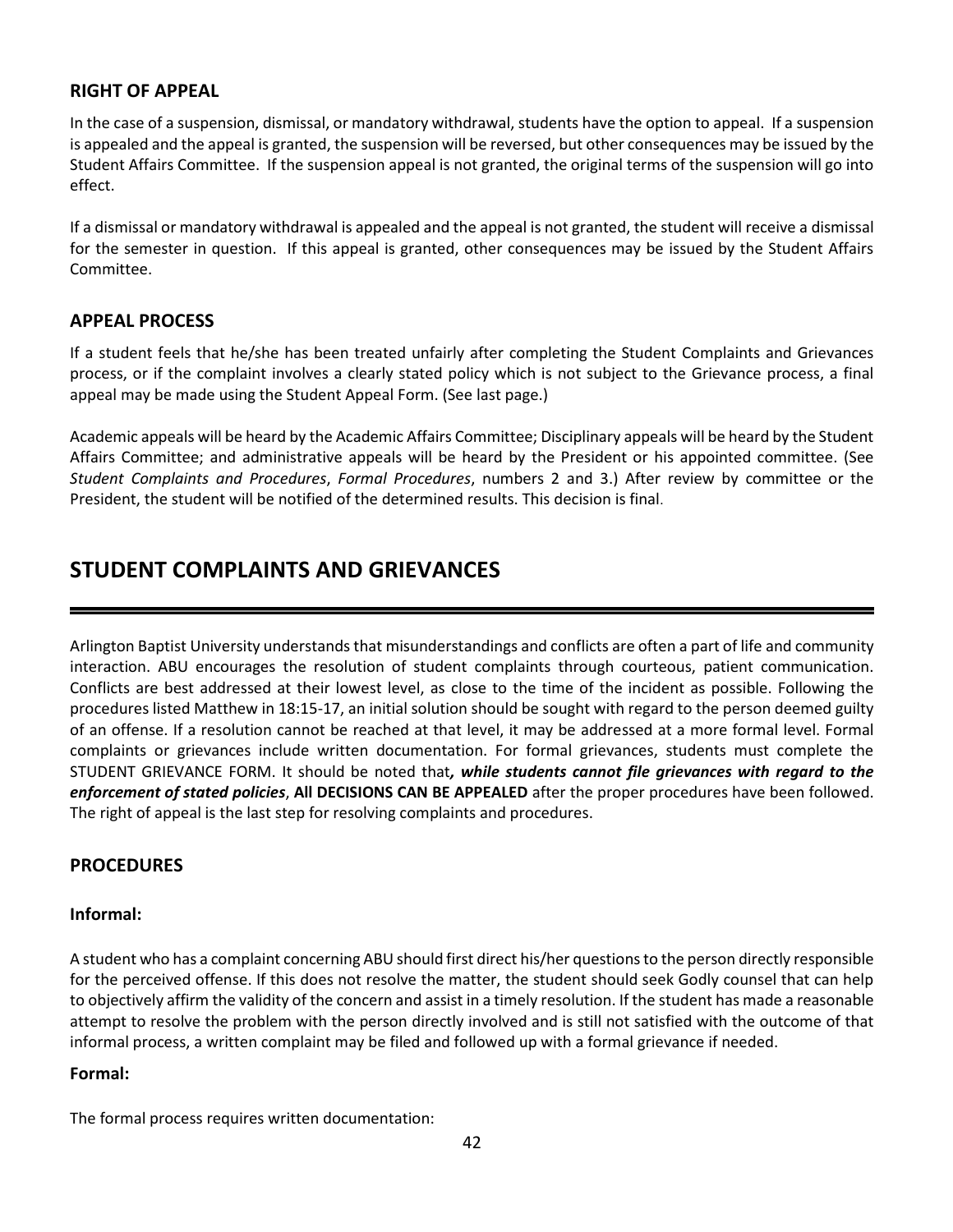## RIGHT OF APPEAL

In the case of a suspension, dismissal, or mandatory withdrawal, students have the option to appeal. If a suspension is appealed and the appeal is granted, the suspension will be reversed, but other consequences may be issued by the Student Affairs Committee. If the suspension appeal is not granted, the original terms of the suspension will go into effect.

If a dismissal or mandatory withdrawal is appealed and the appeal is not granted, the student will receive a dismissal for the semester in question. If this appeal is granted, other consequences may be issued by the Student Affairs Committee.

## APPEAL PROCESS

If a student feels that he/she has been treated unfairly after completing the Student Complaints and Grievances process, or if the complaint involves a clearly stated policy which is not subject to the Grievance process, a final appeal may be made using the Student Appeal Form. (See last page.)

Academic appeals will be heard by the Academic Affairs Committee; Disciplinary appeals will be heard by the Student Affairs Committee; and administrative appeals will be heard by the President or his appointed committee. (See *Student Complaints and Procedures*, *Formal Procedures*, numbers 2 and 3.) After review by committee or the President, the student will be notified of the determined results. This decision is final.

# STUDENT COMPLAINTS AND GRIEVANCES

Arlington Baptist University understands that misunderstandings and conflicts are often a part of life and community interaction. ABU encourages the resolution of student complaints through courteous, patient communication. Conflicts are best addressed at their lowest level, as close to the time of the incident as possible. Following the procedures listed Matthew in 18:15-17, an initial solution should be sought with regard to the person deemed guilty of an offense. If a resolution cannot be reached at that level, it may be addressed at a more formal level. Formal complaints or grievances include written documentation. For formal grievances, students must complete the STUDENT GRIEVANCE FORM. It should be noted that***, while students cannot file grievances with regard to the enforcement of stated policies***, **All DECISIONS CAN BE APPEALED** after the proper procedures have been followed. The right of appeal is the last step for resolving complaints and procedures.

## PROCEDURES

### Informal:

A student who has a complaint concerning ABU should first direct his/her questions to the person directly responsible for the perceived offense. If this does not resolve the matter, the student should seek Godly counsel that can help to objectively affirm the validity of the concern and assist in a timely resolution. If the student has made a reasonable attempt to resolve the problem with the person directly involved and is still not satisfied with the outcome of that informal process, a written complaint may be filed and followed up with a formal grievance if needed.

### Formal:

The formal process requires written documentation: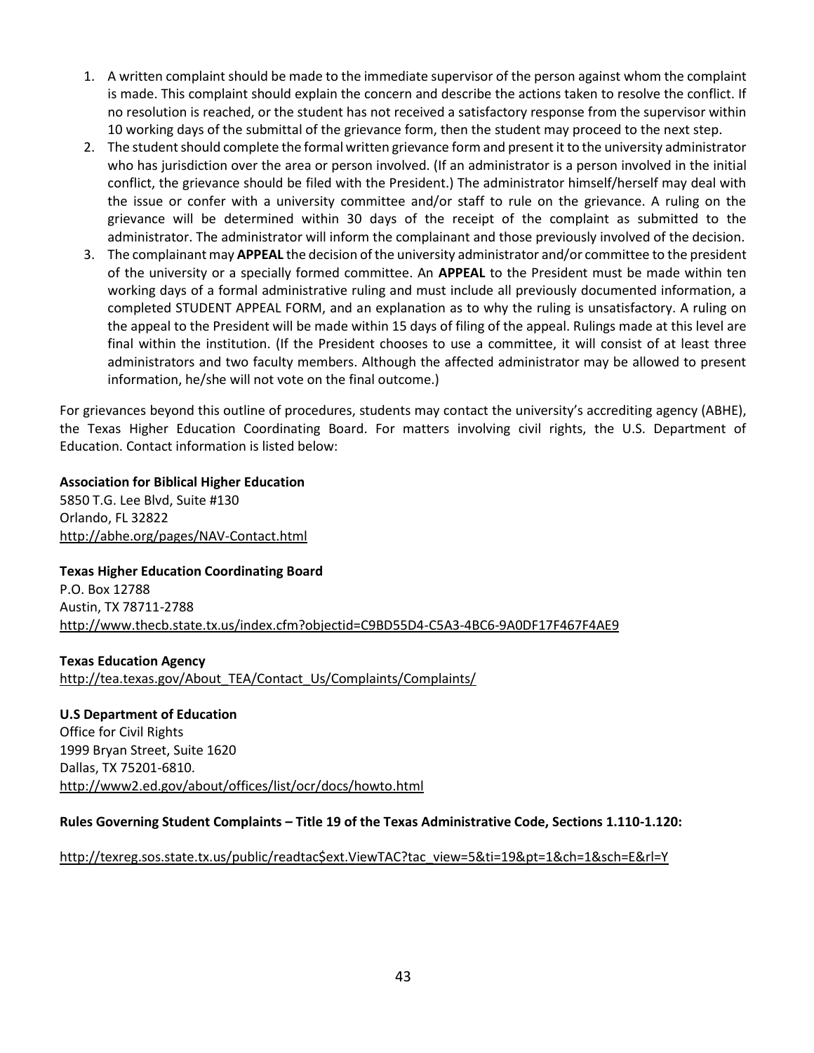1. A written complaint should be made to the immediate supervisor of the person against whom the complaint is made. This complaint should explain the concern and describe the actions taken to resolve the conflict. If no resolution is reached, or the student has not received a satisfactory response from the supervisor within 10 working days of the submittal of the grievance form, then the student may proceed to the next step.
2. The student should complete the formal written grievance form and present it to the university administrator who has jurisdiction over the area or person involved. (If an administrator is a person involved in the initial conflict, the grievance should be filed with the President.) The administrator himself/herself may deal with the issue or confer with a university committee and/or staff to rule on the grievance. A ruling on the grievance will be determined within 30 days of the receipt of the complaint as submitted to the administrator. The administrator will inform the complainant and those previously involved of the decision.
3. The complainant may **APPEAL** the decision of the university administrator and/or committee to the president of the university or a specially formed committee. An **APPEAL** to the President must be made within ten working days of a formal administrative ruling and must include all previously documented information, a completed STUDENT APPEAL FORM, and an explanation as to why the ruling is unsatisfactory. A ruling on the appeal to the President will be made within 15 days of filing of the appeal. Rulings made at this level are final within the institution. (If the President chooses to use a committee, it will consist of at least three administrators and two faculty members. Although the affected administrator may be allowed to present information, he/she will not vote on the final outcome.)

For grievances beyond this outline of procedures, students may contact the university's accrediting agency (ABHE), the Texas Higher Education Coordinating Board. For matters involving civil rights, the U.S. Department of Education. Contact information is listed below:

**Association for Biblical Higher Education**
5850 T.G. Lee Blvd, Suite #130
Orlando, FL 32822
http://abhe.org/pages/NAV-Contact.html

**Texas Higher Education Coordinating Board**
P.O. Box 12788
Austin, TX 78711-2788
http://www.thecb.state.tx.us/index.cfm?objectid=C9BD55D4-C5A3-4BC6-9A0DF17F467F4AE9

**Texas Education Agency**
http://tea.texas.gov/About_TEA/Contact_Us/Complaints/Complaints/

**U.S Department of Education**
Office for Civil Rights
1999 Bryan Street, Suite 1620
Dallas, TX 75201-6810.
http://www2.ed.gov/about/offices/list/ocr/docs/howto.html

**Rules Governing Student Complaints – Title 19 of the Texas Administrative Code, Sections 1.110-1.120:**

http://texreg.sos.state.tx.us/public/readtac$ext.ViewTAC?tac_view=5&ti=19&pt=1&ch=1&sch=E&rl=Y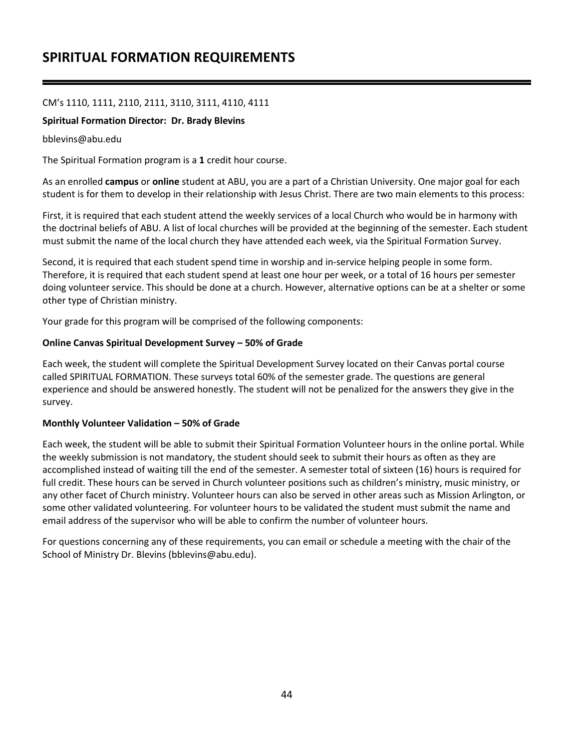# SPIRITUAL FORMATION REQUIREMENTS

CM's 1110, 1111, 2110, 2111, 3110, 3111, 4110, 4111

**Spiritual Formation Director: Dr. Brady Blevins**

bblevins@abu.edu

The Spiritual Formation program is a **1** credit hour course.

As an enrolled **campus** or **online** student at ABU, you are a part of a Christian University. One major goal for each student is for them to develop in their relationship with Jesus Christ. There are two main elements to this process:

First, it is required that each student attend the weekly services of a local Church who would be in harmony with the doctrinal beliefs of ABU. A list of local churches will be provided at the beginning of the semester. Each student must submit the name of the local church they have attended each week, via the Spiritual Formation Survey.

Second, it is required that each student spend time in worship and in-service helping people in some form. Therefore, it is required that each student spend at least one hour per week, or a total of 16 hours per semester doing volunteer service. This should be done at a church. However, alternative options can be at a shelter or some other type of Christian ministry.

Your grade for this program will be comprised of the following components:

**Online Canvas Spiritual Development Survey – 50% of Grade**

Each week, the student will complete the Spiritual Development Survey located on their Canvas portal course called SPIRITUAL FORMATION. These surveys total 60% of the semester grade. The questions are general experience and should be answered honestly. The student will not be penalized for the answers they give in the survey.

**Monthly Volunteer Validation – 50% of Grade**

Each week, the student will be able to submit their Spiritual Formation Volunteer hours in the online portal. While the weekly submission is not mandatory, the student should seek to submit their hours as often as they are accomplished instead of waiting till the end of the semester. A semester total of sixteen (16) hours is required for full credit. These hours can be served in Church volunteer positions such as children's ministry, music ministry, or any other facet of Church ministry. Volunteer hours can also be served in other areas such as Mission Arlington, or some other validated volunteering. For volunteer hours to be validated the student must submit the name and email address of the supervisor who will be able to confirm the number of volunteer hours.

For questions concerning any of these requirements, you can email or schedule a meeting with the chair of the School of Ministry Dr. Blevins (bblevins@abu.edu).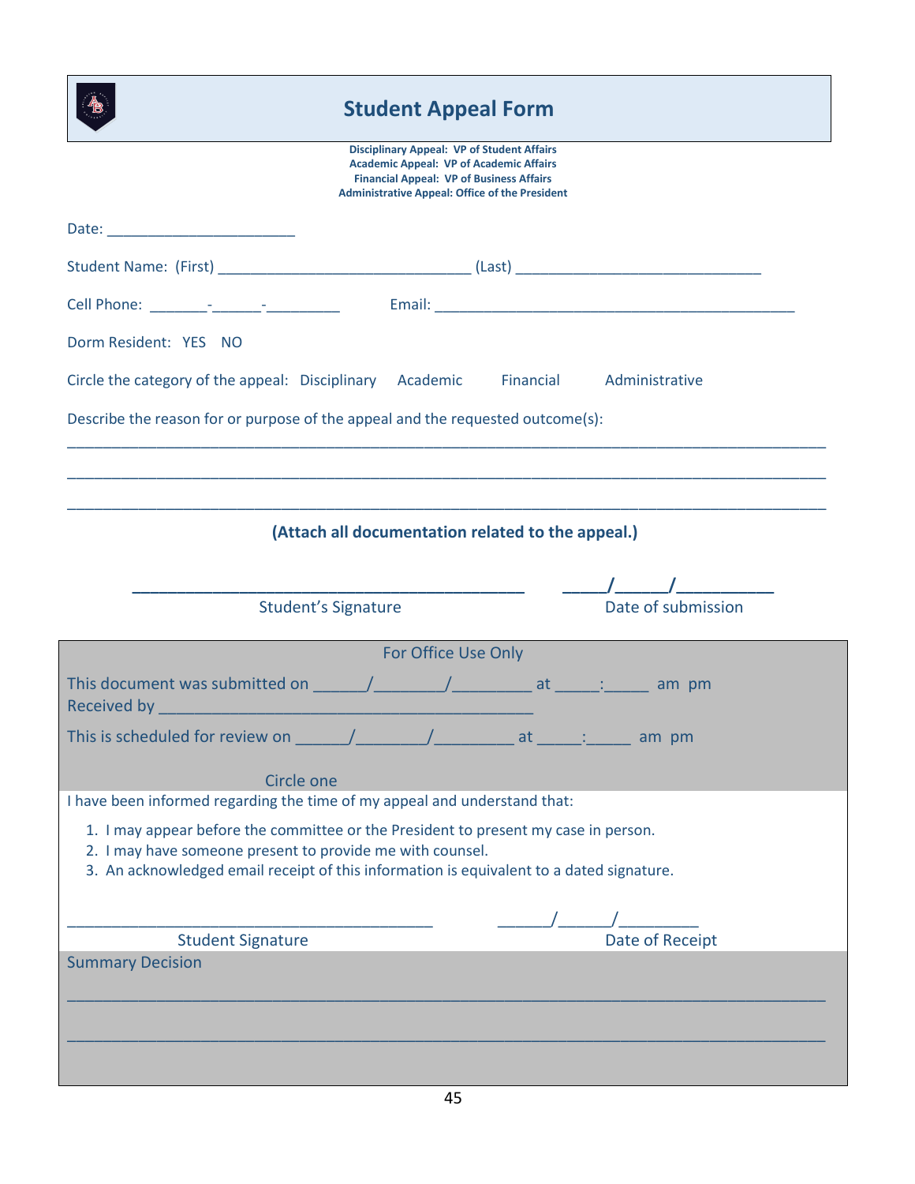# Student Appeal Form

**Disciplinary Appeal: VP of Student Affairs**
**Academic Appeal: VP of Academic Affairs**
**Financial Appeal: VP of Business Affairs**
**Administrative Appeal: Office of the President**

Date: ______________________

Student Name: (First) ______________________________ (Last) ______________________________

Cell Phone: _______-______-_________ Email: ____________________________________________

Dorm Resident: YES NO

Circle the category of the appeal: Disciplinary Academic Financial Administrative

Describe the reason for or purpose of the appeal and the requested outcome(s):

______________________________________________________________________________________

______________________________________________________________________________________

______________________________________________________________________________________

**(Attach all documentation related to the appeal.)**

____________________________________________ ____/_____/_________

Student's Signature Date of submission

For Office Use Only

This document was submitted on ______/________/_________ at _____:_____ am pm

Received by _____________________________________________

This is scheduled for review on ______/________/_________ at _____:_____ am pm

Circle one

I have been informed regarding the time of my appeal and understand that:

1. I may appear before the committee or the President to present my case in person.
2. I may have someone present to provide me with counsel.
3. An acknowledged email receipt of this information is equivalent to a dated signature.

__________________________________________ ______/______/_________

Student Signature Date of Receipt

Summary Decision

______________________________________________________________________________________

______________________________________________________________________________________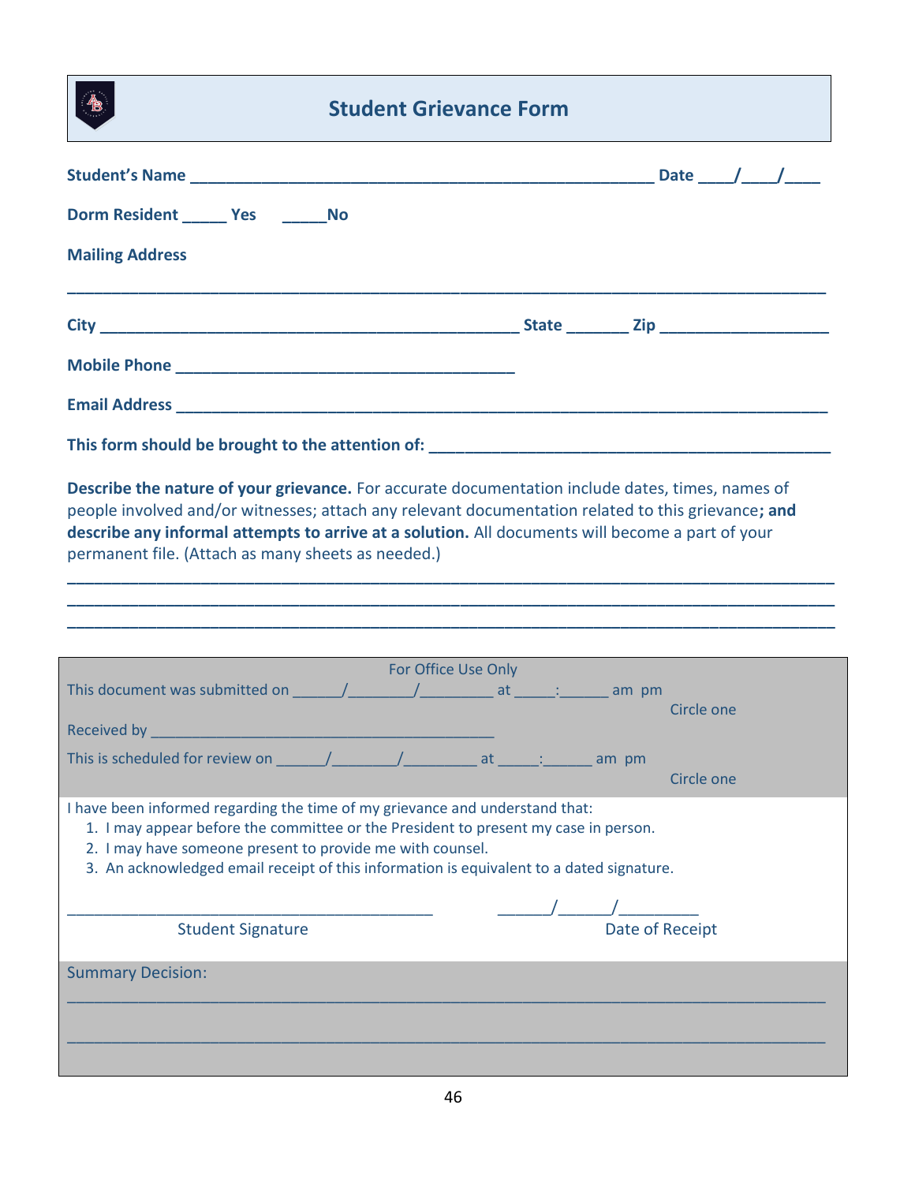# Student Grievance Form

**Student's Name** ______________________________________________________ **Date** ____/____/____

**Dorm Resident** _____ **Yes** _____**No**

**Mailing Address**

________________________________________________________________________________________

**City** _______________________________________________ **State** _______ **Zip** ___________________

**Mobile Phone** _______________________________________

**Email Address** ___________________________________________________________________________

**This form should be brought to the attention of:** _____________________________________________

**Describe the nature of your grievance.** For accurate documentation include dates, times, names of people involved and/or witnesses; attach any relevant documentation related to this grievance**; and describe any informal attempts to arrive at a solution.** All documents will become a part of your permanent file. (Attach as many sheets as needed.)

________________________________________________________________________________________

________________________________________________________________________________________

________________________________________________________________________________________

For Office Use Only

This document was submitted on ______/________/_________ at _____:______ am pm
Circle one

Received by ___________________________________________

This is scheduled for review on ______/________/_________ at _____:______ am pm
Circle one

I have been informed regarding the time of my grievance and understand that:

1. I may appear before the committee or the President to present my case in person.
2. I may have someone present to provide me with counsel.
3. An acknowledged email receipt of this information is equivalent to a dated signature.

__________________________________________ ______/______/_________
Student Signature Date of Receipt

Summary Decision:

________________________________________________________________________________________

________________________________________________________________________________________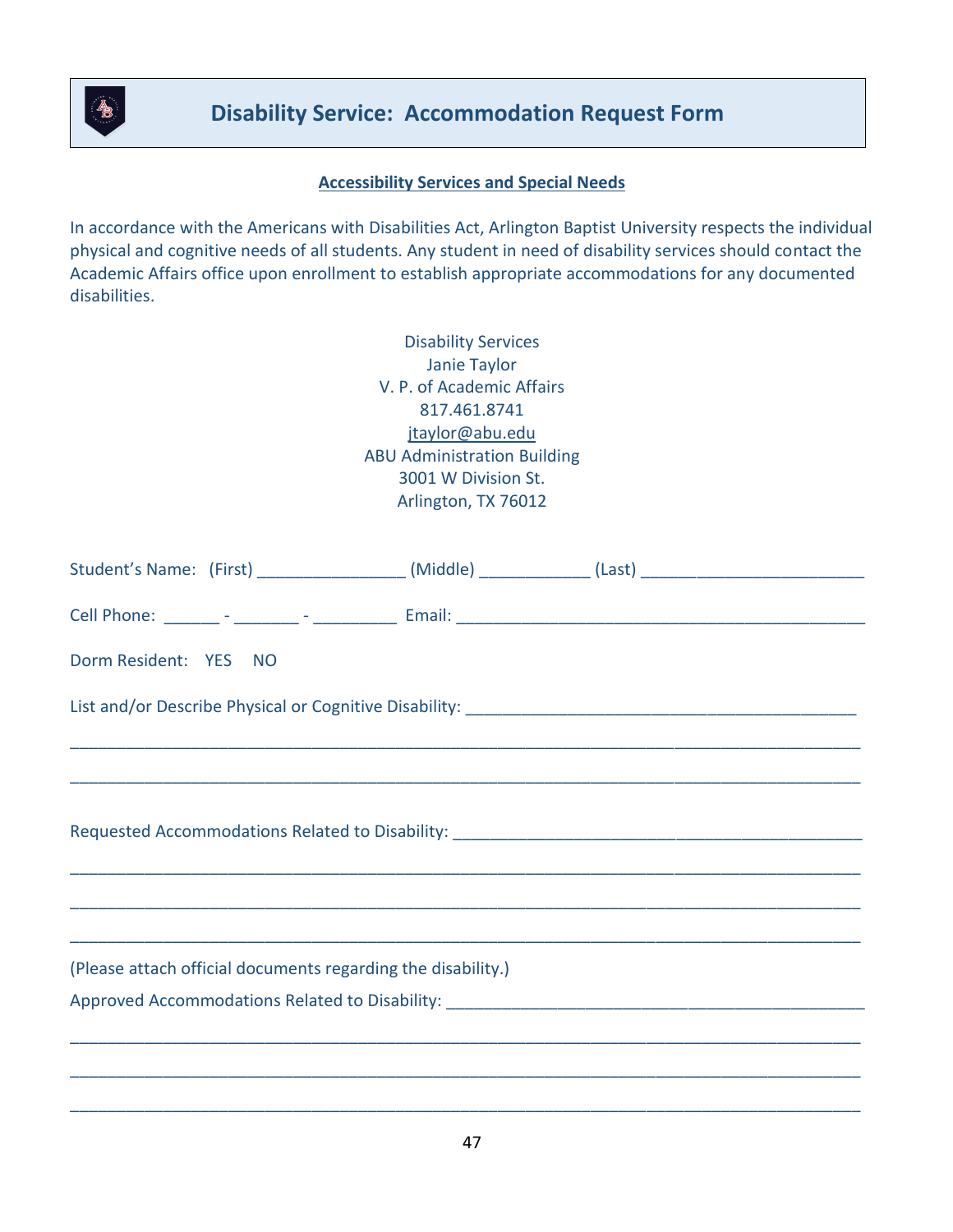# Disability Service: Accommodation Request Form

**Accessibility Services and Special Needs**

In accordance with the Americans with Disabilities Act, Arlington Baptist University respects the individual physical and cognitive needs of all students. Any student in need of disability services should contact the Academic Affairs office upon enrollment to establish appropriate accommodations for any documented disabilities.

Disability Services
Janie Taylor
V. P. of Academic Affairs
817.461.8741
jtaylor@abu.edu
ABU Administration Building
3001 W Division St.
Arlington, TX 76012

Student's Name: (First) ________________ (Middle) ____________ (Last) ________________________

Cell Phone: ______ - _______ - _________ Email: ____________________________________________

Dorm Resident: YES NO

List and/or Describe Physical or Cognitive Disability: ___________________________________________

______________________________________________________________________________________

______________________________________________________________________________________

Requested Accommodations Related to Disability: ______________________________________________

______________________________________________________________________________________

______________________________________________________________________________________

______________________________________________________________________________________

(Please attach official documents regarding the disability.)

Approved Accommodations Related to Disability: ______________________________________________

______________________________________________________________________________________

______________________________________________________________________________________

______________________________________________________________________________________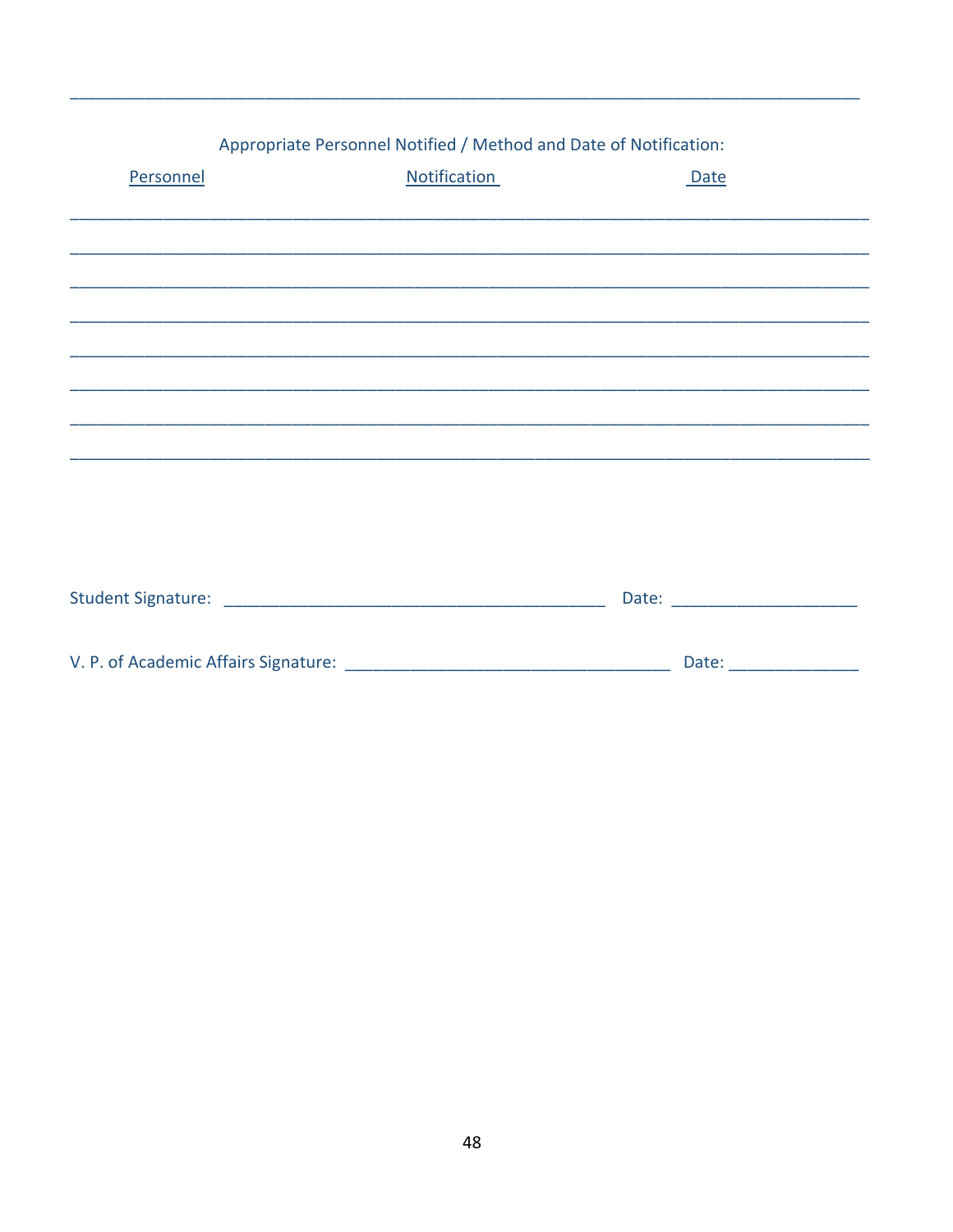______________________________________________________________________________

Appropriate Personnel Notified / Method and Date of Notification:

| Personnel | Notification | Date |
|---|---|---|
| | | |
| | | |
| | | |
| | | |
| | | |
| | | |
| | | |
| | | |

Student Signature: _________________________________________ Date: ___________________

V. P. of Academic Affairs Signature: ___________________________________ Date: ______________